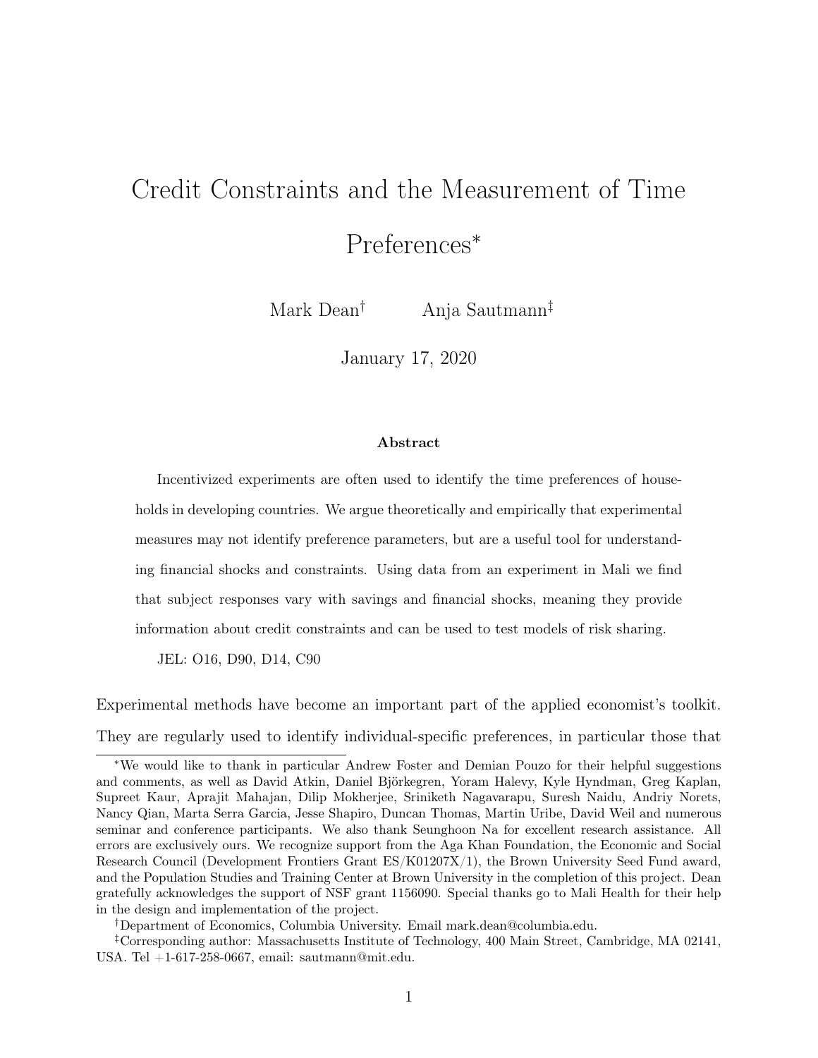# Credit Constraints and the Measurement of Time Preferences*

Mark Dean[†] Anja Sautmann[‡]

January 17, 2020

### Abstract

Incentivized experiments are often used to identify the time preferences of households in developing countries. We argue theoretically and empirically that experimental measures may not identify preference parameters, but are a useful tool for understanding financial shocks and constraints. Using data from an experiment in Mali we find that subject responses vary with savings and financial shocks, meaning they provide information about credit constraints and can be used to test models of risk sharing.

JEL: O16, D90, D14, C90

Experimental methods have become an important part of the applied economist's toolkit. They are regularly used to identify individual-specific preferences, in particular those that

---

*We would like to thank in particular Andrew Foster and Demian Pouzo for their helpful suggestions and comments, as well as David Atkin, Daniel Björkegren, Yoram Halevy, Kyle Hyndman, Greg Kaplan, Supreet Kaur, Aprajit Mahajan, Dilip Mokherjee, Sriniketh Nagavarapu, Suresh Naidu, Andriy Norets, Nancy Qian, Marta Serra Garcia, Jesse Shapiro, Duncan Thomas, Martin Uribe, David Weil and numerous seminar and conference participants. We also thank Seunghoon Na for excellent research assistance. All errors are exclusively ours. We recognize support from the Aga Khan Foundation, the Economic and Social Research Council (Development Frontiers Grant ES/K01207X/1), the Brown University Seed Fund award, and the Population Studies and Training Center at Brown University in the completion of this project. Dean gratefully acknowledges the support of NSF grant 1156090. Special thanks go to Mali Health for their help in the design and implementation of the project.

†Department of Economics, Columbia University. Email mark.dean@columbia.edu.

‡Corresponding author: Massachusetts Institute of Technology, 400 Main Street, Cambridge, MA 02141, USA. Tel +1-617-258-0667, email: sautmann@mit.edu.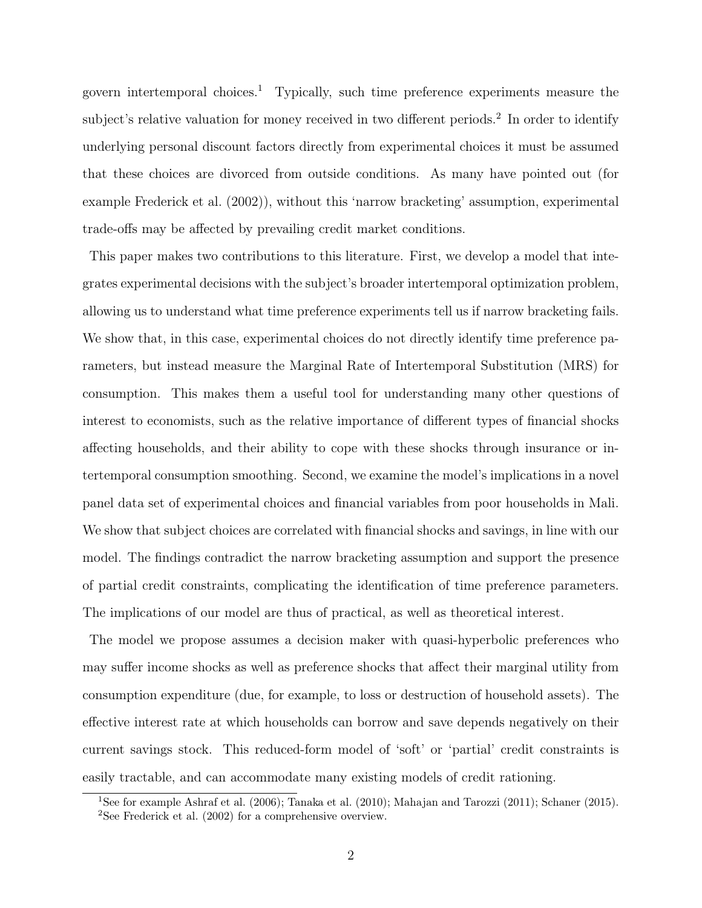govern intertemporal choices.[1] Typically, such time preference experiments measure the subject's relative valuation for money received in two different periods.[2] In order to identify underlying personal discount factors directly from experimental choices it must be assumed that these choices are divorced from outside conditions. As many have pointed out (for example Frederick et al. (2002)), without this 'narrow bracketing' assumption, experimental trade-offs may be affected by prevailing credit market conditions.

This paper makes two contributions to this literature. First, we develop a model that integrates experimental decisions with the subject's broader intertemporal optimization problem, allowing us to understand what time preference experiments tell us if narrow bracketing fails. We show that, in this case, experimental choices do not directly identify time preference parameters, but instead measure the Marginal Rate of Intertemporal Substitution (MRS) for consumption. This makes them a useful tool for understanding many other questions of interest to economists, such as the relative importance of different types of financial shocks affecting households, and their ability to cope with these shocks through insurance or intertemporal consumption smoothing. Second, we examine the model's implications in a novel panel data set of experimental choices and financial variables from poor households in Mali. We show that subject choices are correlated with financial shocks and savings, in line with our model. The findings contradict the narrow bracketing assumption and support the presence of partial credit constraints, complicating the identification of time preference parameters. The implications of our model are thus of practical, as well as theoretical interest.

The model we propose assumes a decision maker with quasi-hyperbolic preferences who may suffer income shocks as well as preference shocks that affect their marginal utility from consumption expenditure (due, for example, to loss or destruction of household assets). The effective interest rate at which households can borrow and save depends negatively on their current savings stock. This reduced-form model of 'soft' or 'partial' credit constraints is easily tractable, and can accommodate many existing models of credit rationing.

[1] See for example Ashraf et al. (2006); Tanaka et al. (2010); Mahajan and Tarozzi (2011); Schaner (2015).

[2] See Frederick et al. (2002) for a comprehensive overview.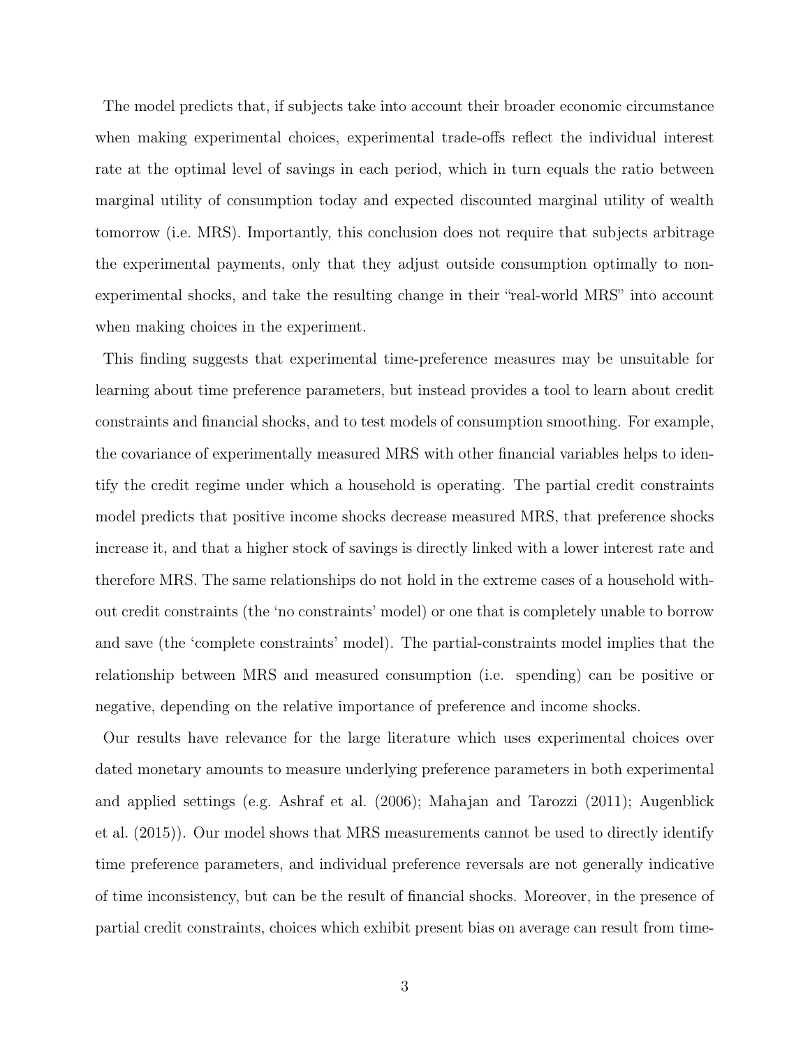The model predicts that, if subjects take into account their broader economic circumstance when making experimental choices, experimental trade-offs reflect the individual interest rate at the optimal level of savings in each period, which in turn equals the ratio between marginal utility of consumption today and expected discounted marginal utility of wealth tomorrow (i.e. MRS). Importantly, this conclusion does not require that subjects arbitrage the experimental payments, only that they adjust outside consumption optimally to non-experimental shocks, and take the resulting change in their "real-world MRS" into account when making choices in the experiment.

This finding suggests that experimental time-preference measures may be unsuitable for learning about time preference parameters, but instead provides a tool to learn about credit constraints and financial shocks, and to test models of consumption smoothing. For example, the covariance of experimentally measured MRS with other financial variables helps to identify the credit regime under which a household is operating. The partial credit constraints model predicts that positive income shocks decrease measured MRS, that preference shocks increase it, and that a higher stock of savings is directly linked with a lower interest rate and therefore MRS. The same relationships do not hold in the extreme cases of a household without credit constraints (the 'no constraints' model) or one that is completely unable to borrow and save (the 'complete constraints' model). The partial-constraints model implies that the relationship between MRS and measured consumption (i.e. spending) can be positive or negative, depending on the relative importance of preference and income shocks.

Our results have relevance for the large literature which uses experimental choices over dated monetary amounts to measure underlying preference parameters in both experimental and applied settings (e.g. Ashraf et al. (2006); Mahajan and Tarozzi (2011); Augenblick et al. (2015)). Our model shows that MRS measurements cannot be used to directly identify time preference parameters, and individual preference reversals are not generally indicative of time inconsistency, but can be the result of financial shocks. Moreover, in the presence of partial credit constraints, choices which exhibit present bias on average can result from time-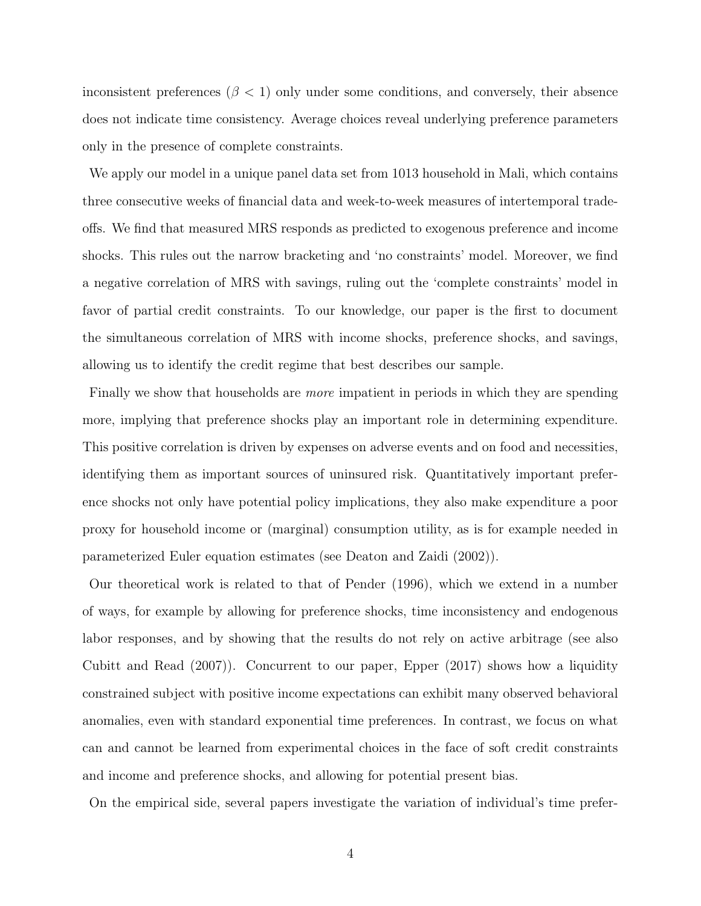inconsistent preferences ($\beta < 1$) only under some conditions, and conversely, their absence does not indicate time consistency. Average choices reveal underlying preference parameters only in the presence of complete constraints.

We apply our model in a unique panel data set from 1013 household in Mali, which contains three consecutive weeks of financial data and week-to-week measures of intertemporal trade-offs. We find that measured MRS responds as predicted to exogenous preference and income shocks. This rules out the narrow bracketing and 'no constraints' model. Moreover, we find a negative correlation of MRS with savings, ruling out the 'complete constraints' model in favor of partial credit constraints. To our knowledge, our paper is the first to document the simultaneous correlation of MRS with income shocks, preference shocks, and savings, allowing us to identify the credit regime that best describes our sample.

Finally we show that households are *more* impatient in periods in which they are spending more, implying that preference shocks play an important role in determining expenditure. This positive correlation is driven by expenses on adverse events and on food and necessities, identifying them as important sources of uninsured risk. Quantitatively important preference shocks not only have potential policy implications, they also make expenditure a poor proxy for household income or (marginal) consumption utility, as is for example needed in parameterized Euler equation estimates (see Deaton and Zaidi (2002)).

Our theoretical work is related to that of Pender (1996), which we extend in a number of ways, for example by allowing for preference shocks, time inconsistency and endogenous labor responses, and by showing that the results do not rely on active arbitrage (see also Cubitt and Read (2007)). Concurrent to our paper, Epper (2017) shows how a liquidity constrained subject with positive income expectations can exhibit many observed behavioral anomalies, even with standard exponential time preferences. In contrast, we focus on what can and cannot be learned from experimental choices in the face of soft credit constraints and income and preference shocks, and allowing for potential present bias.

On the empirical side, several papers investigate the variation of individual's time prefer-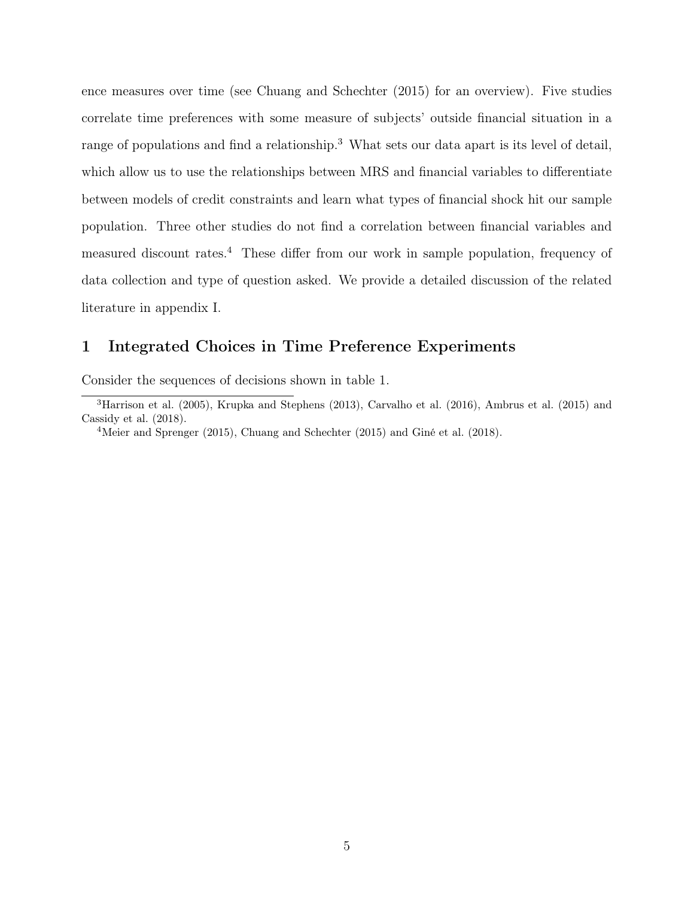ence measures over time (see Chuang and Schechter (2015) for an overview). Five studies correlate time preferences with some measure of subjects' outside financial situation in a range of populations and find a relationship.[3] What sets our data apart is its level of detail, which allow us to use the relationships between MRS and financial variables to differentiate between models of credit constraints and learn what types of financial shock hit our sample population. Three other studies do not find a correlation between financial variables and measured discount rates.[4] These differ from our work in sample population, frequency of data collection and type of question asked. We provide a detailed discussion of the related literature in appendix I.

# 1 Integrated Choices in Time Preference Experiments

Consider the sequences of decisions shown in table 1.

---

[3] Harrison et al. (2005), Krupka and Stephens (2013), Carvalho et al. (2016), Ambrus et al. (2015) and Cassidy et al. (2018).

[4] Meier and Sprenger (2015), Chuang and Schechter (2015) and Giné et al. (2018).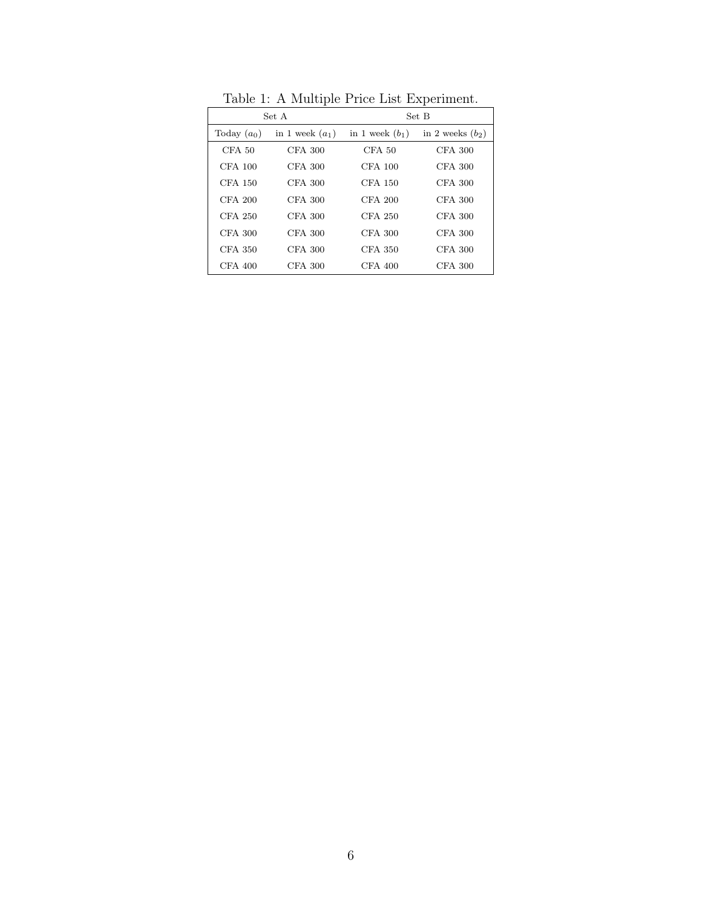Table 1: A Multiple Price List Experiment.

| Set A | | Set B | |
|---|---|---|---|
| Today ($a_0$) | in 1 week ($a_1$) | in 1 week ($b_1$) | in 2 weeks ($b_2$) |
| CFA 50 | CFA 300 | CFA 50 | CFA 300 |
| CFA 100 | CFA 300 | CFA 100 | CFA 300 |
| CFA 150 | CFA 300 | CFA 150 | CFA 300 |
| CFA 200 | CFA 300 | CFA 200 | CFA 300 |
| CFA 250 | CFA 300 | CFA 250 | CFA 300 |
| CFA 300 | CFA 300 | CFA 300 | CFA 300 |
| CFA 350 | CFA 300 | CFA 350 | CFA 300 |
| CFA 400 | CFA 300 | CFA 400 | CFA 300 |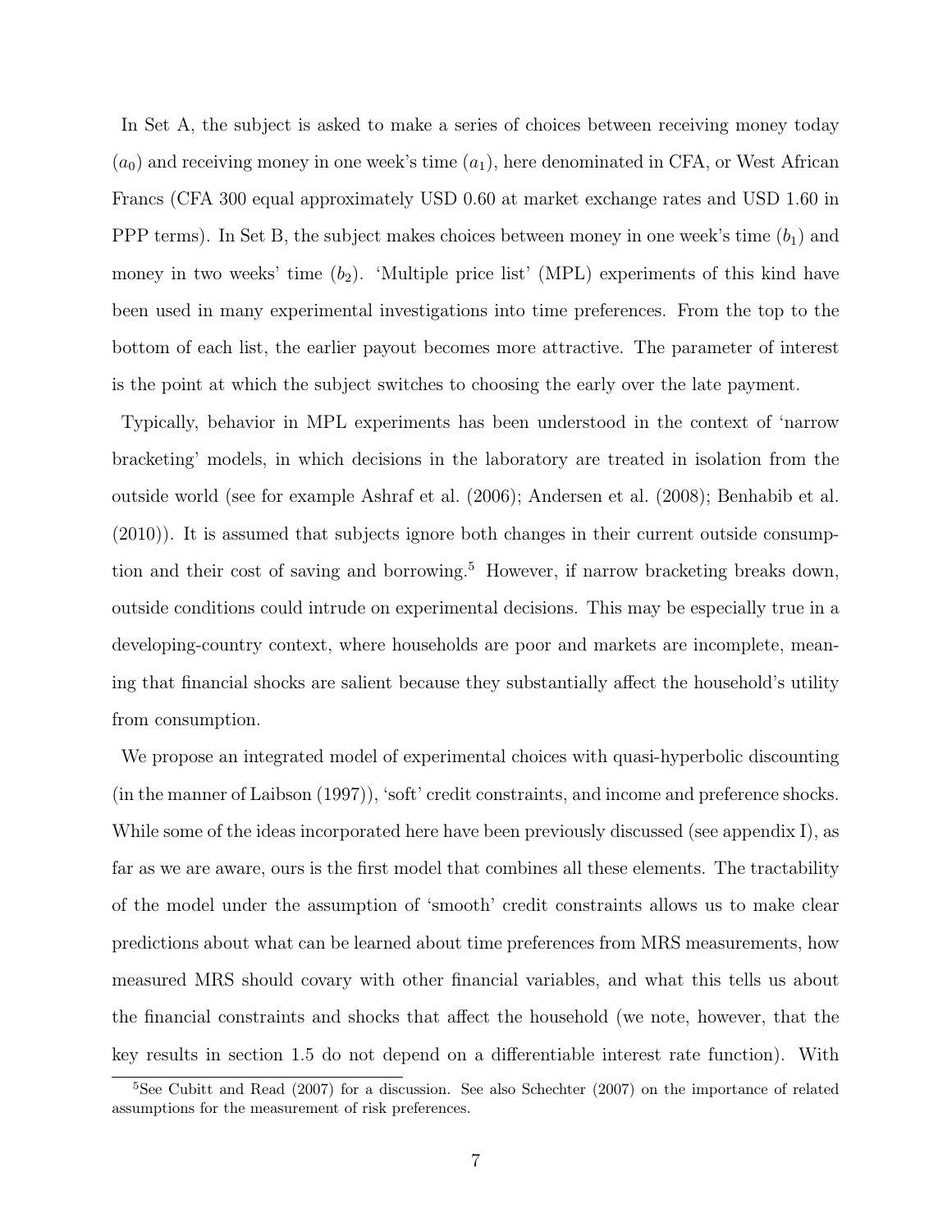In Set A, the subject is asked to make a series of choices between receiving money today ($a_0$) and receiving money in one week's time ($a_1$), here denominated in CFA, or West African Francs (CFA 300 equal approximately USD 0.60 at market exchange rates and USD 1.60 in PPP terms). In Set B, the subject makes choices between money in one week's time ($b_1$) and money in two weeks' time ($b_2$). 'Multiple price list' (MPL) experiments of this kind have been used in many experimental investigations into time preferences. From the top to the bottom of each list, the earlier payout becomes more attractive. The parameter of interest is the point at which the subject switches to choosing the early over the late payment.

Typically, behavior in MPL experiments has been understood in the context of 'narrow bracketing' models, in which decisions in the laboratory are treated in isolation from the outside world (see for example Ashraf et al. (2006); Andersen et al. (2008); Benhabib et al. (2010)). It is assumed that subjects ignore both changes in their current outside consumption and their cost of saving and borrowing.[5] However, if narrow bracketing breaks down, outside conditions could intrude on experimental decisions. This may be especially true in a developing-country context, where households are poor and markets are incomplete, meaning that financial shocks are salient because they substantially affect the household's utility from consumption.

We propose an integrated model of experimental choices with quasi-hyperbolic discounting (in the manner of Laibson (1997)), 'soft' credit constraints, and income and preference shocks. While some of the ideas incorporated here have been previously discussed (see appendix I), as far as we are aware, ours is the first model that combines all these elements. The tractability of the model under the assumption of 'smooth' credit constraints allows us to make clear predictions about what can be learned about time preferences from MRS measurements, how measured MRS should covary with other financial variables, and what this tells us about the financial constraints and shocks that affect the household (we note, however, that the key results in section 1.5 do not depend on a differentiable interest rate function). With

[5] See Cubitt and Read (2007) for a discussion. See also Schechter (2007) on the importance of related assumptions for the measurement of risk preferences.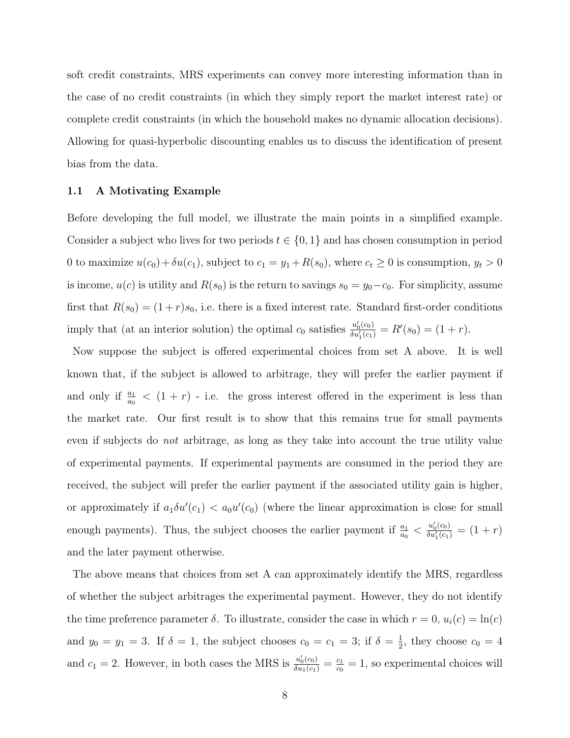soft credit constraints, MRS experiments can convey more interesting information than in the case of no credit constraints (in which they simply report the market interest rate) or complete credit constraints (in which the household makes no dynamic allocation decisions). Allowing for quasi-hyperbolic discounting enables us to discuss the identification of present bias from the data.

### 1.1 A Motivating Example

Before developing the full model, we illustrate the main points in a simplified example. Consider a subject who lives for two periods $t \in \{0, 1\}$ and has chosen consumption in period 0 to maximize $u(c_0) + \delta u(c_1)$, subject to $c_1 = y_1 + R(s_0)$, where $c_t \geq 0$ is consumption, $y_t > 0$ is income, $u(c)$ is utility and $R(s_0)$ is the return to savings $s_0 = y_0 - c_0$. For simplicity, assume first that $R(s_0) = (1+r)s_0$, i.e. there is a fixed interest rate. Standard first-order conditions imply that (at an interior solution) the optimal $c_0$ satisfies $\frac{u_0'(c_0)}{\delta u_1'(c_1)} = R'(s_0) = (1+r)$.

Now suppose the subject is offered experimental choices from set A above. It is well known that, if the subject is allowed to arbitrage, they will prefer the earlier payment if and only if $\frac{a_1}{a_0} < (1+r)$ - i.e. the gross interest offered in the experiment is less than the market rate. Our first result is to show that this remains true for small payments even if subjects do *not* arbitrage, as long as they take into account the true utility value of experimental payments. If experimental payments are consumed in the period they are received, the subject will prefer the earlier payment if the associated utility gain is higher, or approximately if $a_1 \delta u'(c_1) < a_0 u'(c_0)$ (where the linear approximation is close for small enough payments). Thus, the subject chooses the earlier payment if $\frac{a_1}{a_0} < \frac{u_0'(c_0)}{\delta u_1'(c_1)} = (1+r)$ and the later payment otherwise.

The above means that choices from set A can approximately identify the MRS, regardless of whether the subject arbitrages the experimental payment. However, they do not identify the time preference parameter $\delta$. To illustrate, consider the case in which $r = 0$, $u_i(c) = \ln(c)$ and $y_0 = y_1 = 3$. If $\delta = 1$, the subject chooses $c_0 = c_1 = 3$; if $\delta = \frac{1}{2}$, they choose $c_0 = 4$ and $c_1 = 2$. However, in both cases the MRS is $\frac{u_0'(c_0)}{\delta u_1(c_1)} = \frac{c_1}{c_0} = 1$, so experimental choices will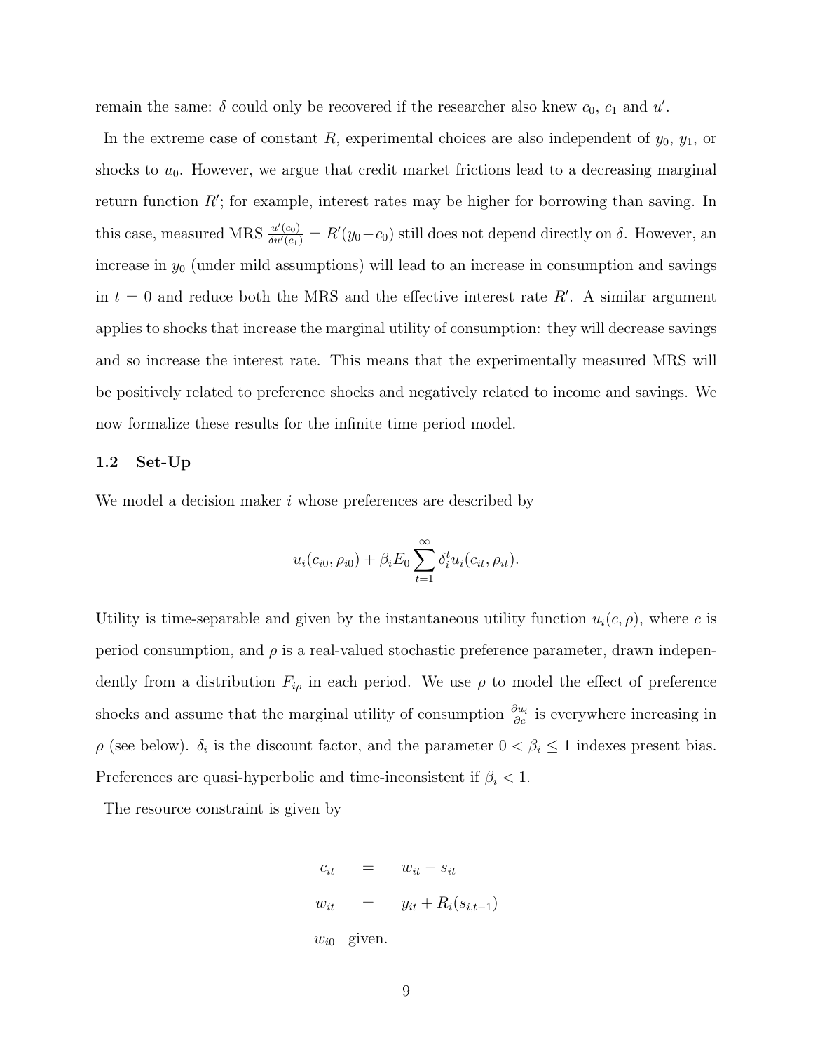remain the same: $\delta$ could only be recovered if the researcher also knew $c_0$, $c_1$ and $u'$.

In the extreme case of constant $R$, experimental choices are also independent of $y_0$, $y_1$, or shocks to $u_0$. However, we argue that credit market frictions lead to a decreasing marginal return function $R'$; for example, interest rates may be higher for borrowing than saving. In this case, measured MRS $\frac{u'(c_0)}{\delta u'(c_1)} = R'(y_0 - c_0)$ still does not depend directly on $\delta$. However, an increase in $y_0$ (under mild assumptions) will lead to an increase in consumption and savings in $t = 0$ and reduce both the MRS and the effective interest rate $R'$. A similar argument applies to shocks that increase the marginal utility of consumption: they will decrease savings and so increase the interest rate. This means that the experimentally measured MRS will be positively related to preference shocks and negatively related to income and savings. We now formalize these results for the infinite time period model.

## 1.2 Set-Up

We model a decision maker $i$ whose preferences are described by

$$u_i(c_{i0}, \rho_{i0}) + \beta_i E_0 \sum_{t=1}^{\infty} \delta_i^t u_i(c_{it}, \rho_{it}).$$

Utility is time-separable and given by the instantaneous utility function $u_i(c, \rho)$, where $c$ is period consumption, and $\rho$ is a real-valued stochastic preference parameter, drawn independently from a distribution $F_{i\rho}$ in each period. We use $\rho$ to model the effect of preference shocks and assume that the marginal utility of consumption $\frac{\partial u_i}{\partial c}$ is everywhere increasing in $\rho$ (see below). $\delta_i$ is the discount factor, and the parameter $0 < \beta_i \leq 1$ indexes present bias. Preferences are quasi-hyperbolic and time-inconsistent if $\beta_i < 1$.

The resource constraint is given by

$$\begin{aligned}
c_{it} &= w_{it} - s_{it} \\
w_{it} &= y_{it} + R_i(s_{i,t-1}) \\
w_{i0} & \text{ given.}
\end{aligned}$$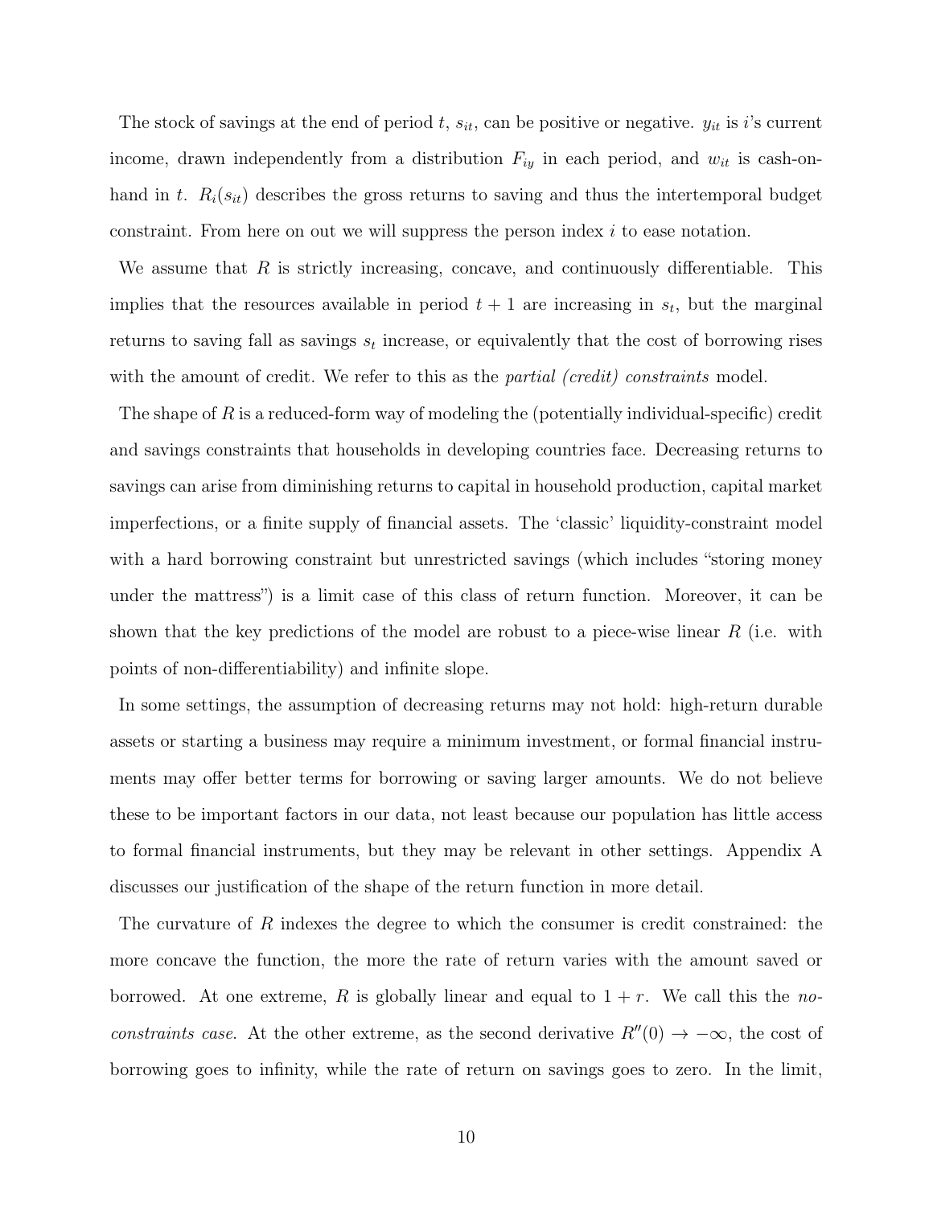The stock of savings at the end of period $t$, $s_{it}$, can be positive or negative. $y_{it}$ is $i$'s current income, drawn independently from a distribution $F_{iy}$ in each period, and $w_{it}$ is cash-on-hand in $t$. $R_i(s_{it})$ describes the gross returns to saving and thus the intertemporal budget constraint. From here on out we will suppress the person index $i$ to ease notation.

We assume that $R$ is strictly increasing, concave, and continuously differentiable. This implies that the resources available in period $t+1$ are increasing in $s_t$, but the marginal returns to saving fall as savings $s_t$ increase, or equivalently that the cost of borrowing rises with the amount of credit. We refer to this as the *partial (credit) constraints* model.

The shape of $R$ is a reduced-form way of modeling the (potentially individual-specific) credit and savings constraints that households in developing countries face. Decreasing returns to savings can arise from diminishing returns to capital in household production, capital market imperfections, or a finite supply of financial assets. The 'classic' liquidity-constraint model with a hard borrowing constraint but unrestricted savings (which includes "storing money under the mattress") is a limit case of this class of return function. Moreover, it can be shown that the key predictions of the model are robust to a piece-wise linear $R$ (i.e. with points of non-differentiability) and infinite slope.

In some settings, the assumption of decreasing returns may not hold: high-return durable assets or starting a business may require a minimum investment, or formal financial instruments may offer better terms for borrowing or saving larger amounts. We do not believe these to be important factors in our data, not least because our population has little access to formal financial instruments, but they may be relevant in other settings. Appendix A discusses our justification of the shape of the return function in more detail.

The curvature of $R$ indexes the degree to which the consumer is credit constrained: the more concave the function, the more the rate of return varies with the amount saved or borrowed. At one extreme, $R$ is globally linear and equal to $1+r$. We call this the *no-constraints case*. At the other extreme, as the second derivative $R''(0) \to -\infty$, the cost of borrowing goes to infinity, while the rate of return on savings goes to zero. In the limit,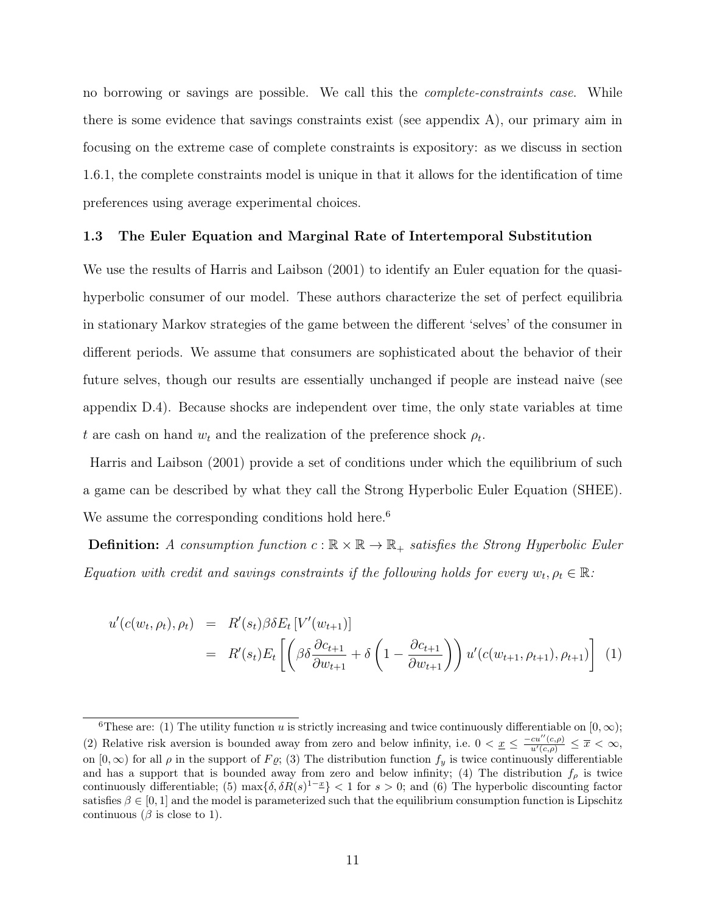no borrowing or savings are possible. We call this the *complete-constraints case*. While there is some evidence that savings constraints exist (see appendix A), our primary aim in focusing on the extreme case of complete constraints is expository: as we discuss in section 1.6.1, the complete constraints model is unique in that it allows for the identification of time preferences using average experimental choices.

### 1.3 The Euler Equation and Marginal Rate of Intertemporal Substitution

We use the results of Harris and Laibson (2001) to identify an Euler equation for the quasi-hyperbolic consumer of our model. These authors characterize the set of perfect equilibria in stationary Markov strategies of the game between the different 'selves' of the consumer in different periods. We assume that consumers are sophisticated about the behavior of their future selves, though our results are essentially unchanged if people are instead naive (see appendix D.4). Because shocks are independent over time, the only state variables at time $t$ are cash on hand $w_t$ and the realization of the preference shock $\rho_t$.

Harris and Laibson (2001) provide a set of conditions under which the equilibrium of such a game can be described by what they call the Strong Hyperbolic Euler Equation (SHEE). We assume the corresponding conditions hold here.[6]

**Definition:** *A consumption function $c : \mathbb{R} \times \mathbb{R} \to \mathbb{R}_+$ satisfies the Strong Hyperbolic Euler Equation with credit and savings constraints if the following holds for every $w_t, \rho_t \in \mathbb{R}$:*

$$
\begin{aligned}
u'(c(w_t, \rho_t), \rho_t) &= R'(s_t)\beta\delta E_t \left[V'(w_{t+1})\right] \\
&= R'(s_t) E_t \left[ \left( \beta\delta \frac{\partial c_{t+1}}{\partial w_{t+1}} + \delta \left( 1 - \frac{\partial c_{t+1}}{\partial w_{t+1}} \right) \right) u'(c(w_{t+1}, \rho_{t+1}), \rho_{t+1}) \right] \quad (1)
\end{aligned}
$$

---

[6] These are: (1) The utility function $u$ is strictly increasing and twice continuously differentiable on $[0, \infty)$; (2) Relative risk aversion is bounded away from zero and below infinity, i.e. $0 < \underline{x} \leq \frac{-cu''(c,\rho)}{u'(c,\rho)} \leq \overline{x} < \infty$, on $[0, \infty)$ for all $\rho$ in the support of $F_\varrho$; (3) The distribution function $f_y$ is twice continuously differentiable and has a support that is bounded away from zero and below infinity; (4) The distribution $f_\rho$ is twice continuously differentiable; (5) $\max\{\delta, \delta R(s)^{1-\underline{x}}\} < 1$ for $s > 0$; and (6) The hyperbolic discounting factor satisfies $\beta \in [0, 1]$ and the model is parameterized such that the equilibrium consumption function is Lipschitz continuous ($\beta$ is close to 1).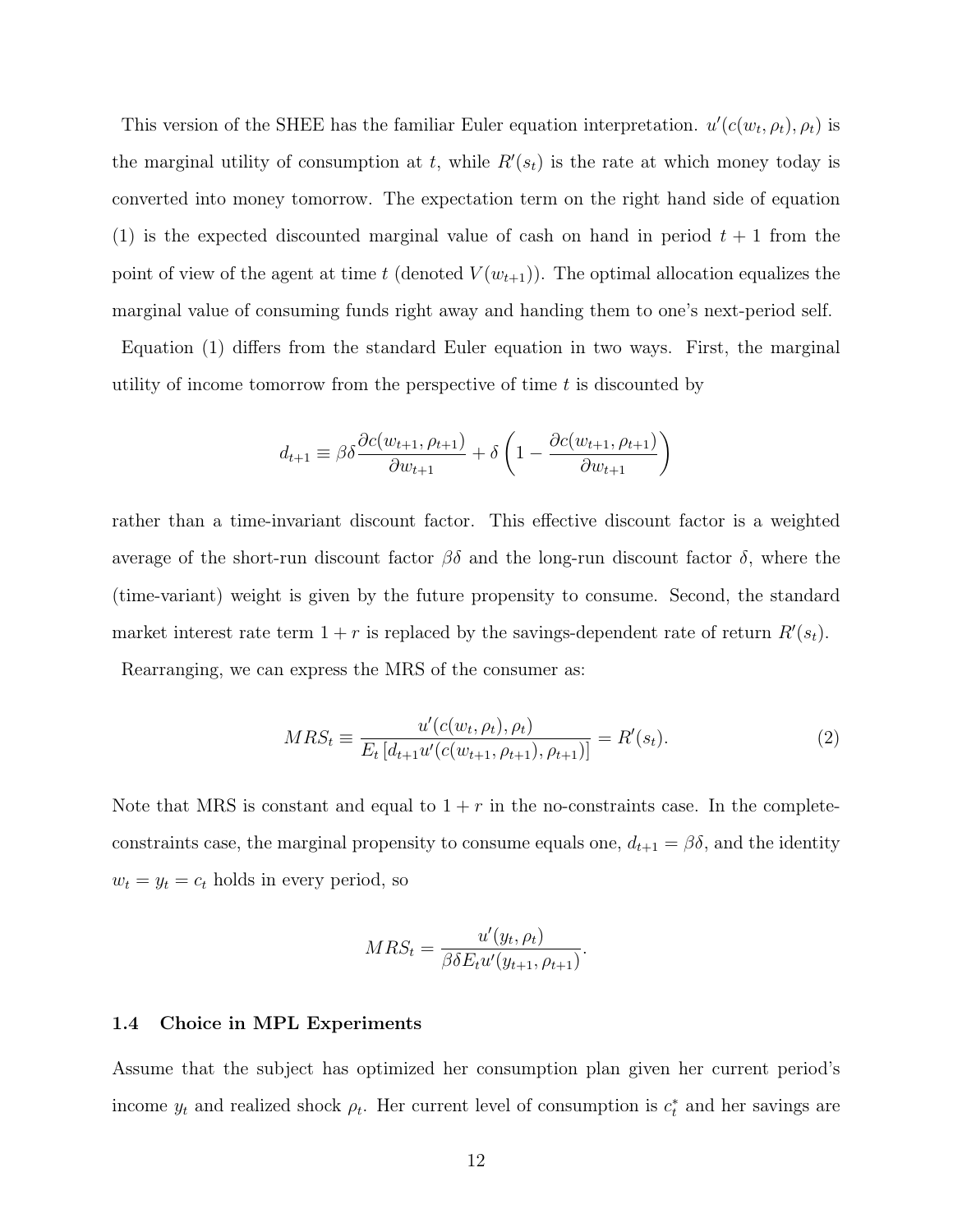This version of the SHEE has the familiar Euler equation interpretation. $u'(c(w_t, \rho_t), \rho_t)$ is the marginal utility of consumption at $t$, while $R'(s_t)$ is the rate at which money today is converted into money tomorrow. The expectation term on the right hand side of equation (1) is the expected discounted marginal value of cash on hand in period $t+1$ from the point of view of the agent at time $t$ (denoted $V(w_{t+1})$). The optimal allocation equalizes the marginal value of consuming funds right away and handing them to one's next-period self.

Equation (1) differs from the standard Euler equation in two ways. First, the marginal utility of income tomorrow from the perspective of time $t$ is discounted by

$$d_{t+1} \equiv \beta\delta \frac{\partial c(w_{t+1}, \rho_{t+1})}{\partial w_{t+1}} + \delta \left(1 - \frac{\partial c(w_{t+1}, \rho_{t+1})}{\partial w_{t+1}}\right)$$

rather than a time-invariant discount factor. This effective discount factor is a weighted average of the short-run discount factor $\beta\delta$ and the long-run discount factor $\delta$, where the (time-variant) weight is given by the future propensity to consume. Second, the standard market interest rate term $1+r$ is replaced by the savings-dependent rate of return $R'(s_t)$.

Rearranging, we can express the MRS of the consumer as:

$$MRS_t \equiv \frac{u'(c(w_t, \rho_t), \rho_t)}{E_t\left[d_{t+1} u'(c(w_{t+1}, \rho_{t+1}), \rho_{t+1})\right]} = R'(s_t). \tag{2}$$

Note that MRS is constant and equal to $1+r$ in the no-constraints case. In the complete-constraints case, the marginal propensity to consume equals one, $d_{t+1} = \beta\delta$, and the identity $w_t = y_t = c_t$ holds in every period, so

$$MRS_t = \frac{u'(y_t, \rho_t)}{\beta\delta E_t u'(y_{t+1}, \rho_{t+1})}.$$

### 1.4 Choice in MPL Experiments

Assume that the subject has optimized her consumption plan given her current period's income $y_t$ and realized shock $\rho_t$. Her current level of consumption is $c_t^*$ and her savings are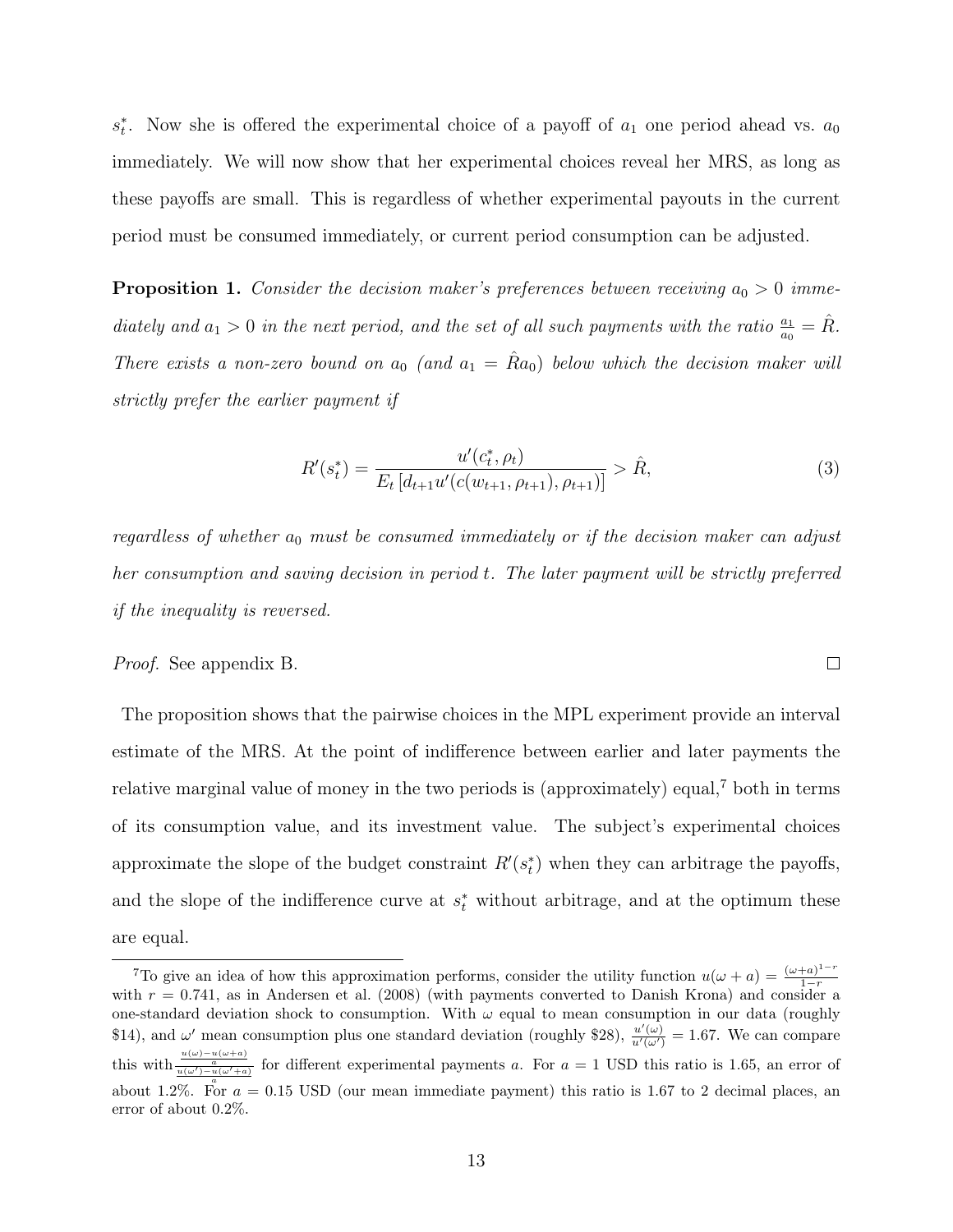$s_t^*$. Now she is offered the experimental choice of a payoff of $a_1$ one period ahead vs. $a_0$ immediately. We will now show that her experimental choices reveal her MRS, as long as these payoffs are small. This is regardless of whether experimental payouts in the current period must be consumed immediately, or current period consumption can be adjusted.

**Proposition 1.** *Consider the decision maker's preferences between receiving $a_0 > 0$ immediately and $a_1 > 0$ in the next period, and the set of all such payments with the ratio $\frac{a_1}{a_0} = \hat{R}$. There exists a non-zero bound on $a_0$ (and $a_1 = \hat{R}a_0$) below which the decision maker will strictly prefer the earlier payment if*

$$R'(s_t^*) = \frac{u'(c_t^*, \rho_t)}{E_t\left[d_{t+1} u'(c(w_{t+1}, \rho_{t+1}), \rho_{t+1})\right]} > \hat{R}, \tag{3}$$

*regardless of whether $a_0$ must be consumed immediately or if the decision maker can adjust her consumption and saving decision in period $t$. The later payment will be strictly preferred if the inequality is reversed.*

*Proof.* See appendix B. □

The proposition shows that the pairwise choices in the MPL experiment provide an interval estimate of the MRS. At the point of indifference between earlier and later payments the relative marginal value of money in the two periods is (approximately) equal,[7] both in terms of its consumption value, and its investment value. The subject's experimental choices approximate the slope of the budget constraint $R'(s_t^*)$ when they can arbitrage the payoffs, and the slope of the indifference curve at $s_t^*$ without arbitrage, and at the optimum these are equal.

[7] To give an idea of how this approximation performs, consider the utility function $u(\omega + a) = \frac{(\omega+a)^{1-r}}{1-r}$ with $r = 0.741$, as in Andersen et al. (2008) (with payments converted to Danish Krona) and consider a one-standard deviation shock to consumption. With $\omega$ equal to mean consumption in our data (roughly \$14), and $\omega'$ mean consumption plus one standard deviation (roughly \$28), $\frac{u'(\omega)}{u'(\omega')} = 1.67$. We can compare this with $\frac{\frac{u(\omega)-u(\omega+a)}{a}}{\frac{u(\omega')-u(\omega'+a)}{a}}$ for different experimental payments $a$. For $a = 1$ USD this ratio is 1.65, an error of about 1.2%. For $a = 0.15$ USD (our mean immediate payment) this ratio is 1.67 to 2 decimal places, an error of about 0.2%.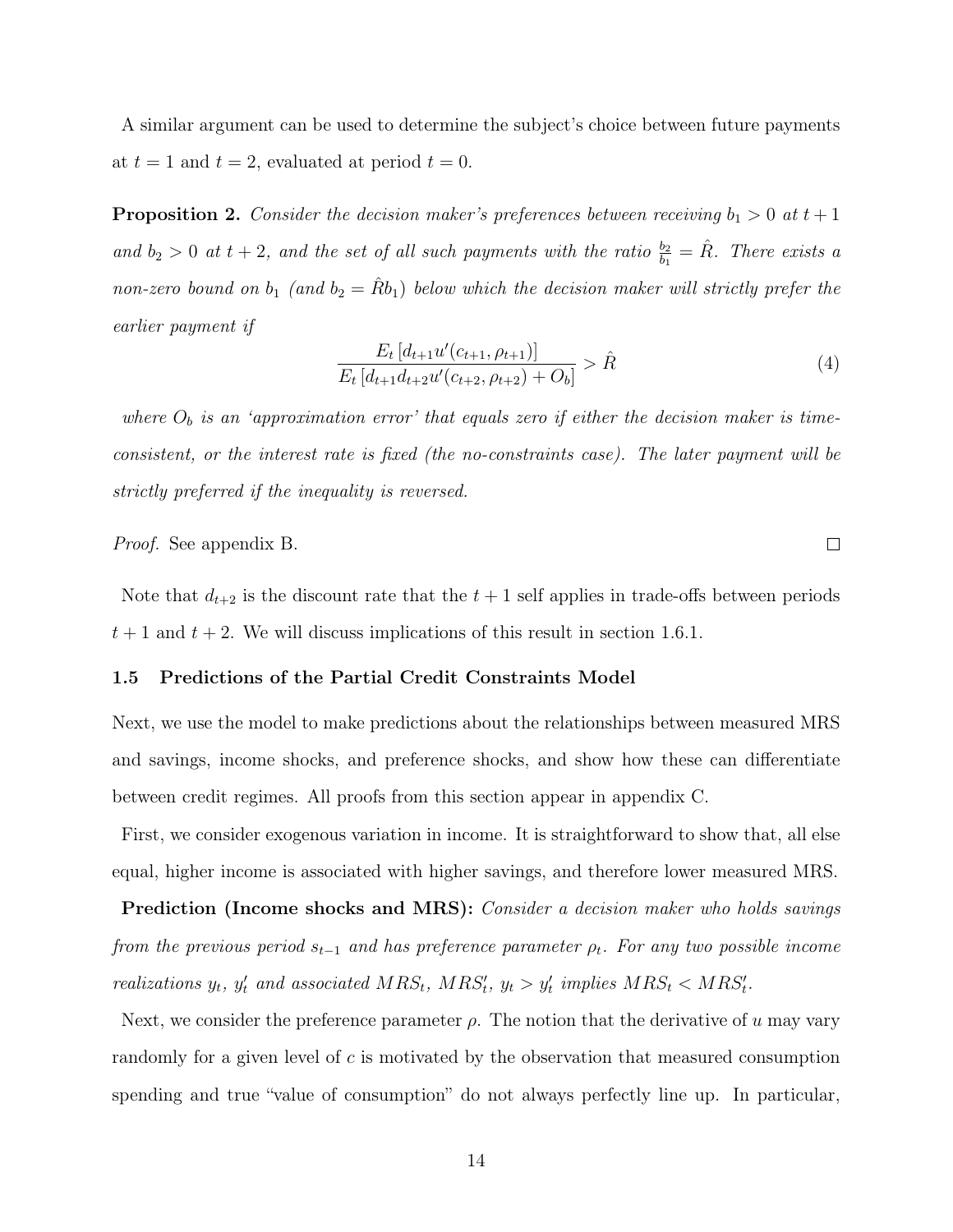A similar argument can be used to determine the subject's choice between future payments at $t = 1$ and $t = 2$, evaluated at period $t = 0$.

**Proposition 2.** *Consider the decision maker's preferences between receiving $b_1 > 0$ at $t+1$ and $b_2 > 0$ at $t+2$, and the set of all such payments with the ratio $\frac{b_2}{b_1} = \hat{R}$. There exists a non-zero bound on $b_1$ (and $b_2 = \hat{R}b_1$) below which the decision maker will strictly prefer the earlier payment if*

$$\frac{E_t\left[d_{t+1}u'(c_{t+1}, \rho_{t+1})\right]}{E_t\left[d_{t+1}d_{t+2}u'(c_{t+2}, \rho_{t+2}) + O_b\right]} > \hat{R} \tag{4}$$

*where $O_b$ is an 'approximation error' that equals zero if either the decision maker is time-consistent, or the interest rate is fixed (the no-constraints case). The later payment will be strictly preferred if the inequality is reversed.*

*Proof.* See appendix B. □

Note that $d_{t+2}$ is the discount rate that the $t+1$ self applies in trade-offs between periods $t+1$ and $t+2$. We will discuss implications of this result in section 1.6.1.

### 1.5 Predictions of the Partial Credit Constraints Model

Next, we use the model to make predictions about the relationships between measured MRS and savings, income shocks, and preference shocks, and show how these can differentiate between credit regimes. All proofs from this section appear in appendix C.

First, we consider exogenous variation in income. It is straightforward to show that, all else equal, higher income is associated with higher savings, and therefore lower measured MRS.

**Prediction (Income shocks and MRS):** *Consider a decision maker who holds savings from the previous period $s_{t-1}$ and has preference parameter $\rho_t$. For any two possible income realizations $y_t$, $y_t'$ and associated $MRS_t$, $MRS_t'$, $y_t > y_t'$ implies $MRS_t < MRS_t'$.*

Next, we consider the preference parameter $\rho$. The notion that the derivative of $u$ may vary randomly for a given level of $c$ is motivated by the observation that measured consumption spending and true "value of consumption" do not always perfectly line up. In particular,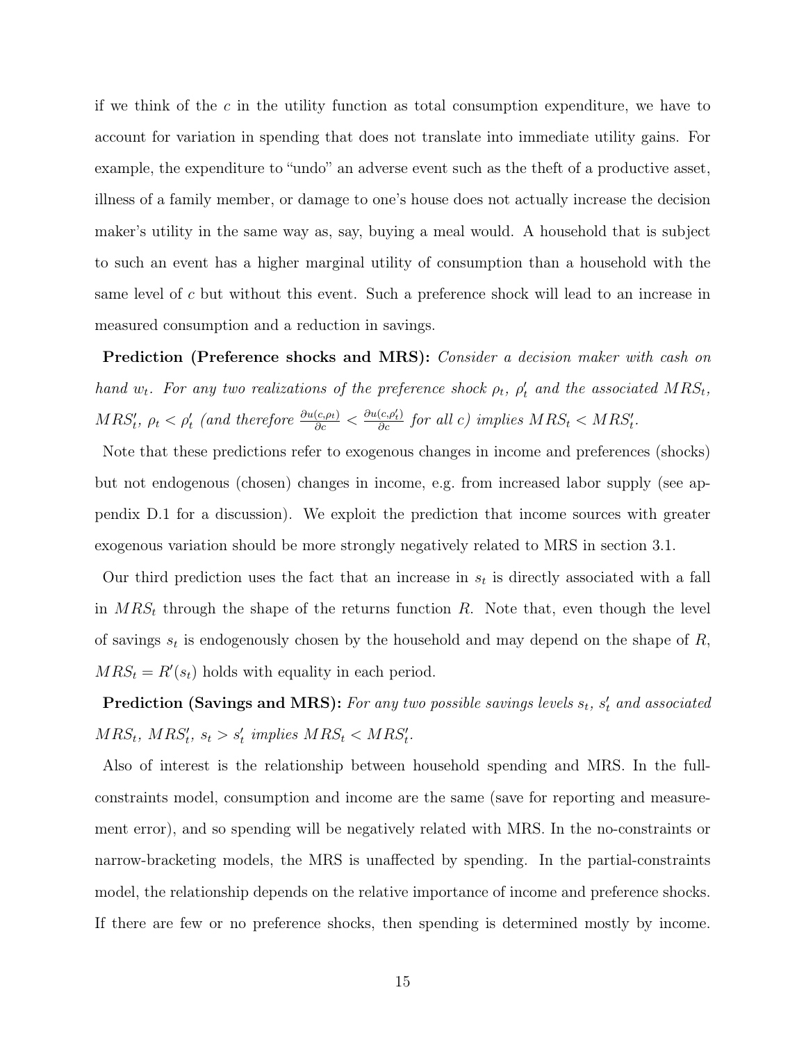if we think of the $c$ in the utility function as total consumption expenditure, we have to account for variation in spending that does not translate into immediate utility gains. For example, the expenditure to "undo" an adverse event such as the theft of a productive asset, illness of a family member, or damage to one's house does not actually increase the decision maker's utility in the same way as, say, buying a meal would. A household that is subject to such an event has a higher marginal utility of consumption than a household with the same level of $c$ but without this event. Such a preference shock will lead to an increase in measured consumption and a reduction in savings.

**Prediction (Preference shocks and MRS):** *Consider a decision maker with cash on hand $w_t$. For any two realizations of the preference shock $\rho_t$, $\rho'_t$ and the associated $MRS_t$, $MRS'_t$, $\rho_t < \rho'_t$ (and therefore $\frac{\partial u(c,\rho_t)}{\partial c} < \frac{\partial u(c,\rho'_t)}{\partial c}$ for all $c$) implies $MRS_t < MRS'_t$.*

Note that these predictions refer to exogenous changes in income and preferences (shocks) but not endogenous (chosen) changes in income, e.g. from increased labor supply (see appendix D.1 for a discussion). We exploit the prediction that income sources with greater exogenous variation should be more strongly negatively related to MRS in section 3.1.

Our third prediction uses the fact that an increase in $s_t$ is directly associated with a fall in $MRS_t$ through the shape of the returns function $R$. Note that, even though the level of savings $s_t$ is endogenously chosen by the household and may depend on the shape of $R$, $MRS_t = R'(s_t)$ holds with equality in each period.

**Prediction (Savings and MRS):** *For any two possible savings levels $s_t$, $s'_t$ and associated $MRS_t$, $MRS'_t$, $s_t > s'_t$ implies $MRS_t < MRS'_t$.*

Also of interest is the relationship between household spending and MRS. In the full-constraints model, consumption and income are the same (save for reporting and measurement error), and so spending will be negatively related with MRS. In the no-constraints or narrow-bracketing models, the MRS is unaffected by spending. In the partial-constraints model, the relationship depends on the relative importance of income and preference shocks. If there are few or no preference shocks, then spending is determined mostly by income.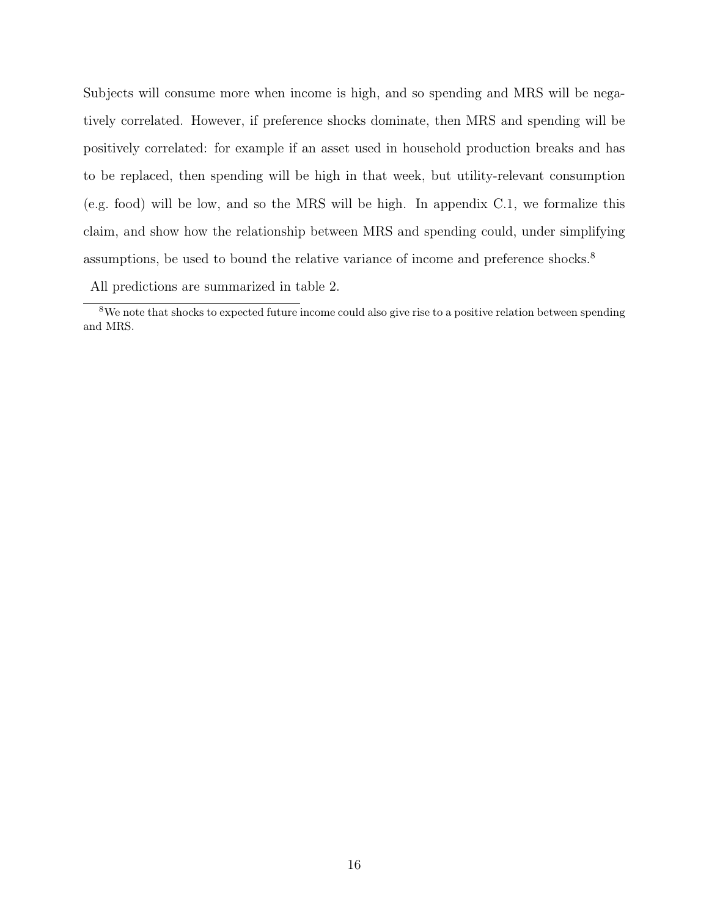Subjects will consume more when income is high, and so spending and MRS will be negatively correlated. However, if preference shocks dominate, then MRS and spending will be positively correlated: for example if an asset used in household production breaks and has to be replaced, then spending will be high in that week, but utility-relevant consumption (e.g. food) will be low, and so the MRS will be high. In appendix C.1, we formalize this claim, and show how the relationship between MRS and spending could, under simplifying assumptions, be used to bound the relative variance of income and preference shocks.[8]

All predictions are summarized in table 2.

[8] We note that shocks to expected future income could also give rise to a positive relation between spending and MRS.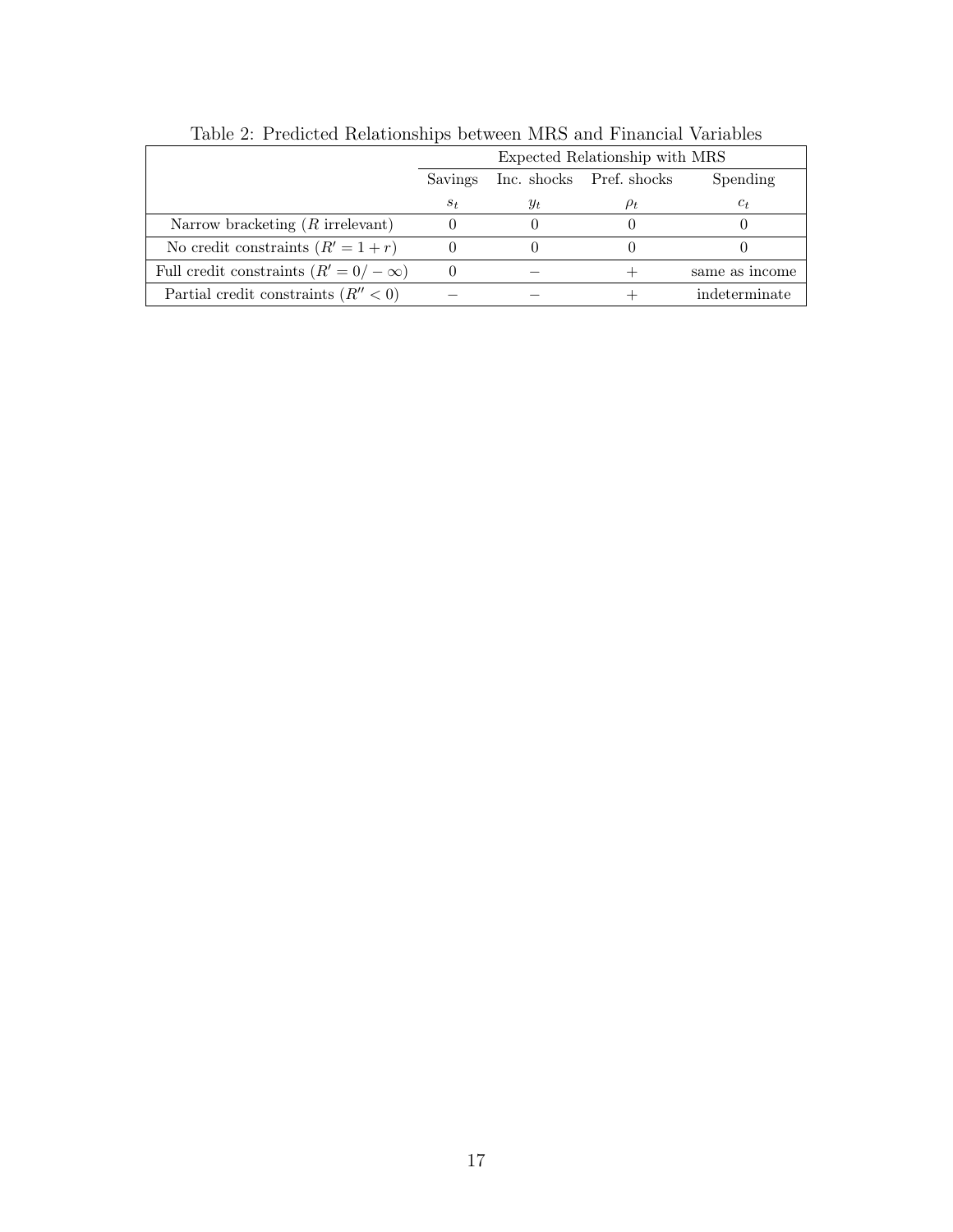Table 2: Predicted Relationships between MRS and Financial Variables

| | Expected Relationship with MRS | | | |
|---|---|---|---|---|
| | Savings | Inc. shocks | Pref. shocks | Spending |
| | $s_t$ | $y_t$ | $\rho_t$ | $c_t$ |
| Narrow bracketing ($R$ irrelevant) | 0 | 0 | 0 | 0 |
| No credit constraints ($R' = 1 + r$) | 0 | 0 | 0 | 0 |
| Full credit constraints ($R' = 0/-\infty$) | 0 | $-$ | $+$ | same as income |
| Partial credit constraints ($R'' < 0$) | $-$ | $-$ | $+$ | indeterminate |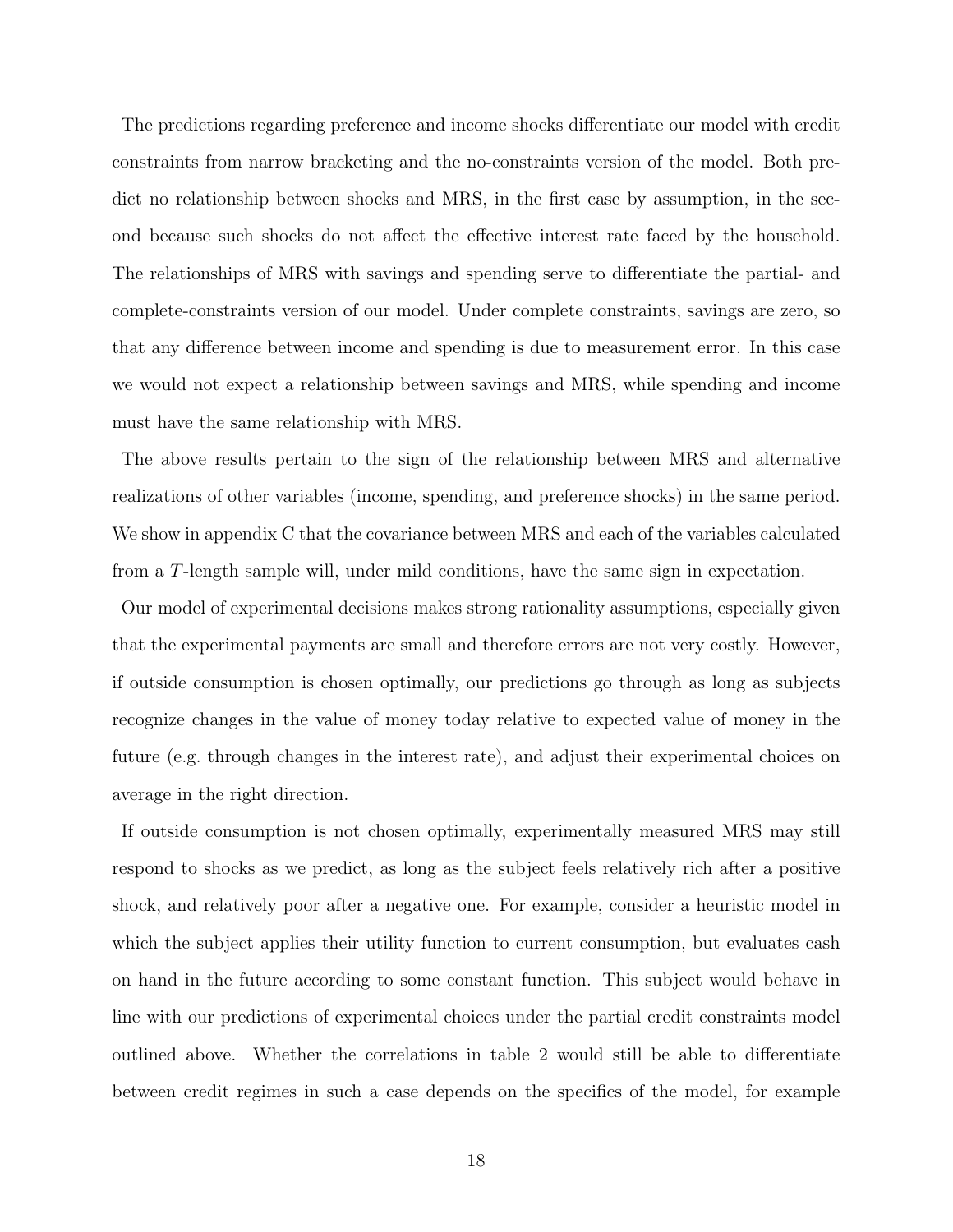The predictions regarding preference and income shocks differentiate our model with credit constraints from narrow bracketing and the no-constraints version of the model. Both predict no relationship between shocks and MRS, in the first case by assumption, in the second because such shocks do not affect the effective interest rate faced by the household. The relationships of MRS with savings and spending serve to differentiate the partial- and complete-constraints version of our model. Under complete constraints, savings are zero, so that any difference between income and spending is due to measurement error. In this case we would not expect a relationship between savings and MRS, while spending and income must have the same relationship with MRS.

The above results pertain to the sign of the relationship between MRS and alternative realizations of other variables (income, spending, and preference shocks) in the same period. We show in appendix C that the covariance between MRS and each of the variables calculated from a $T$-length sample will, under mild conditions, have the same sign in expectation.

Our model of experimental decisions makes strong rationality assumptions, especially given that the experimental payments are small and therefore errors are not very costly. However, if outside consumption is chosen optimally, our predictions go through as long as subjects recognize changes in the value of money today relative to expected value of money in the future (e.g. through changes in the interest rate), and adjust their experimental choices on average in the right direction.

If outside consumption is not chosen optimally, experimentally measured MRS may still respond to shocks as we predict, as long as the subject feels relatively rich after a positive shock, and relatively poor after a negative one. For example, consider a heuristic model in which the subject applies their utility function to current consumption, but evaluates cash on hand in the future according to some constant function. This subject would behave in line with our predictions of experimental choices under the partial credit constraints model outlined above. Whether the correlations in table 2 would still be able to differentiate between credit regimes in such a case depends on the specifics of the model, for example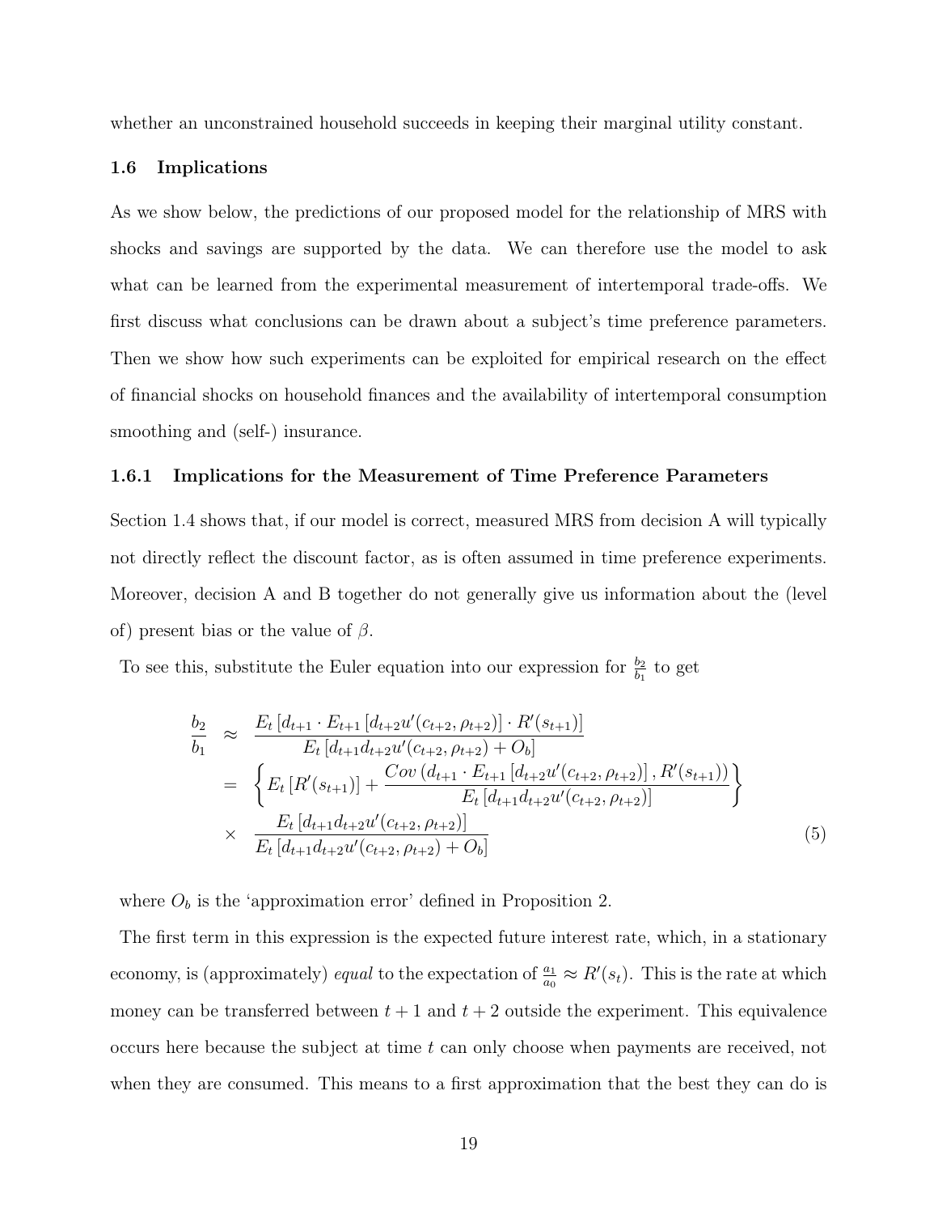whether an unconstrained household succeeds in keeping their marginal utility constant.

### 1.6 Implications

As we show below, the predictions of our proposed model for the relationship of MRS with shocks and savings are supported by the data. We can therefore use the model to ask what can be learned from the experimental measurement of intertemporal trade-offs. We first discuss what conclusions can be drawn about a subject's time preference parameters. Then we show how such experiments can be exploited for empirical research on the effect of financial shocks on household finances and the availability of intertemporal consumption smoothing and (self-) insurance.

#### 1.6.1 Implications for the Measurement of Time Preference Parameters

Section 1.4 shows that, if our model is correct, measured MRS from decision A will typically not directly reflect the discount factor, as is often assumed in time preference experiments. Moreover, decision A and B together do not generally give us information about the (level of) present bias or the value of $\beta$.

To see this, substitute the Euler equation into our expression for $\frac{b_2}{b_1}$ to get

$$
\begin{aligned}
\frac{b_2}{b_1} &\approx \frac{E_t\left[d_{t+1} \cdot E_{t+1}\left[d_{t+2}u'(c_{t+2},\rho_{t+2})\right] \cdot R'(s_{t+1})\right]}{E_t\left[d_{t+1}d_{t+2}u'(c_{t+2},\rho_{t+2}) + O_b\right]} \\
&= \left\{ E_t\left[R'(s_{t+1})\right] + \frac{Cov\left(d_{t+1} \cdot E_{t+1}\left[d_{t+2}u'(c_{t+2},\rho_{t+2})\right], R'(s_{t+1})\right)}{E_t\left[d_{t+1}d_{t+2}u'(c_{t+2},\rho_{t+2})\right]} \right\} \\
&\times \frac{E_t\left[d_{t+1}d_{t+2}u'(c_{t+2},\rho_{t+2})\right]}{E_t\left[d_{t+1}d_{t+2}u'(c_{t+2},\rho_{t+2}) + O_b\right]}
\end{aligned} \tag{5}
$$

where $O_b$ is the 'approximation error' defined in Proposition 2.

The first term in this expression is the expected future interest rate, which, in a stationary economy, is (approximately) *equal* to the expectation of $\frac{a_1}{a_0} \approx R'(s_t)$. This is the rate at which money can be transferred between $t+1$ and $t+2$ outside the experiment. This equivalence occurs here because the subject at time $t$ can only choose when payments are received, not when they are consumed. This means to a first approximation that the best they can do is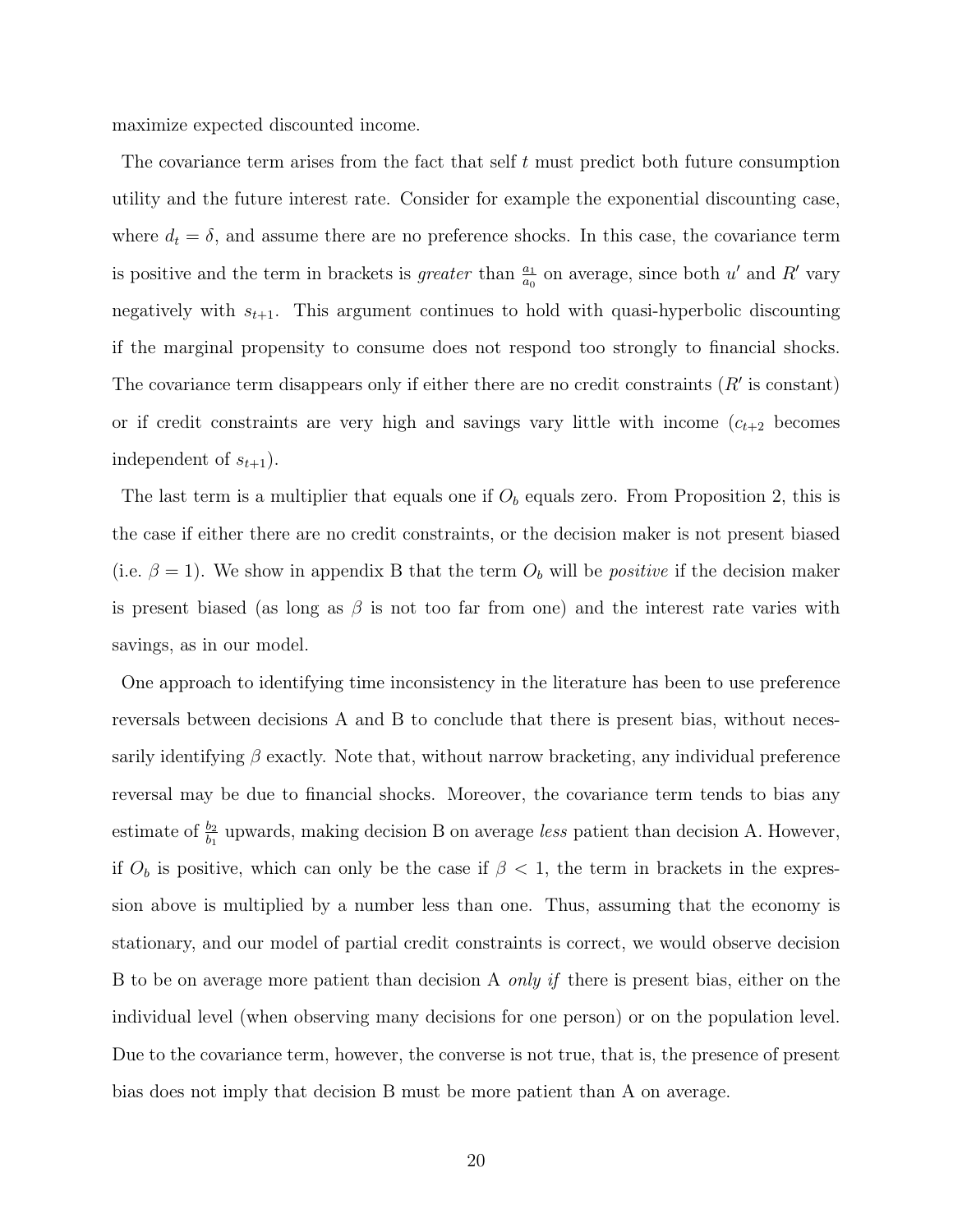maximize expected discounted income.

The covariance term arises from the fact that self $t$ must predict both future consumption utility and the future interest rate. Consider for example the exponential discounting case, where $d_t = \delta$, and assume there are no preference shocks. In this case, the covariance term is positive and the term in brackets is *greater* than $\frac{a_1}{a_0}$ on average, since both $u'$ and $R'$ vary negatively with $s_{t+1}$. This argument continues to hold with quasi-hyperbolic discounting if the marginal propensity to consume does not respond too strongly to financial shocks. The covariance term disappears only if either there are no credit constraints ($R'$ is constant) or if credit constraints are very high and savings vary little with income ($c_{t+2}$ becomes independent of $s_{t+1}$).

The last term is a multiplier that equals one if $O_b$ equals zero. From Proposition 2, this is the case if either there are no credit constraints, or the decision maker is not present biased (i.e. $\beta = 1$). We show in appendix B that the term $O_b$ will be *positive* if the decision maker is present biased (as long as $\beta$ is not too far from one) and the interest rate varies with savings, as in our model.

One approach to identifying time inconsistency in the literature has been to use preference reversals between decisions A and B to conclude that there is present bias, without necessarily identifying $\beta$ exactly. Note that, without narrow bracketing, any individual preference reversal may be due to financial shocks. Moreover, the covariance term tends to bias any estimate of $\frac{b_2}{b_1}$ upwards, making decision B on average *less* patient than decision A. However, if $O_b$ is positive, which can only be the case if $\beta < 1$, the term in brackets in the expression above is multiplied by a number less than one. Thus, assuming that the economy is stationary, and our model of partial credit constraints is correct, we would observe decision B to be on average more patient than decision A *only if* there is present bias, either on the individual level (when observing many decisions for one person) or on the population level. Due to the covariance term, however, the converse is not true, that is, the presence of present bias does not imply that decision B must be more patient than A on average.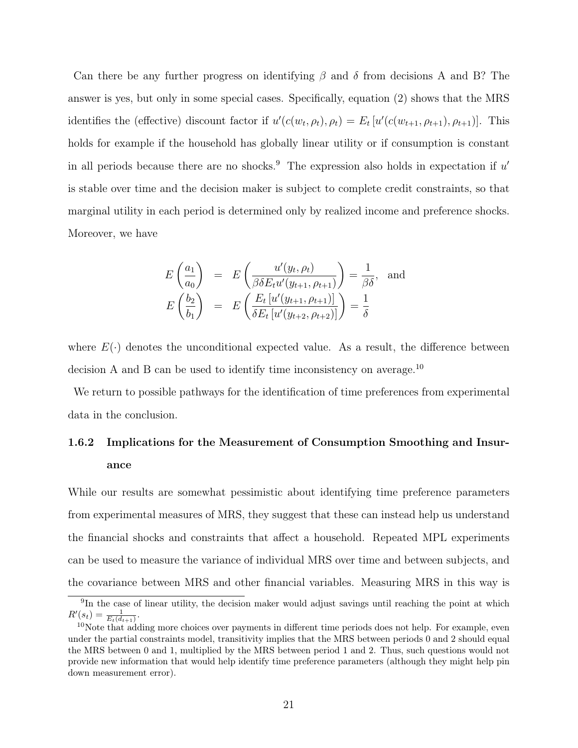Can there be any further progress on identifying $\beta$ and $\delta$ from decisions A and B? The answer is yes, but only in some special cases. Specifically, equation (2) shows that the MRS identifies the (effective) discount factor if $u'(c(w_t, \rho_t), \rho_t) = E_t[u'(c(w_{t+1}, \rho_{t+1}), \rho_{t+1})]$. This holds for example if the household has globally linear utility or if consumption is constant in all periods because there are no shocks.[9] The expression also holds in expectation if $u'$ is stable over time and the decision maker is subject to complete credit constraints, so that marginal utility in each period is determined only by realized income and preference shocks. Moreover, we have

$$
\begin{aligned}
E\left(\frac{a_1}{a_0}\right) &= E\left(\frac{u'(y_t, \rho_t)}{\beta\delta E_t u'(y_{t+1}, \rho_{t+1})}\right) = \frac{1}{\beta\delta}, \quad \text{and} \\
E\left(\frac{b_2}{b_1}\right) &= E\left(\frac{E_t\left[u'(y_{t+1}, \rho_{t+1})\right]}{\delta E_t\left[u'(y_{t+2}, \rho_{t+2})\right]}\right) = \frac{1}{\delta}
\end{aligned}
$$

where $E(\cdot)$ denotes the unconditional expected value. As a result, the difference between decision A and B can be used to identify time inconsistency on average.[10]

We return to possible pathways for the identification of time preferences from experimental data in the conclusion.

### 1.6.2 Implications for the Measurement of Consumption Smoothing and Insurance

While our results are somewhat pessimistic about identifying time preference parameters from experimental measures of MRS, they suggest that these can instead help us understand the financial shocks and constraints that affect a household. Repeated MPL experiments can be used to measure the variance of individual MRS over time and between subjects, and the covariance between MRS and other financial variables. Measuring MRS in this way is

[9] In the case of linear utility, the decision maker would adjust savings until reaching the point at which $R'(s_t) = \frac{1}{E_t(d_{t+1})}$.

[10] Note that adding more choices over payments in different time periods does not help. For example, even under the partial constraints model, transitivity implies that the MRS between periods 0 and 2 should equal the MRS between 0 and 1, multiplied by the MRS between period 1 and 2. Thus, such questions would not provide new information that would help identify time preference parameters (although they might help pin down measurement error).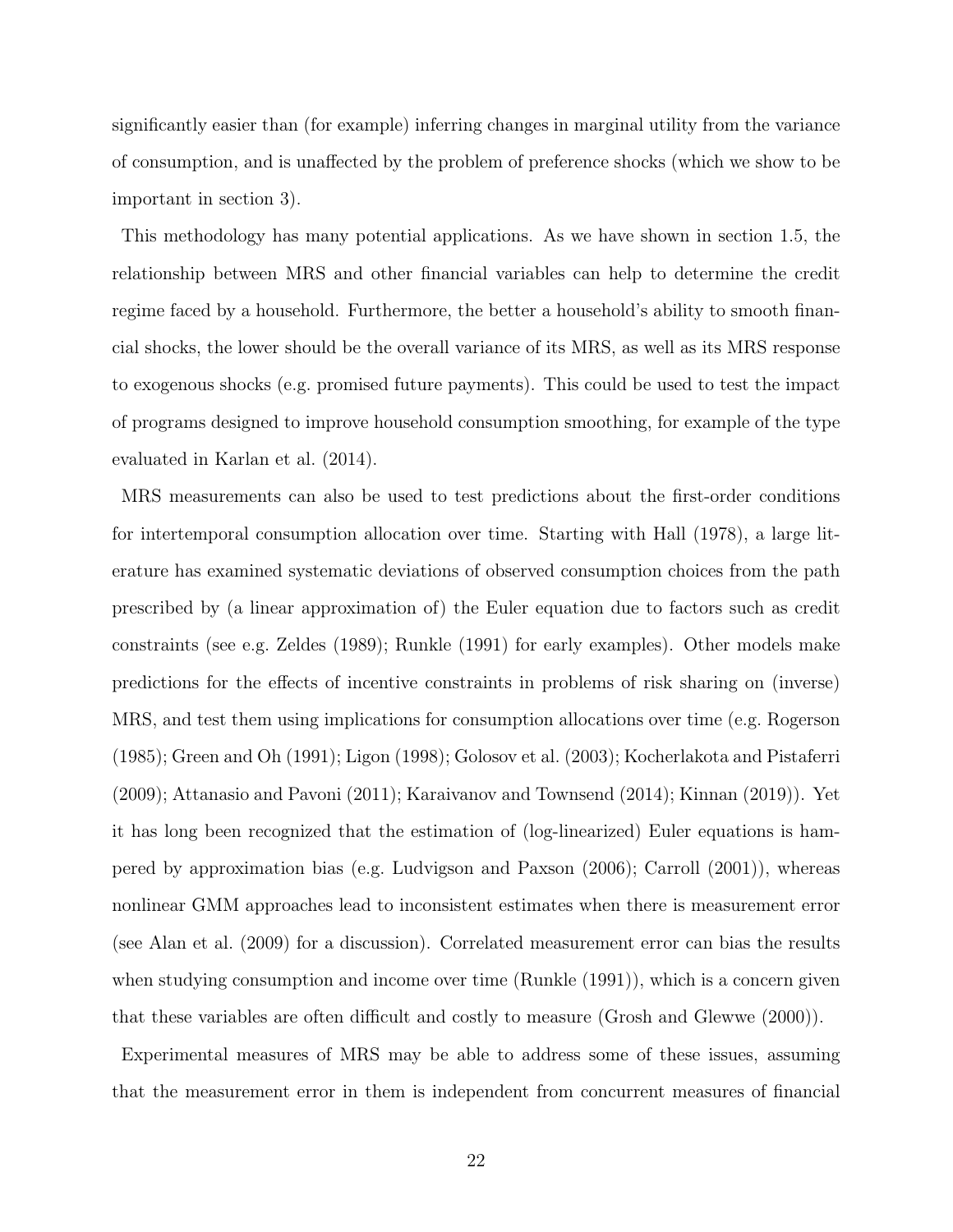significantly easier than (for example) inferring changes in marginal utility from the variance of consumption, and is unaffected by the problem of preference shocks (which we show to be important in section 3).

This methodology has many potential applications. As we have shown in section 1.5, the relationship between MRS and other financial variables can help to determine the credit regime faced by a household. Furthermore, the better a household's ability to smooth financial shocks, the lower should be the overall variance of its MRS, as well as its MRS response to exogenous shocks (e.g. promised future payments). This could be used to test the impact of programs designed to improve household consumption smoothing, for example of the type evaluated in Karlan et al. (2014).

MRS measurements can also be used to test predictions about the first-order conditions for intertemporal consumption allocation over time. Starting with Hall (1978), a large literature has examined systematic deviations of observed consumption choices from the path prescribed by (a linear approximation of) the Euler equation due to factors such as credit constraints (see e.g. Zeldes (1989); Runkle (1991) for early examples). Other models make predictions for the effects of incentive constraints in problems of risk sharing on (inverse) MRS, and test them using implications for consumption allocations over time (e.g. Rogerson (1985); Green and Oh (1991); Ligon (1998); Golosov et al. (2003); Kocherlakota and Pistaferri (2009); Attanasio and Pavoni (2011); Karaivanov and Townsend (2014); Kinnan (2019)). Yet it has long been recognized that the estimation of (log-linearized) Euler equations is hampered by approximation bias (e.g. Ludvigson and Paxson (2006); Carroll (2001)), whereas nonlinear GMM approaches lead to inconsistent estimates when there is measurement error (see Alan et al. (2009) for a discussion). Correlated measurement error can bias the results when studying consumption and income over time (Runkle (1991)), which is a concern given that these variables are often difficult and costly to measure (Grosh and Glewwe (2000)).

Experimental measures of MRS may be able to address some of these issues, assuming that the measurement error in them is independent from concurrent measures of financial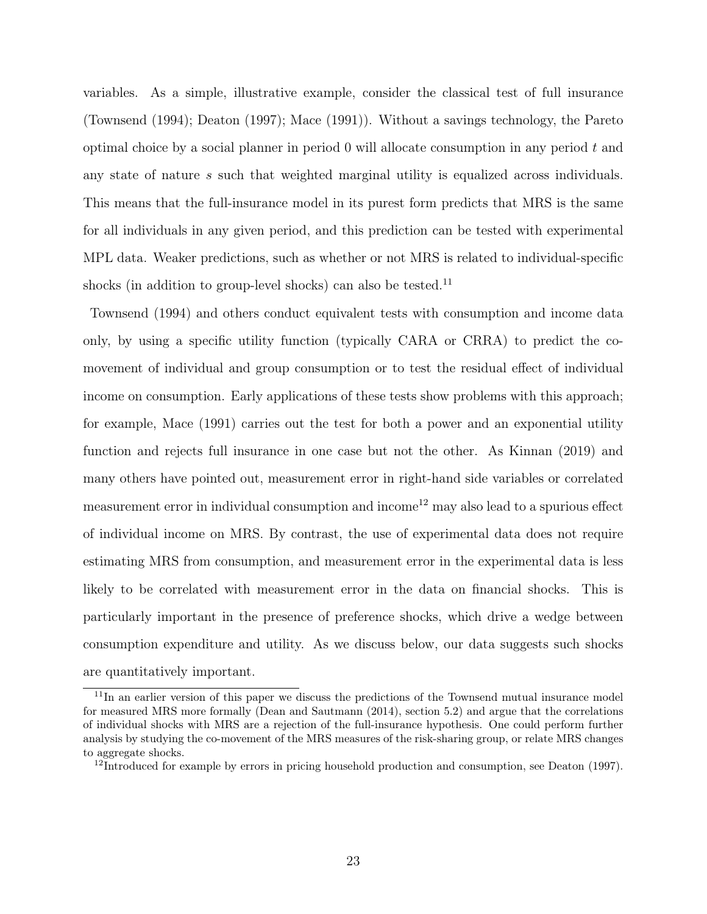variables. As a simple, illustrative example, consider the classical test of full insurance (Townsend (1994); Deaton (1997); Mace (1991)). Without a savings technology, the Pareto optimal choice by a social planner in period 0 will allocate consumption in any period $t$ and any state of nature $s$ such that weighted marginal utility is equalized across individuals. This means that the full-insurance model in its purest form predicts that MRS is the same for all individuals in any given period, and this prediction can be tested with experimental MPL data. Weaker predictions, such as whether or not MRS is related to individual-specific shocks (in addition to group-level shocks) can also be tested.[11]

Townsend (1994) and others conduct equivalent tests with consumption and income data only, by using a specific utility function (typically CARA or CRRA) to predict the co-movement of individual and group consumption or to test the residual effect of individual income on consumption. Early applications of these tests show problems with this approach; for example, Mace (1991) carries out the test for both a power and an exponential utility function and rejects full insurance in one case but not the other. As Kinnan (2019) and many others have pointed out, measurement error in right-hand side variables or correlated measurement error in individual consumption and income[12] may also lead to a spurious effect of individual income on MRS. By contrast, the use of experimental data does not require estimating MRS from consumption, and measurement error in the experimental data is less likely to be correlated with measurement error in the data on financial shocks. This is particularly important in the presence of preference shocks, which drive a wedge between consumption expenditure and utility. As we discuss below, our data suggests such shocks are quantitatively important.

[11] In an earlier version of this paper we discuss the predictions of the Townsend mutual insurance model for measured MRS more formally (Dean and Sautmann (2014), section 5.2) and argue that the correlations of individual shocks with MRS are a rejection of the full-insurance hypothesis. One could perform further analysis by studying the co-movement of the MRS measures of the risk-sharing group, or relate MRS changes to aggregate shocks.

[12] Introduced for example by errors in pricing household production and consumption, see Deaton (1997).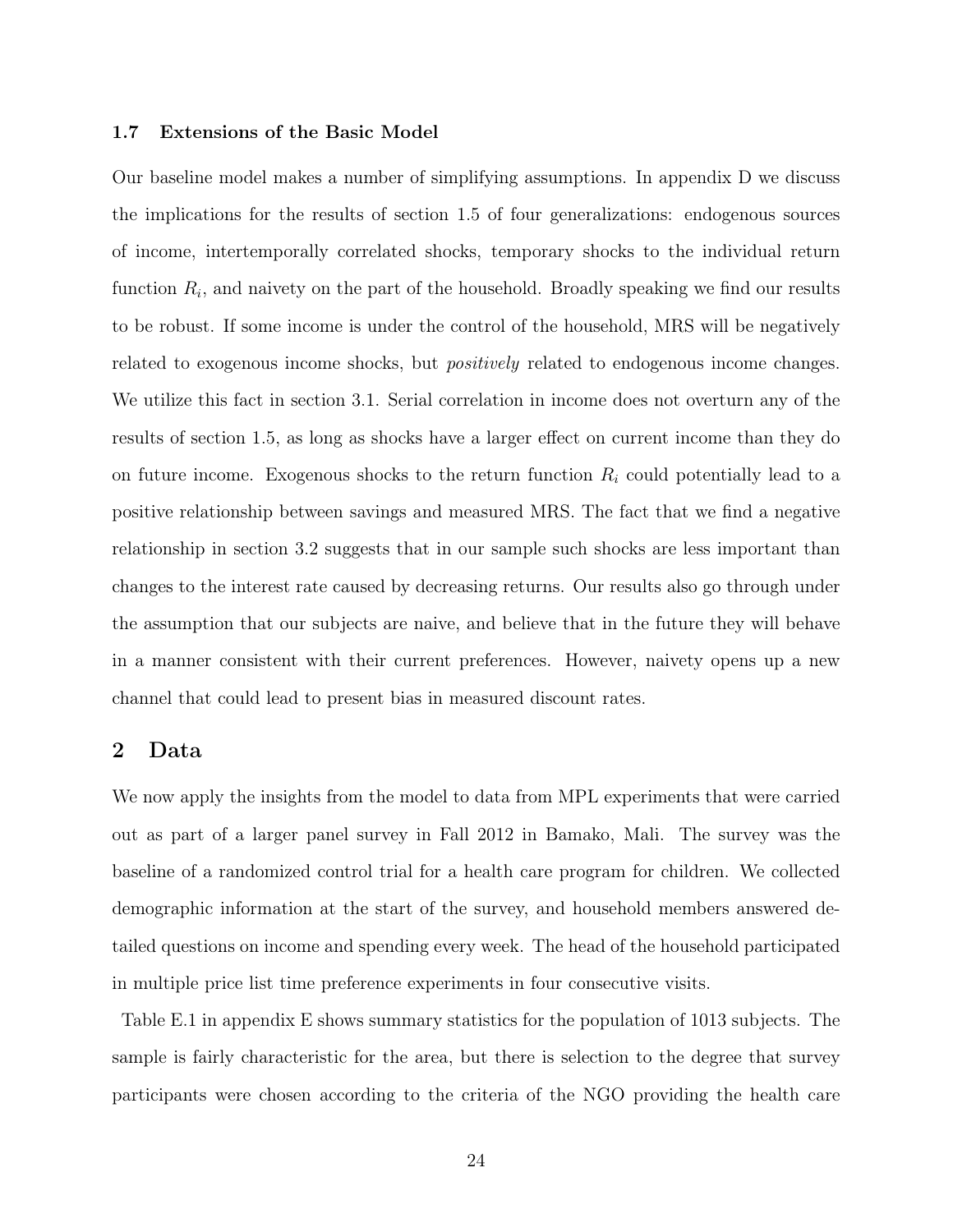### 1.7 Extensions of the Basic Model

Our baseline model makes a number of simplifying assumptions. In appendix D we discuss the implications for the results of section 1.5 of four generalizations: endogenous sources of income, intertemporally correlated shocks, temporary shocks to the individual return function $R_i$, and naivety on the part of the household. Broadly speaking we find our results to be robust. If some income is under the control of the household, MRS will be negatively related to exogenous income shocks, but *positively* related to endogenous income changes. We utilize this fact in section 3.1. Serial correlation in income does not overturn any of the results of section 1.5, as long as shocks have a larger effect on current income than they do on future income. Exogenous shocks to the return function $R_i$ could potentially lead to a positive relationship between savings and measured MRS. The fact that we find a negative relationship in section 3.2 suggests that in our sample such shocks are less important than changes to the interest rate caused by decreasing returns. Our results also go through under the assumption that our subjects are naive, and believe that in the future they will behave in a manner consistent with their current preferences. However, naivety opens up a new channel that could lead to present bias in measured discount rates.

## 2 Data

We now apply the insights from the model to data from MPL experiments that were carried out as part of a larger panel survey in Fall 2012 in Bamako, Mali. The survey was the baseline of a randomized control trial for a health care program for children. We collected demographic information at the start of the survey, and household members answered detailed questions on income and spending every week. The head of the household participated in multiple price list time preference experiments in four consecutive visits.

Table E.1 in appendix E shows summary statistics for the population of 1013 subjects. The sample is fairly characteristic for the area, but there is selection to the degree that survey participants were chosen according to the criteria of the NGO providing the health care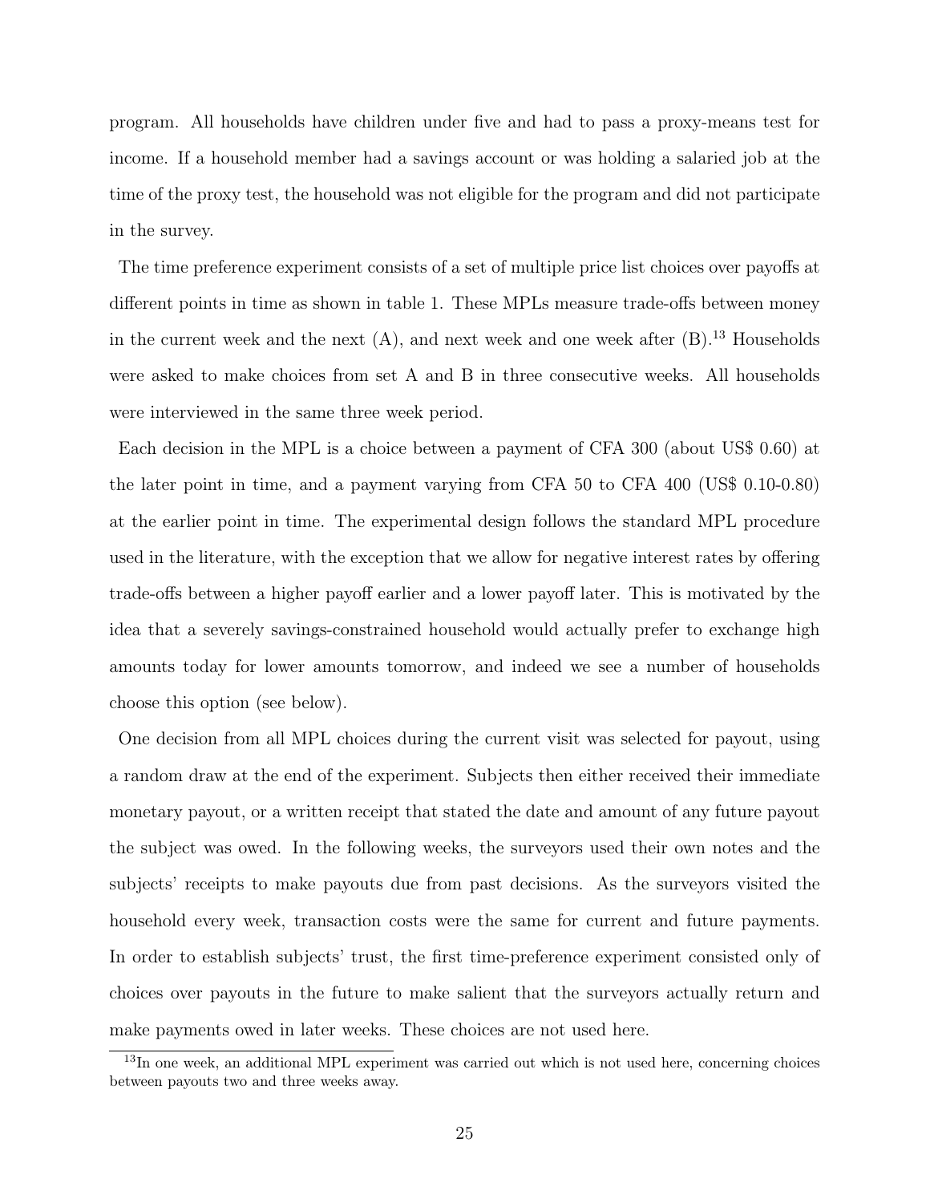program. All households have children under five and had to pass a proxy-means test for income. If a household member had a savings account or was holding a salaried job at the time of the proxy test, the household was not eligible for the program and did not participate in the survey.

The time preference experiment consists of a set of multiple price list choices over payoffs at different points in time as shown in table 1. These MPLs measure trade-offs between money in the current week and the next (A), and next week and one week after (B).[13] Households were asked to make choices from set A and B in three consecutive weeks. All households were interviewed in the same three week period.

Each decision in the MPL is a choice between a payment of CFA 300 (about US$ 0.60) at the later point in time, and a payment varying from CFA 50 to CFA 400 (US$ 0.10-0.80) at the earlier point in time. The experimental design follows the standard MPL procedure used in the literature, with the exception that we allow for negative interest rates by offering trade-offs between a higher payoff earlier and a lower payoff later. This is motivated by the idea that a severely savings-constrained household would actually prefer to exchange high amounts today for lower amounts tomorrow, and indeed we see a number of households choose this option (see below).

One decision from all MPL choices during the current visit was selected for payout, using a random draw at the end of the experiment. Subjects then either received their immediate monetary payout, or a written receipt that stated the date and amount of any future payout the subject was owed. In the following weeks, the surveyors used their own notes and the subjects' receipts to make payouts due from past decisions. As the surveyors visited the household every week, transaction costs were the same for current and future payments. In order to establish subjects' trust, the first time-preference experiment consisted only of choices over payouts in the future to make salient that the surveyors actually return and make payments owed in later weeks. These choices are not used here.

[13] In one week, an additional MPL experiment was carried out which is not used here, concerning choices between payouts two and three weeks away.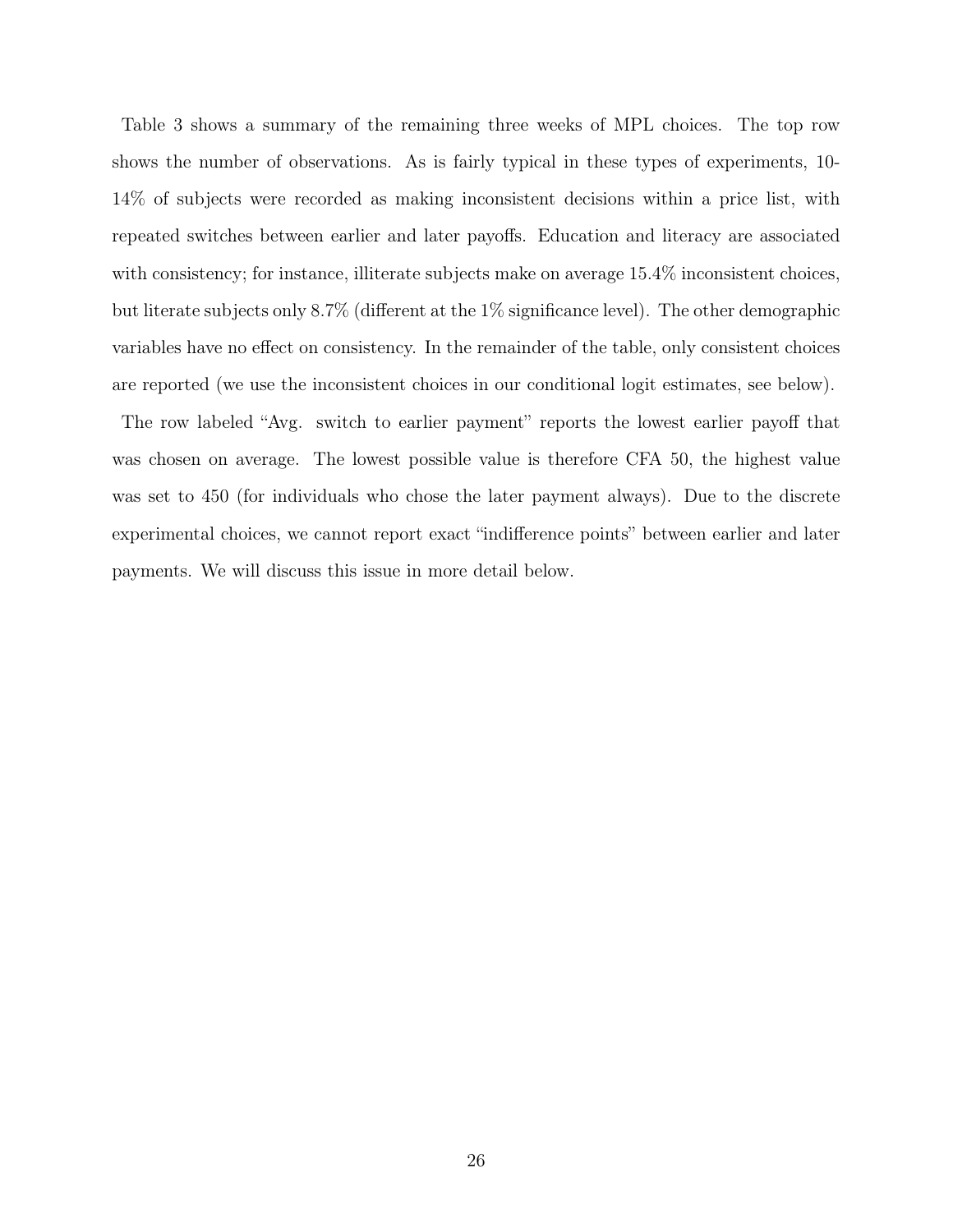Table 3 shows a summary of the remaining three weeks of MPL choices. The top row shows the number of observations. As is fairly typical in these types of experiments, 10-14% of subjects were recorded as making inconsistent decisions within a price list, with repeated switches between earlier and later payoffs. Education and literacy are associated with consistency; for instance, illiterate subjects make on average 15.4% inconsistent choices, but literate subjects only 8.7% (different at the 1% significance level). The other demographic variables have no effect on consistency. In the remainder of the table, only consistent choices are reported (we use the inconsistent choices in our conditional logit estimates, see below).

The row labeled "Avg. switch to earlier payment" reports the lowest earlier payoff that was chosen on average. The lowest possible value is therefore CFA 50, the highest value was set to 450 (for individuals who chose the later payment always). Due to the discrete experimental choices, we cannot report exact "indifference points" between earlier and later payments. We will discuss this issue in more detail below.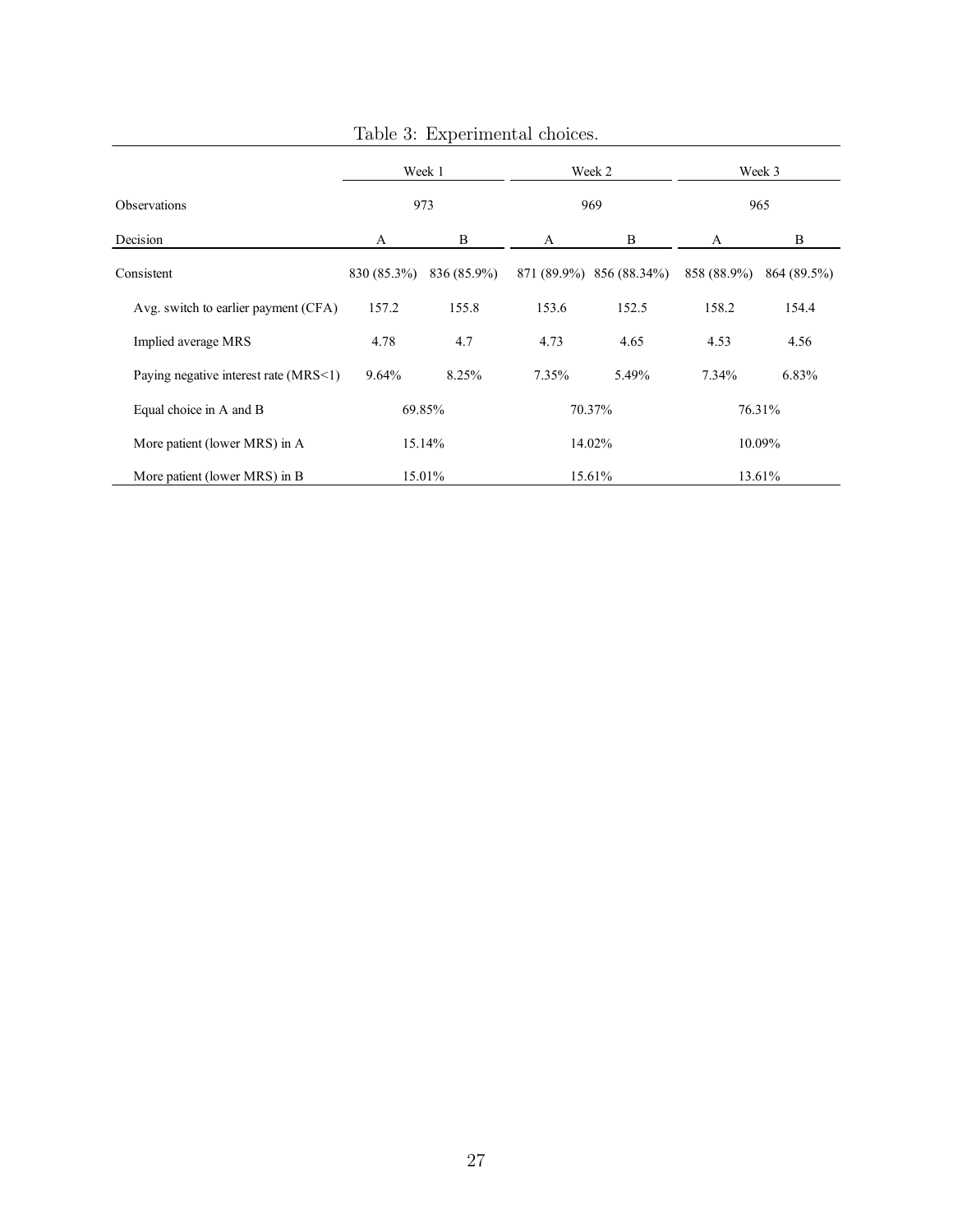Table 3: Experimental choices.

| | Week 1 | | Week 2 | | Week 3 | |
|---|---|---|---|---|---|---|
| Observations | 973 | | 969 | | 965 | |
| Decision | A | B | A | B | A | B |
| Consistent | 830 (85.3%) | 836 (85.9%) | 871 (89.9%) | 856 (88.34%) | 858 (88.9%) | 864 (89.5%) |
| Avg. switch to earlier payment (CFA) | 157.2 | 155.8 | 153.6 | 152.5 | 158.2 | 154.4 |
| Implied average MRS | 4.78 | 4.7 | 4.73 | 4.65 | 4.53 | 4.56 |
| Paying negative interest rate (MRS<1) | 9.64% | 8.25% | 7.35% | 5.49% | 7.34% | 6.83% |
| Equal choice in A and B | 69.85% | | 70.37% | | 76.31% | |
| More patient (lower MRS) in A | 15.14% | | 14.02% | | 10.09% | |
| More patient (lower MRS) in B | 15.01% | | 15.61% | | 13.61% | |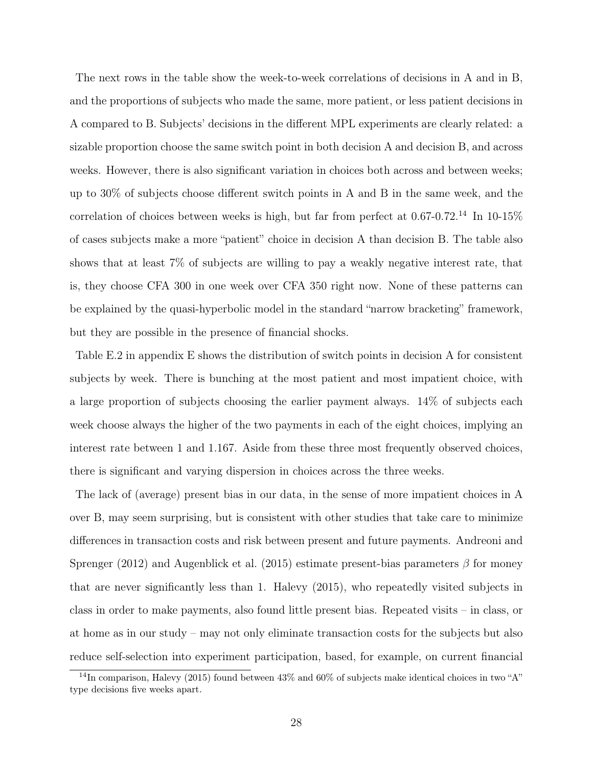The next rows in the table show the week-to-week correlations of decisions in A and in B, and the proportions of subjects who made the same, more patient, or less patient decisions in A compared to B. Subjects' decisions in the different MPL experiments are clearly related: a sizable proportion choose the same switch point in both decision A and decision B, and across weeks. However, there is also significant variation in choices both across and between weeks; up to 30% of subjects choose different switch points in A and B in the same week, and the correlation of choices between weeks is high, but far from perfect at 0.67-0.72.[14] In 10-15% of cases subjects make a more "patient" choice in decision A than decision B. The table also shows that at least 7% of subjects are willing to pay a weakly negative interest rate, that is, they choose CFA 300 in one week over CFA 350 right now. None of these patterns can be explained by the quasi-hyperbolic model in the standard "narrow bracketing" framework, but they are possible in the presence of financial shocks.

Table E.2 in appendix E shows the distribution of switch points in decision A for consistent subjects by week. There is bunching at the most patient and most impatient choice, with a large proportion of subjects choosing the earlier payment always. 14% of subjects each week choose always the higher of the two payments in each of the eight choices, implying an interest rate between 1 and 1.167. Aside from these three most frequently observed choices, there is significant and varying dispersion in choices across the three weeks.

The lack of (average) present bias in our data, in the sense of more impatient choices in A over B, may seem surprising, but is consistent with other studies that take care to minimize differences in transaction costs and risk between present and future payments. Andreoni and Sprenger (2012) and Augenblick et al. (2015) estimate present-bias parameters $\beta$ for money that are never significantly less than 1. Halevy (2015), who repeatedly visited subjects in class in order to make payments, also found little present bias. Repeated visits – in class, or at home as in our study – may not only eliminate transaction costs for the subjects but also reduce self-selection into experiment participation, based, for example, on current financial

[14] In comparison, Halevy (2015) found between 43% and 60% of subjects make identical choices in two "A" type decisions five weeks apart.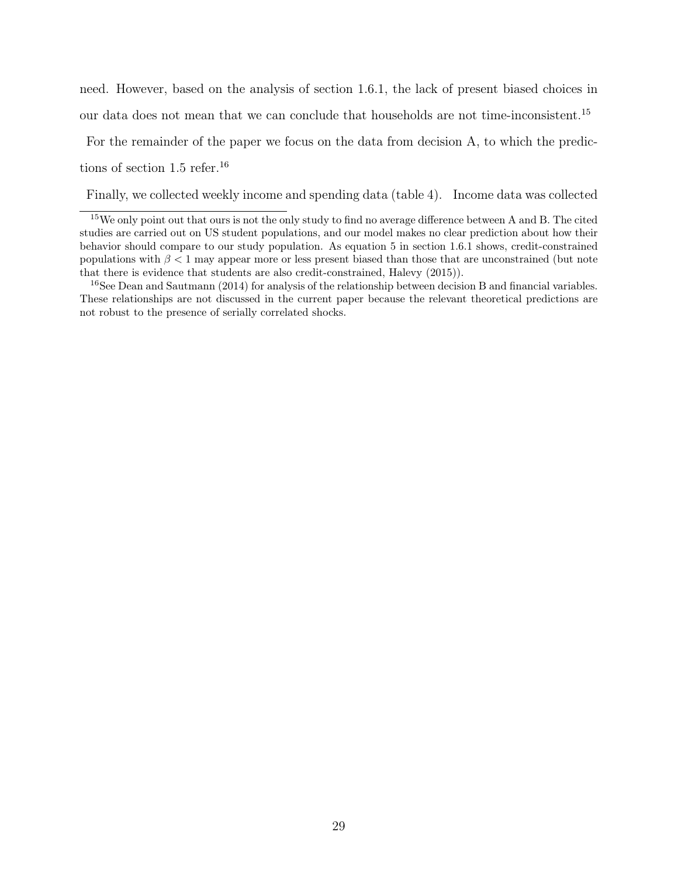need. However, based on the analysis of section 1.6.1, the lack of present biased choices in our data does not mean that we can conclude that households are not time-inconsistent.[15]

For the remainder of the paper we focus on the data from decision A, to which the predictions of section 1.5 refer.[16]

Finally, we collected weekly income and spending data (table 4). Income data was collected

---

[15] We only point out that ours is not the only study to find no average difference between A and B. The cited studies are carried out on US student populations, and our model makes no clear prediction about how their behavior should compare to our study population. As equation 5 in section 1.6.1 shows, credit-constrained populations with $\beta < 1$ may appear more or less present biased than those that are unconstrained (but note that there is evidence that students are also credit-constrained, Halevy (2015)).

[16] See Dean and Sautmann (2014) for analysis of the relationship between decision B and financial variables. These relationships are not discussed in the current paper because the relevant theoretical predictions are not robust to the presence of serially correlated shocks.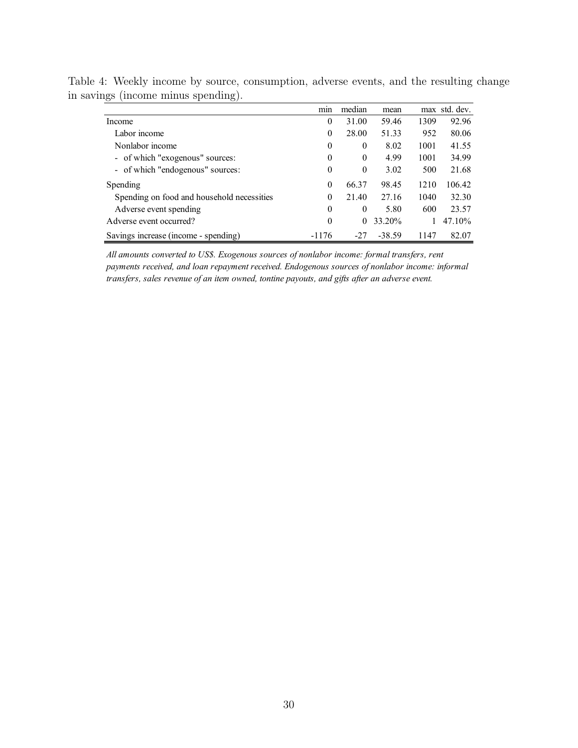Table 4: Weekly income by source, consumption, adverse events, and the resulting change in savings (income minus spending).

| | min | median | mean | max | std. dev. |
|---|---|---|---|---|---|
| Income | 0 | 31.00 | 59.46 | 1309 | 92.96 |
| Labor income | 0 | 28.00 | 51.33 | 952 | 80.06 |
| Nonlabor income | 0 | 0 | 8.02 | 1001 | 41.55 |
| - of which "exogenous" sources: | 0 | 0 | 4.99 | 1001 | 34.99 |
| - of which "endogenous" sources: | 0 | 0 | 3.02 | 500 | 21.68 |
| Spending | 0 | 66.37 | 98.45 | 1210 | 106.42 |
| Spending on food and household necessities | 0 | 21.40 | 27.16 | 1040 | 32.30 |
| Adverse event spending | 0 | 0 | 5.80 | 600 | 23.57 |
| Adverse event occurred? | 0 | 0 | 33.20% | 1 | 47.10% |
| Savings increase (income - spending) | -1176 | -27 | -38.59 | 1147 | 82.07 |

*All amounts converted to US$. Exogenous sources of nonlabor income: formal transfers, rent payments received, and loan repayment received. Endogenous sources of nonlabor income: informal transfers, sales revenue of an item owned, tontine payouts, and gifts after an adverse event.*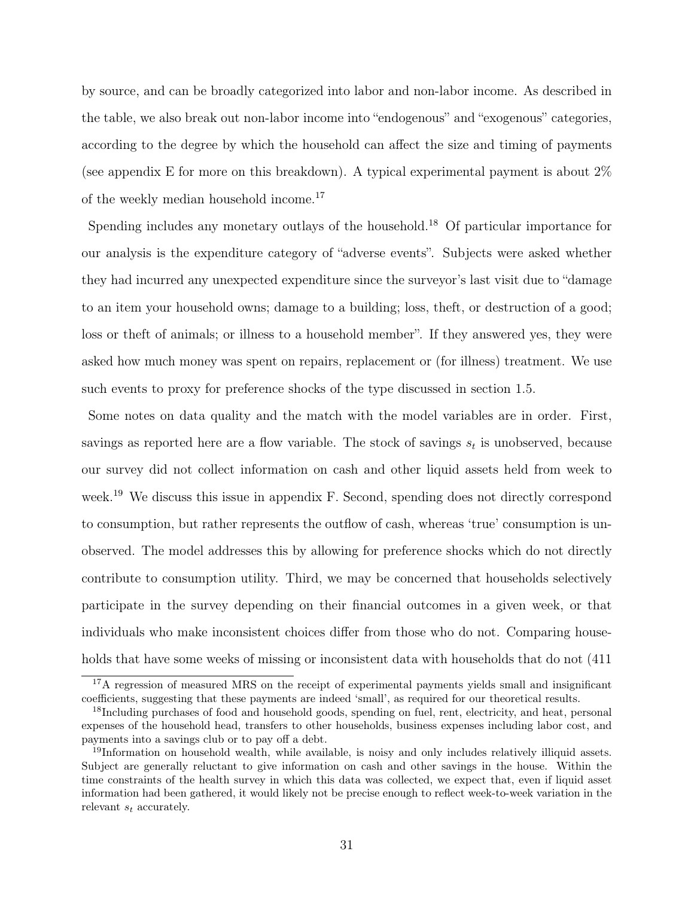by source, and can be broadly categorized into labor and non-labor income. As described in the table, we also break out non-labor income into "endogenous" and "exogenous" categories, according to the degree by which the household can affect the size and timing of payments (see appendix E for more on this breakdown). A typical experimental payment is about 2% of the weekly median household income.[17]

Spending includes any monetary outlays of the household.[18] Of particular importance for our analysis is the expenditure category of "adverse events". Subjects were asked whether they had incurred any unexpected expenditure since the surveyor's last visit due to "damage to an item your household owns; damage to a building; loss, theft, or destruction of a good; loss or theft of animals; or illness to a household member". If they answered yes, they were asked how much money was spent on repairs, replacement or (for illness) treatment. We use such events to proxy for preference shocks of the type discussed in section 1.5.

Some notes on data quality and the match with the model variables are in order. First, savings as reported here are a flow variable. The stock of savings $s_t$ is unobserved, because our survey did not collect information on cash and other liquid assets held from week to week.[19] We discuss this issue in appendix F. Second, spending does not directly correspond to consumption, but rather represents the outflow of cash, whereas 'true' consumption is unobserved. The model addresses this by allowing for preference shocks which do not directly contribute to consumption utility. Third, we may be concerned that households selectively participate in the survey depending on their financial outcomes in a given week, or that individuals who make inconsistent choices differ from those who do not. Comparing households that have some weeks of missing or inconsistent data with households that do not (411

---

[17] A regression of measured MRS on the receipt of experimental payments yields small and insignificant coefficients, suggesting that these payments are indeed 'small', as required for our theoretical results.

[18] Including purchases of food and household goods, spending on fuel, rent, electricity, and heat, personal expenses of the household head, transfers to other households, business expenses including labor cost, and payments into a savings club or to pay off a debt.

[19] Information on household wealth, while available, is noisy and only includes relatively illiquid assets. Subject are generally reluctant to give information on cash and other savings in the house. Within the time constraints of the health survey in which this data was collected, we expect that, even if liquid asset information had been gathered, it would likely not be precise enough to reflect week-to-week variation in the relevant $s_t$ accurately.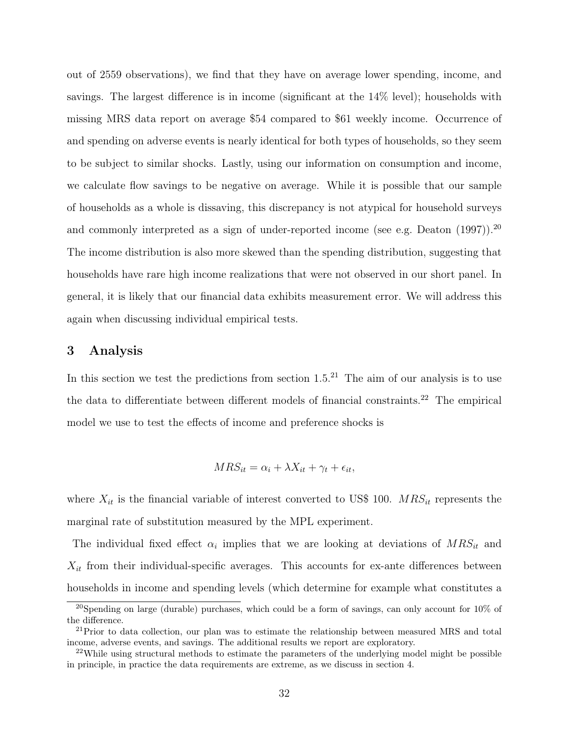out of 2559 observations), we find that they have on average lower spending, income, and savings. The largest difference is in income (significant at the 14% level); households with missing MRS data report on average \$54 compared to \$61 weekly income. Occurrence of and spending on adverse events is nearly identical for both types of households, so they seem to be subject to similar shocks. Lastly, using our information on consumption and income, we calculate flow savings to be negative on average. While it is possible that our sample of households as a whole is dissaving, this discrepancy is not atypical for household surveys and commonly interpreted as a sign of under-reported income (see e.g. Deaton (1997)).[20] The income distribution is also more skewed than the spending distribution, suggesting that households have rare high income realizations that were not observed in our short panel. In general, it is likely that our financial data exhibits measurement error. We will address this again when discussing individual empirical tests.

## 3 Analysis

In this section we test the predictions from section 1.5.[21] The aim of our analysis is to use the data to differentiate between different models of financial constraints.[22] The empirical model we use to test the effects of income and preference shocks is

$$MRS_{it} = \alpha_i + \lambda X_{it} + \gamma_t + \epsilon_{it},$$

where $X_{it}$ is the financial variable of interest converted to US\$ 100. $MRS_{it}$ represents the marginal rate of substitution measured by the MPL experiment.

The individual fixed effect $\alpha_i$ implies that we are looking at deviations of $MRS_{it}$ and $X_{it}$ from their individual-specific averages. This accounts for ex-ante differences between households in income and spending levels (which determine for example what constitutes a

[20] Spending on large (durable) purchases, which could be a form of savings, can only account for 10% of the difference.

[21] Prior to data collection, our plan was to estimate the relationship between measured MRS and total income, adverse events, and savings. The additional results we report are exploratory.

[22] While using structural methods to estimate the parameters of the underlying model might be possible in principle, in practice the data requirements are extreme, as we discuss in section 4.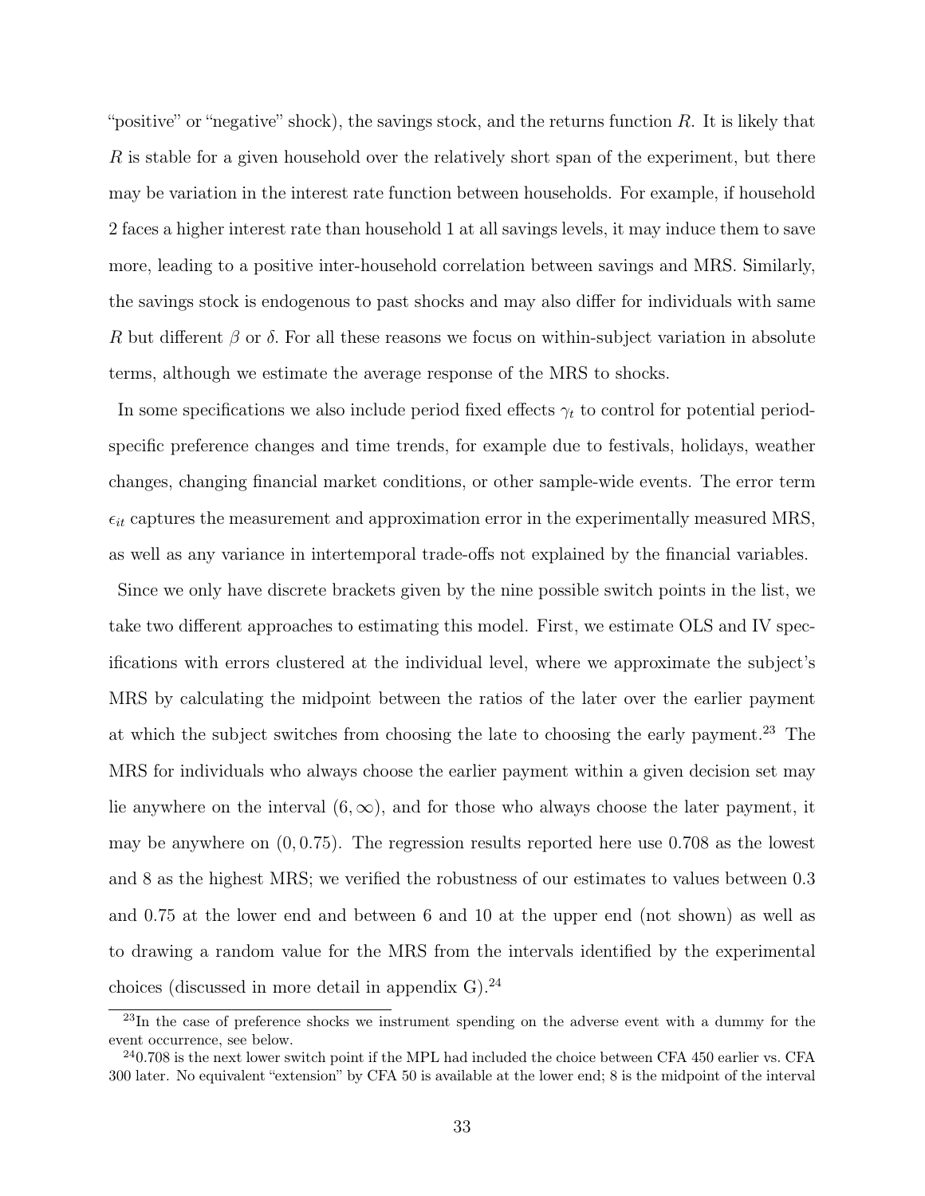"positive" or "negative" shock), the savings stock, and the returns function $R$. It is likely that $R$ is stable for a given household over the relatively short span of the experiment, but there may be variation in the interest rate function between households. For example, if household 2 faces a higher interest rate than household 1 at all savings levels, it may induce them to save more, leading to a positive inter-household correlation between savings and MRS. Similarly, the savings stock is endogenous to past shocks and may also differ for individuals with same $R$ but different $\beta$ or $\delta$. For all these reasons we focus on within-subject variation in absolute terms, although we estimate the average response of the MRS to shocks.

In some specifications we also include period fixed effects $\gamma_t$ to control for potential period-specific preference changes and time trends, for example due to festivals, holidays, weather changes, changing financial market conditions, or other sample-wide events. The error term $\epsilon_{it}$ captures the measurement and approximation error in the experimentally measured MRS, as well as any variance in intertemporal trade-offs not explained by the financial variables.

Since we only have discrete brackets given by the nine possible switch points in the list, we take two different approaches to estimating this model. First, we estimate OLS and IV specifications with errors clustered at the individual level, where we approximate the subject's MRS by calculating the midpoint between the ratios of the later over the earlier payment at which the subject switches from choosing the late to choosing the early payment.[23] The MRS for individuals who always choose the earlier payment within a given decision set may lie anywhere on the interval $(6, \infty)$, and for those who always choose the later payment, it may be anywhere on $(0, 0.75)$. The regression results reported here use 0.708 as the lowest and 8 as the highest MRS; we verified the robustness of our estimates to values between 0.3 and 0.75 at the lower end and between 6 and 10 at the upper end (not shown) as well as to drawing a random value for the MRS from the intervals identified by the experimental choices (discussed in more detail in appendix G).[24]

[23] In the case of preference shocks we instrument spending on the adverse event with a dummy for the event occurrence, see below.

[24] 0.708 is the next lower switch point if the MPL had included the choice between CFA 450 earlier vs. CFA 300 later. No equivalent "extension" by CFA 50 is available at the lower end; 8 is the midpoint of the interval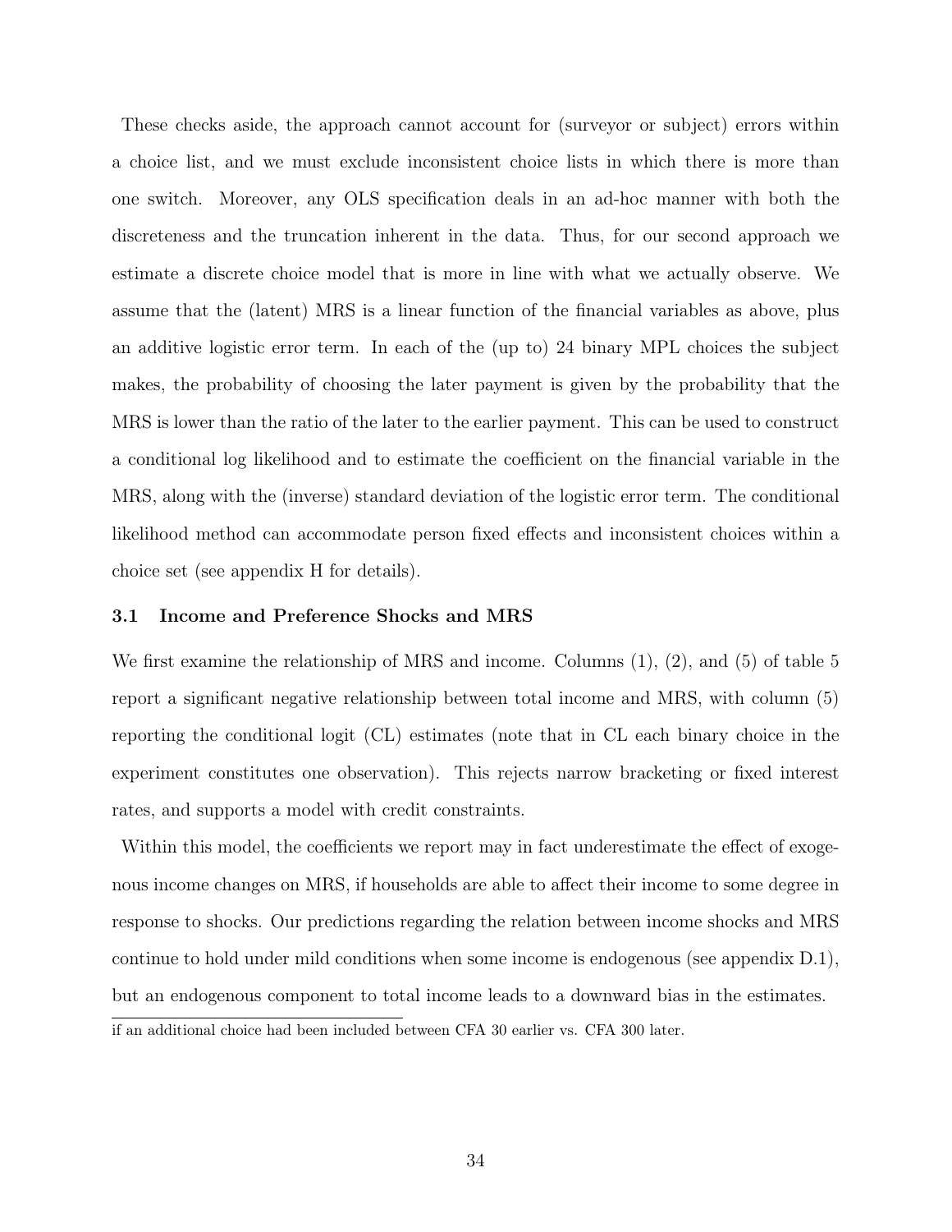These checks aside, the approach cannot account for (surveyor or subject) errors within a choice list, and we must exclude inconsistent choice lists in which there is more than one switch. Moreover, any OLS specification deals in an ad-hoc manner with both the discreteness and the truncation inherent in the data. Thus, for our second approach we estimate a discrete choice model that is more in line with what we actually observe. We assume that the (latent) MRS is a linear function of the financial variables as above, plus an additive logistic error term. In each of the (up to) 24 binary MPL choices the subject makes, the probability of choosing the later payment is given by the probability that the MRS is lower than the ratio of the later to the earlier payment. This can be used to construct a conditional log likelihood and to estimate the coefficient on the financial variable in the MRS, along with the (inverse) standard deviation of the logistic error term. The conditional likelihood method can accommodate person fixed effects and inconsistent choices within a choice set (see appendix H for details).

### 3.1 Income and Preference Shocks and MRS

We first examine the relationship of MRS and income. Columns (1), (2), and (5) of table 5 report a significant negative relationship between total income and MRS, with column (5) reporting the conditional logit (CL) estimates (note that in CL each binary choice in the experiment constitutes one observation). This rejects narrow bracketing or fixed interest rates, and supports a model with credit constraints.

Within this model, the coefficients we report may in fact underestimate the effect of exogenous income changes on MRS, if households are able to affect their income to some degree in response to shocks. Our predictions regarding the relation between income shocks and MRS continue to hold under mild conditions when some income is endogenous (see appendix D.1), but an endogenous component to total income leads to a downward bias in the estimates.

if an additional choice had been included between CFA 30 earlier vs. CFA 300 later.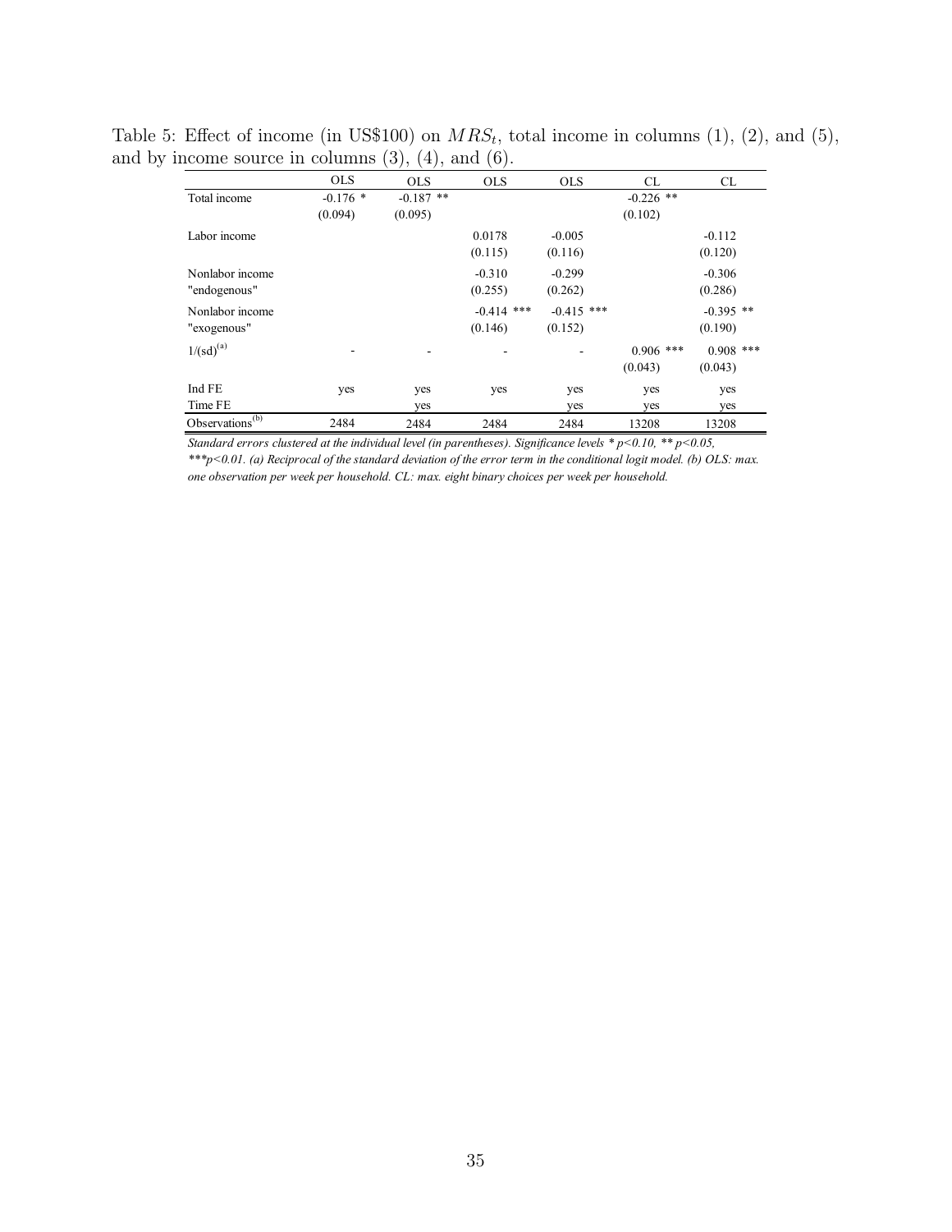Table 5: Effect of income (in US$100) on $MRS_t$, total income in columns (1), (2), and (5), and by income source in columns (3), (4), and (6).

| | OLS | OLS | OLS | OLS | CL | CL |
|---|---|---|---|---|---|---|
| Total income | -0.176 * | -0.187 ** | | | -0.226 ** | |
| | (0.094) | (0.095) | | | (0.102) | |
| Labor income | | | 0.0178 | -0.005 | | -0.112 |
| | | | (0.115) | (0.116) | | (0.120) |
| Nonlabor income "endogenous" | | | -0.310 | -0.299 | | -0.306 |
| | | | (0.255) | (0.262) | | (0.286) |
| Nonlabor income "exogenous" | | | -0.414 *** | -0.415 *** | | -0.395 ** |
| | | | (0.146) | (0.152) | | (0.190) |
| 1/(sd)[(a)] | - | - | - | - | 0.906 *** | 0.908 *** |
| | | | | | (0.043) | (0.043) |
| Ind FE | yes | yes | yes | yes | yes | yes |
| Time FE | | yes | | yes | yes | yes |
| Observations[(b)] | 2484 | 2484 | 2484 | 2484 | 13208 | 13208 |

*Standard errors clustered at the individual level (in parentheses). Significance levels * p<0.10, ** p<0.05, ***p<0.01. (a) Reciprocal of the standard deviation of the error term in the conditional logit model. (b) OLS: max. one observation per week per household. CL: max. eight binary choices per week per household.*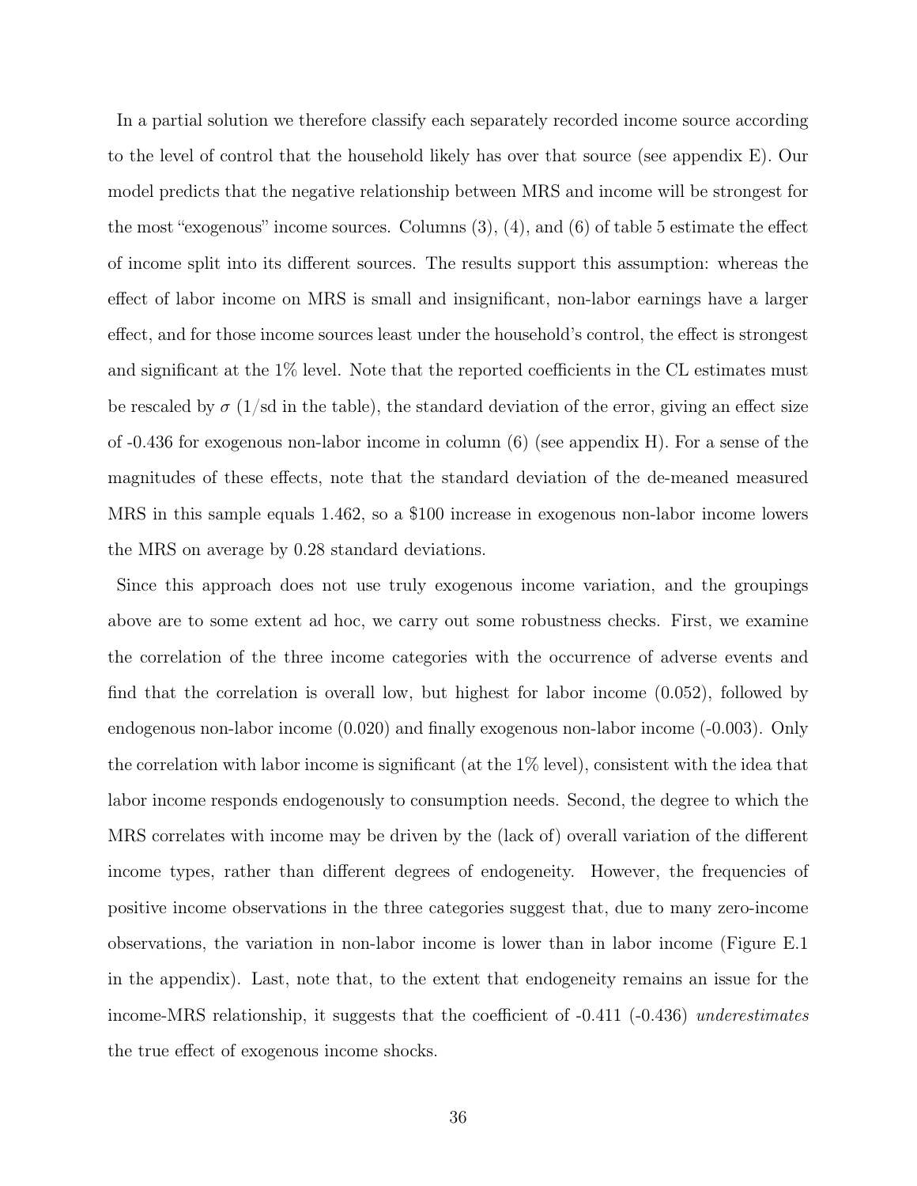In a partial solution we therefore classify each separately recorded income source according to the level of control that the household likely has over that source (see appendix E). Our model predicts that the negative relationship between MRS and income will be strongest for the most "exogenous" income sources. Columns (3), (4), and (6) of table 5 estimate the effect of income split into its different sources. The results support this assumption: whereas the effect of labor income on MRS is small and insignificant, non-labor earnings have a larger effect, and for those income sources least under the household's control, the effect is strongest and significant at the 1% level. Note that the reported coefficients in the CL estimates must be rescaled by $\sigma$ (1/sd in the table), the standard deviation of the error, giving an effect size of -0.436 for exogenous non-labor income in column (6) (see appendix H). For a sense of the magnitudes of these effects, note that the standard deviation of the de-meaned measured MRS in this sample equals 1.462, so a \$100 increase in exogenous non-labor income lowers the MRS on average by 0.28 standard deviations.

Since this approach does not use truly exogenous income variation, and the groupings above are to some extent ad hoc, we carry out some robustness checks. First, we examine the correlation of the three income categories with the occurrence of adverse events and find that the correlation is overall low, but highest for labor income (0.052), followed by endogenous non-labor income (0.020) and finally exogenous non-labor income (-0.003). Only the correlation with labor income is significant (at the 1% level), consistent with the idea that labor income responds endogenously to consumption needs. Second, the degree to which the MRS correlates with income may be driven by the (lack of) overall variation of the different income types, rather than different degrees of endogeneity. However, the frequencies of positive income observations in the three categories suggest that, due to many zero-income observations, the variation in non-labor income is lower than in labor income (Figure E.1 in the appendix). Last, note that, to the extent that endogeneity remains an issue for the income-MRS relationship, it suggests that the coefficient of -0.411 (-0.436) *underestimates* the true effect of exogenous income shocks.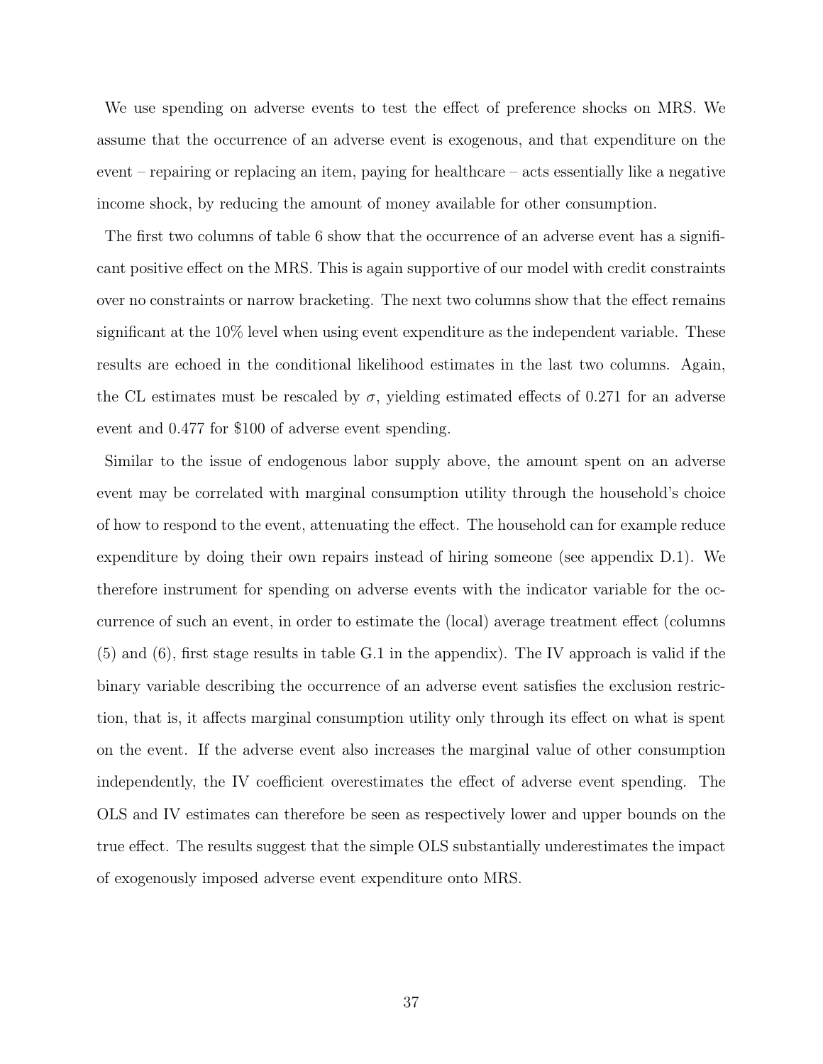We use spending on adverse events to test the effect of preference shocks on MRS. We assume that the occurrence of an adverse event is exogenous, and that expenditure on the event – repairing or replacing an item, paying for healthcare – acts essentially like a negative income shock, by reducing the amount of money available for other consumption.

The first two columns of table 6 show that the occurrence of an adverse event has a significant positive effect on the MRS. This is again supportive of our model with credit constraints over no constraints or narrow bracketing. The next two columns show that the effect remains significant at the 10% level when using event expenditure as the independent variable. These results are echoed in the conditional likelihood estimates in the last two columns. Again, the CL estimates must be rescaled by $\sigma$, yielding estimated effects of 0.271 for an adverse event and 0.477 for $100 of adverse event spending.

Similar to the issue of endogenous labor supply above, the amount spent on an adverse event may be correlated with marginal consumption utility through the household's choice of how to respond to the event, attenuating the effect. The household can for example reduce expenditure by doing their own repairs instead of hiring someone (see appendix D.1). We therefore instrument for spending on adverse events with the indicator variable for the occurrence of such an event, in order to estimate the (local) average treatment effect (columns (5) and (6), first stage results in table G.1 in the appendix). The IV approach is valid if the binary variable describing the occurrence of an adverse event satisfies the exclusion restriction, that is, it affects marginal consumption utility only through its effect on what is spent on the event. If the adverse event also increases the marginal value of other consumption independently, the IV coefficient overestimates the effect of adverse event spending. The OLS and IV estimates can therefore be seen as respectively lower and upper bounds on the true effect. The results suggest that the simple OLS substantially underestimates the impact of exogenously imposed adverse event expenditure onto MRS.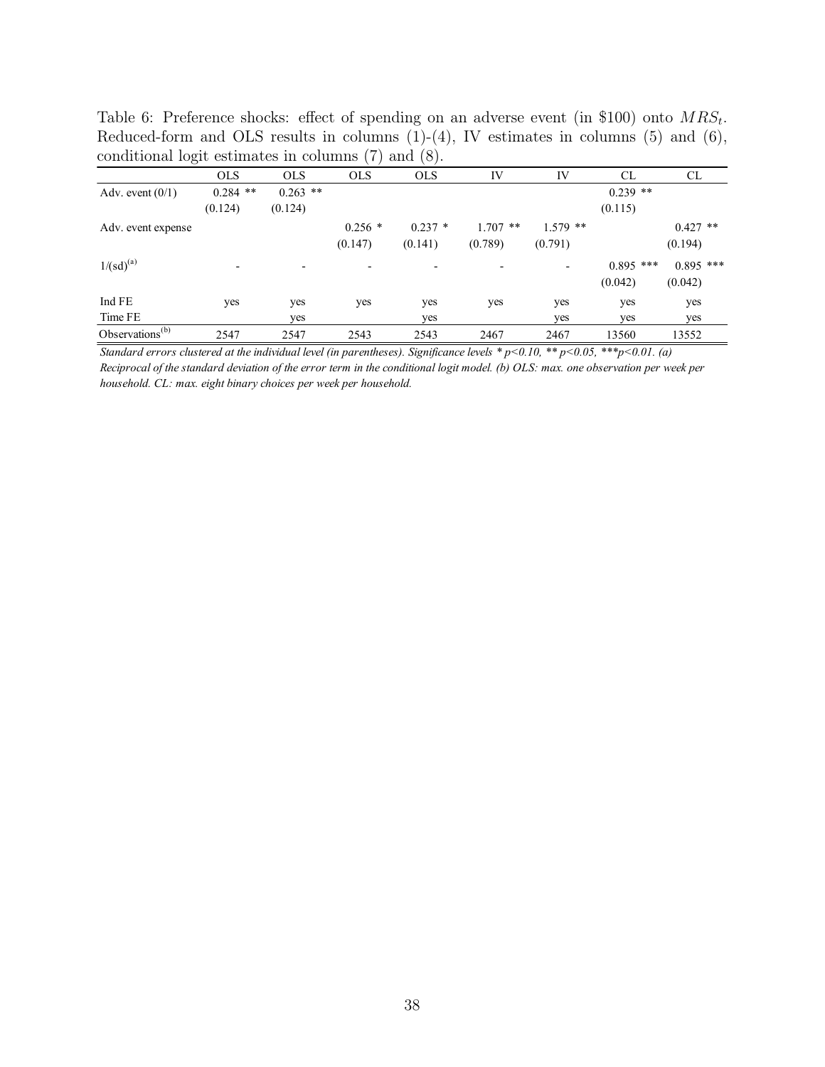Table 6: Preference shocks: effect of spending on an adverse event (in \$100) onto $MRS_t$. Reduced-form and OLS results in columns (1)-(4), IV estimates in columns (5) and (6), conditional logit estimates in columns (7) and (8).

| | OLS | OLS | OLS | OLS | IV | IV | CL | CL |
|---|---|---|---|---|---|---|---|---|
| Adv. event (0/1) | 0.284 ** | 0.263 ** | | | | | 0.239 ** | |
| | (0.124) | (0.124) | | | | | (0.115) | |
| Adv. event expense | | | 0.256 * | 0.237 * | 1.707 ** | 1.579 ** | | 0.427 ** |
| | | | (0.147) | (0.141) | (0.789) | (0.791) | | (0.194) |
| 1/(sd)[(a)] | - | - | - | - | - | - | 0.895 *** | 0.895 *** |
| | | | | | | | (0.042) | (0.042) |
| Ind FE | yes | yes | yes | yes | yes | yes | yes | yes |
| Time FE | | yes | | yes | | yes | yes | yes |
| Observations[(b)] | 2547 | 2547 | 2543 | 2543 | 2467 | 2467 | 13560 | 13552 |

*Standard errors clustered at the individual level (in parentheses). Significance levels * p<0.10, ** p<0.05, ***p<0.01. (a) Reciprocal of the standard deviation of the error term in the conditional logit model. (b) OLS: max. one observation per week per household. CL: max. eight binary choices per week per household.*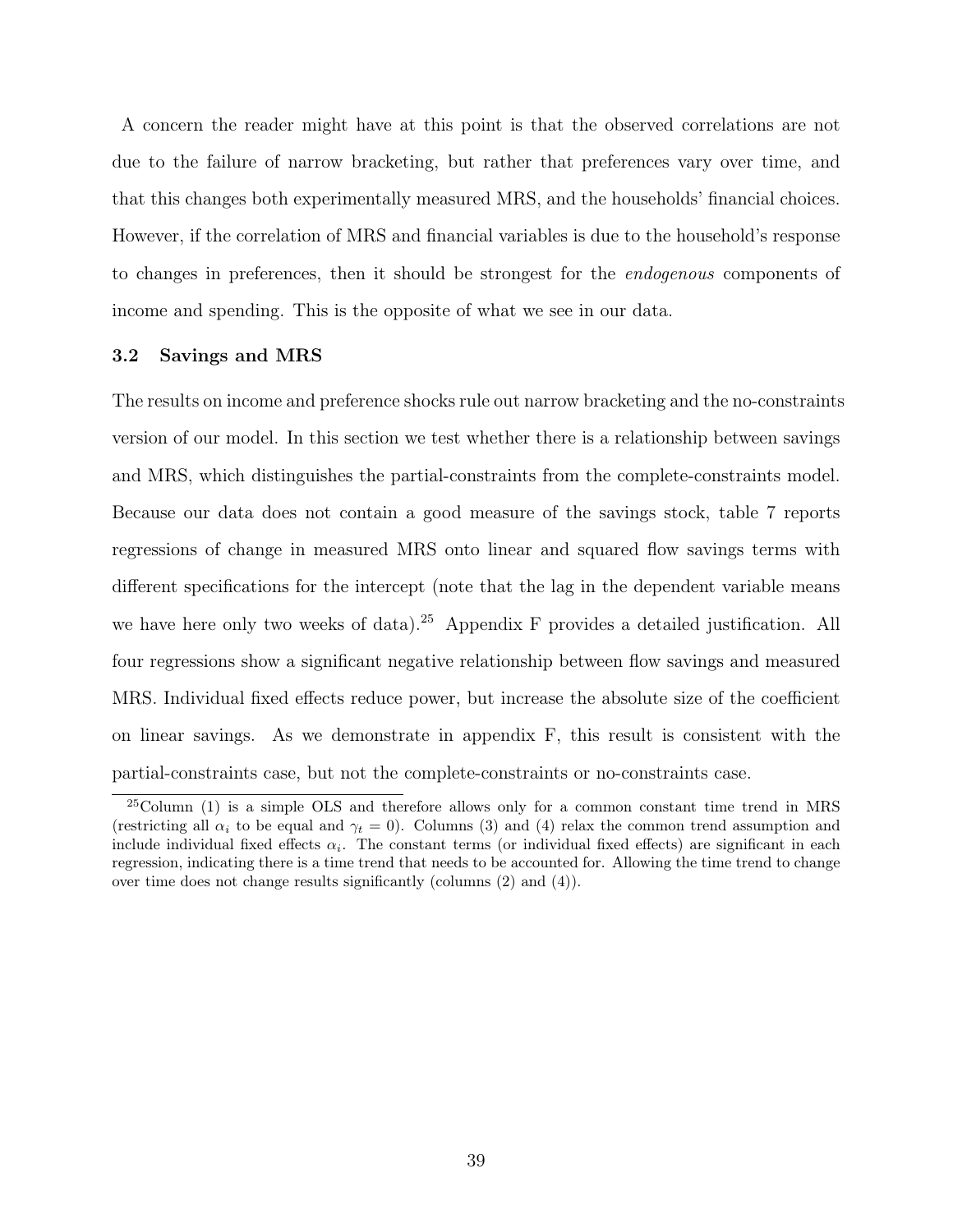A concern the reader might have at this point is that the observed correlations are not due to the failure of narrow bracketing, but rather that preferences vary over time, and that this changes both experimentally measured MRS, and the households' financial choices. However, if the correlation of MRS and financial variables is due to the household's response to changes in preferences, then it should be strongest for the *endogenous* components of income and spending. This is the opposite of what we see in our data.

### 3.2 Savings and MRS

The results on income and preference shocks rule out narrow bracketing and the no-constraints version of our model. In this section we test whether there is a relationship between savings and MRS, which distinguishes the partial-constraints from the complete-constraints model. Because our data does not contain a good measure of the savings stock, table 7 reports regressions of change in measured MRS onto linear and squared flow savings terms with different specifications for the intercept (note that the lag in the dependent variable means we have here only two weeks of data).[25] Appendix F provides a detailed justification. All four regressions show a significant negative relationship between flow savings and measured MRS. Individual fixed effects reduce power, but increase the absolute size of the coefficient on linear savings. As we demonstrate in appendix F, this result is consistent with the partial-constraints case, but not the complete-constraints or no-constraints case.

[25] Column (1) is a simple OLS and therefore allows only for a common constant time trend in MRS (restricting all $\alpha_i$ to be equal and $\gamma_t = 0$). Columns (3) and (4) relax the common trend assumption and include individual fixed effects $\alpha_i$. The constant terms (or individual fixed effects) are significant in each regression, indicating there is a time trend that needs to be accounted for. Allowing the time trend to change over time does not change results significantly (columns (2) and (4)).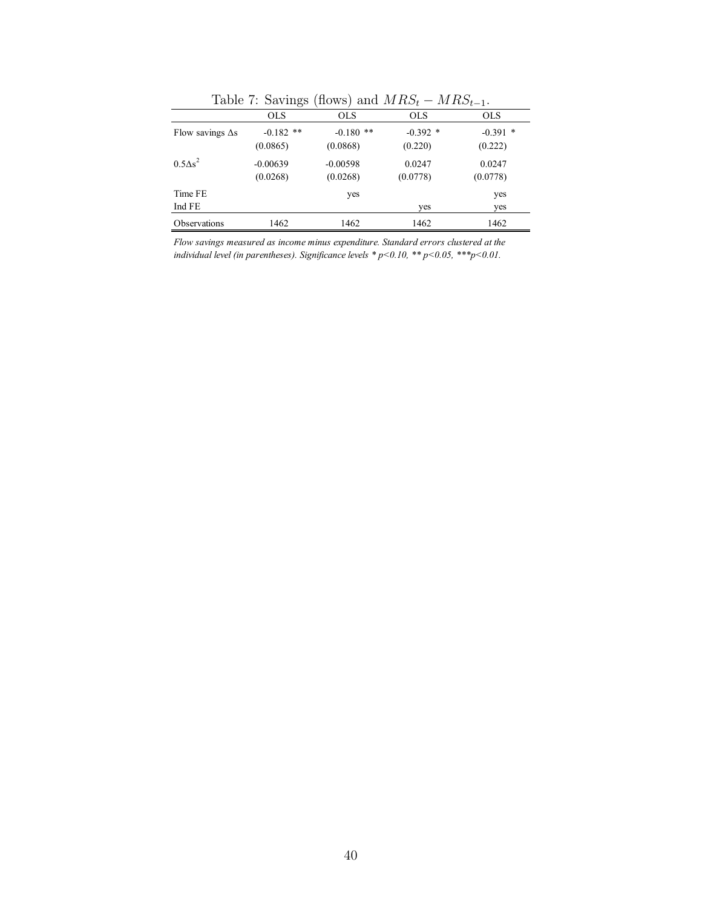Table 7: Savings (flows) and $MRS_t - MRS_{t-1}$.

| | OLS | OLS | OLS | OLS |
|---|---|---|---|---|
| Flow savings $\Delta s$ | -0.182 ** | -0.180 ** | -0.392 * | -0.391 * |
| | (0.0865) | (0.0868) | (0.220) | (0.222) |
| $0.5\Delta s^2$ | -0.00639 | -0.00598 | 0.0247 | 0.0247 |
| | (0.0268) | (0.0268) | (0.0778) | (0.0778) |
| Time FE | | yes | | yes |
| Ind FE | | | yes | yes |
| Observations | 1462 | 1462 | 1462 | 1462 |

*Flow savings measured as income minus expenditure. Standard errors clustered at the individual level (in parentheses). Significance levels * p<0.10, ** p<0.05, ***p<0.01.*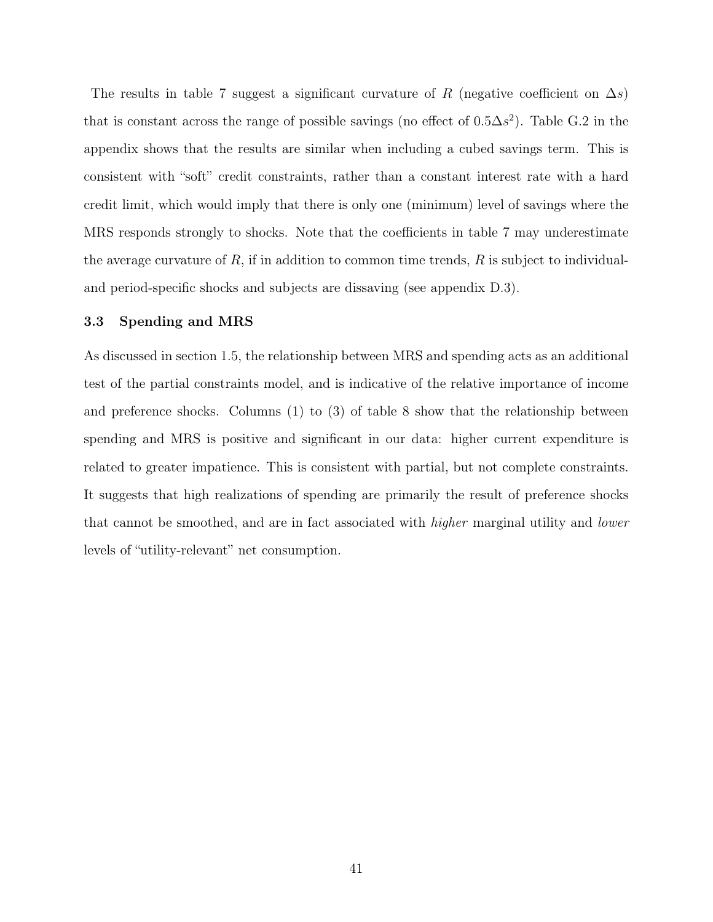The results in table 7 suggest a significant curvature of $R$ (negative coefficient on $\Delta s$) that is constant across the range of possible savings (no effect of $0.5\Delta s^2$). Table G.2 in the appendix shows that the results are similar when including a cubed savings term. This is consistent with "soft" credit constraints, rather than a constant interest rate with a hard credit limit, which would imply that there is only one (minimum) level of savings where the MRS responds strongly to shocks. Note that the coefficients in table 7 may underestimate the average curvature of $R$, if in addition to common time trends, $R$ is subject to individual- and period-specific shocks and subjects are dissaving (see appendix D.3).

### 3.3 Spending and MRS

As discussed in section 1.5, the relationship between MRS and spending acts as an additional test of the partial constraints model, and is indicative of the relative importance of income and preference shocks. Columns (1) to (3) of table 8 show that the relationship between spending and MRS is positive and significant in our data: higher current expenditure is related to greater impatience. This is consistent with partial, but not complete constraints. It suggests that high realizations of spending are primarily the result of preference shocks that cannot be smoothed, and are in fact associated with *higher* marginal utility and *lower* levels of "utility-relevant" net consumption.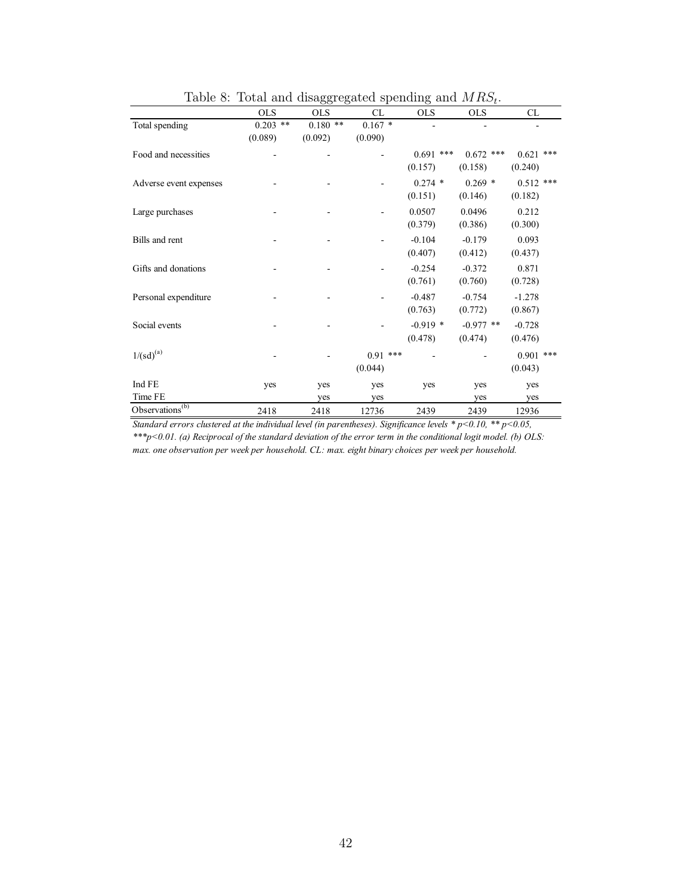Table 8: Total and disaggregated spending and $MRS_t$.

| | OLS | OLS | CL | OLS | OLS | CL |
|---|---|---|---|---|---|---|
| Total spending | 0.203 ** | 0.180 ** | 0.167 * | - | - | - |
| | (0.089) | (0.092) | (0.090) | | | |
| Food and necessities | - | - | - | 0.691 *** | 0.672 *** | 0.621 *** |
| | | | | (0.157) | (0.158) | (0.240) |
| Adverse event expenses | - | - | - | 0.274 * | 0.269 * | 0.512 *** |
| | | | | (0.151) | (0.146) | (0.182) |
| Large purchases | - | - | - | 0.0507 | 0.0496 | 0.212 |
| | | | | (0.379) | (0.386) | (0.300) |
| Bills and rent | - | - | - | -0.104 | -0.179 | 0.093 |
| | | | | (0.407) | (0.412) | (0.437) |
| Gifts and donations | - | - | - | -0.254 | -0.372 | 0.871 |
| | | | | (0.761) | (0.760) | (0.728) |
| Personal expenditure | - | - | - | -0.487 | -0.754 | -1.278 |
| | | | | (0.763) | (0.772) | (0.867) |
| Social events | - | - | - | -0.919 * | -0.977 ** | -0.728 |
| | | | | (0.478) | (0.474) | (0.476) |
| 1/(sd)[(a)] | - | - | 0.91 *** | - | - | 0.901 *** |
| | | | (0.044) | | | (0.043) |
| Ind FE | yes | yes | yes | yes | yes | yes |
| Time FE | | yes | yes | | yes | yes |
| Observations[(b)] | 2418 | 2418 | 12736 | 2439 | 2439 | 12936 |

*Standard errors clustered at the individual level (in parentheses). Significance levels * p<0.10, ** p<0.05, ***p<0.01. (a) Reciprocal of the standard deviation of the error term in the conditional logit model. (b) OLS: max. one observation per week per household. CL: max. eight binary choices per week per household.*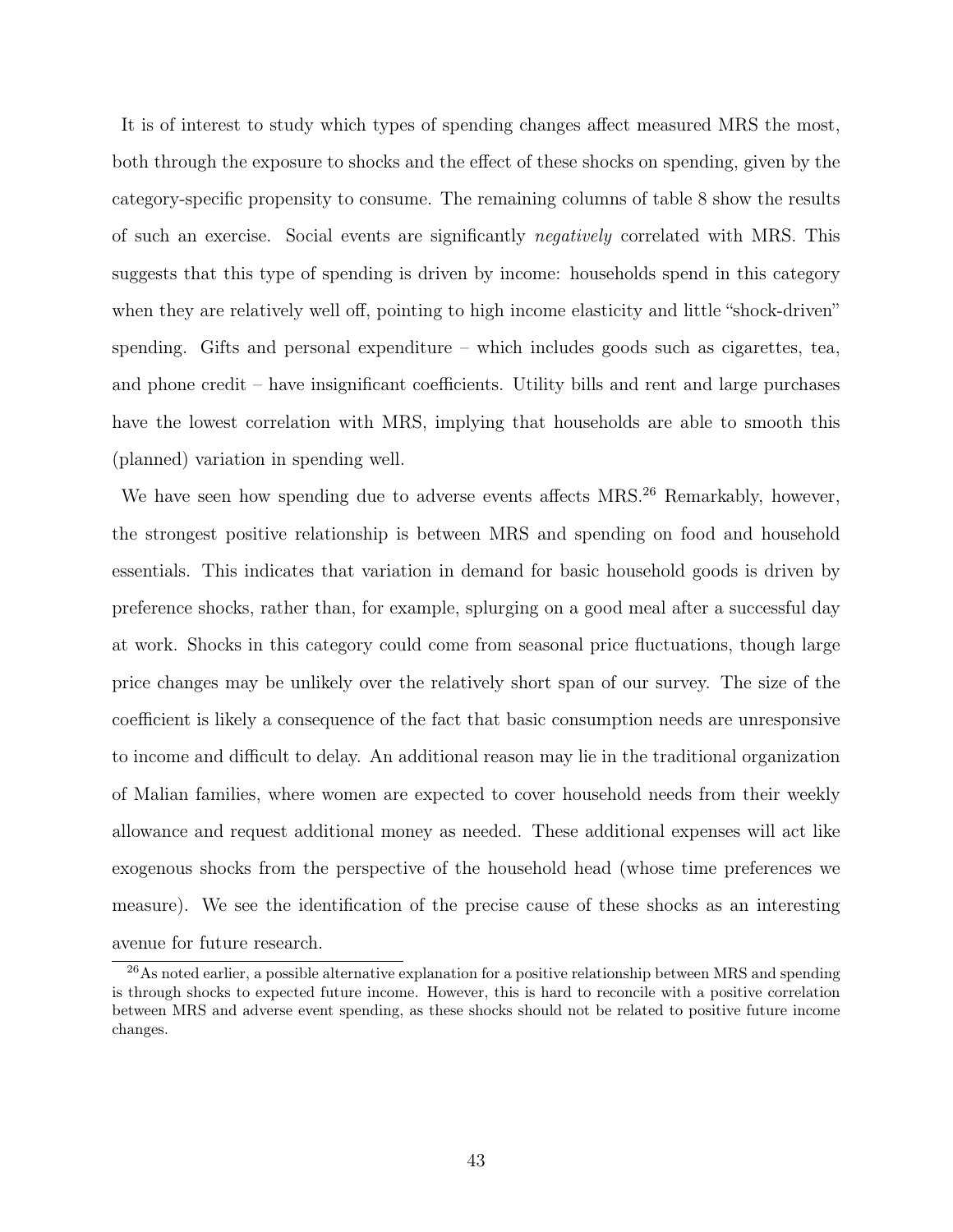It is of interest to study which types of spending changes affect measured MRS the most, both through the exposure to shocks and the effect of these shocks on spending, given by the category-specific propensity to consume. The remaining columns of table 8 show the results of such an exercise. Social events are significantly *negatively* correlated with MRS. This suggests that this type of spending is driven by income: households spend in this category when they are relatively well off, pointing to high income elasticity and little "shock-driven" spending. Gifts and personal expenditure – which includes goods such as cigarettes, tea, and phone credit – have insignificant coefficients. Utility bills and rent and large purchases have the lowest correlation with MRS, implying that households are able to smooth this (planned) variation in spending well.

We have seen how spending due to adverse events affects MRS.[26] Remarkably, however, the strongest positive relationship is between MRS and spending on food and household essentials. This indicates that variation in demand for basic household goods is driven by preference shocks, rather than, for example, splurging on a good meal after a successful day at work. Shocks in this category could come from seasonal price fluctuations, though large price changes may be unlikely over the relatively short span of our survey. The size of the coefficient is likely a consequence of the fact that basic consumption needs are unresponsive to income and difficult to delay. An additional reason may lie in the traditional organization of Malian families, where women are expected to cover household needs from their weekly allowance and request additional money as needed. These additional expenses will act like exogenous shocks from the perspective of the household head (whose time preferences we measure). We see the identification of the precise cause of these shocks as an interesting avenue for future research.

[26] As noted earlier, a possible alternative explanation for a positive relationship between MRS and spending is through shocks to expected future income. However, this is hard to reconcile with a positive correlation between MRS and adverse event spending, as these shocks should not be related to positive future income changes.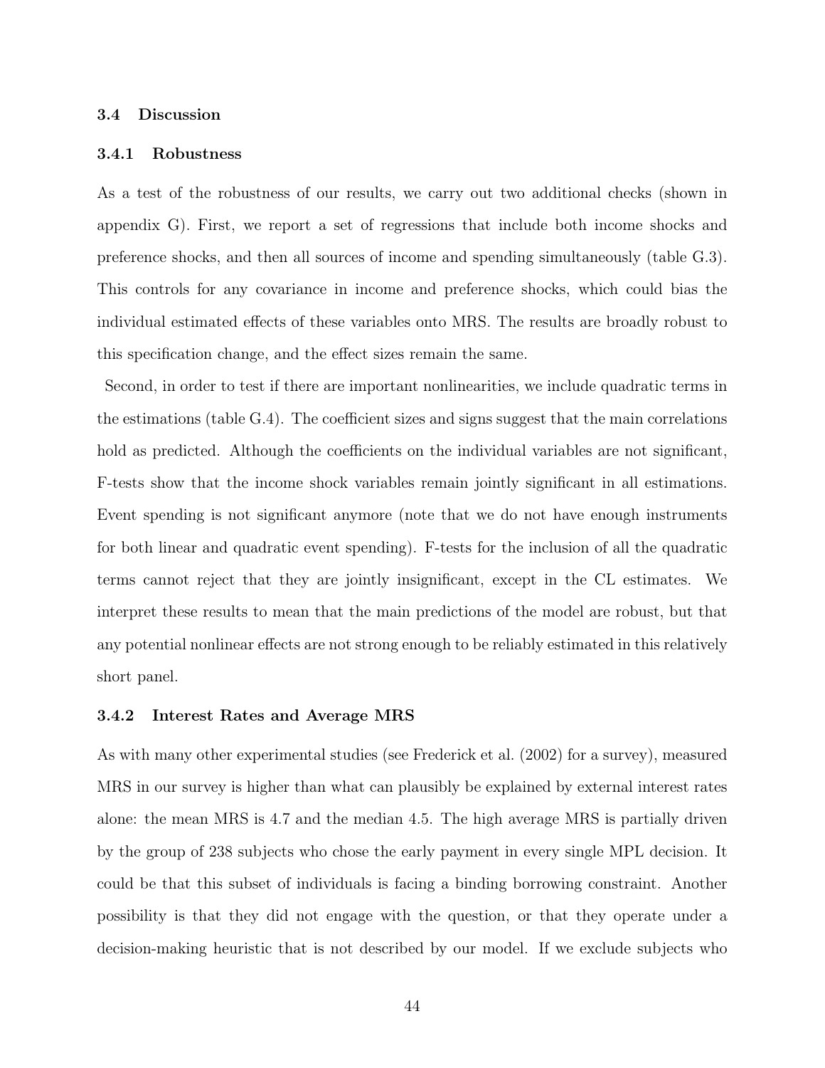### 3.4 Discussion

#### 3.4.1 Robustness

As a test of the robustness of our results, we carry out two additional checks (shown in appendix G). First, we report a set of regressions that include both income shocks and preference shocks, and then all sources of income and spending simultaneously (table G.3). This controls for any covariance in income and preference shocks, which could bias the individual estimated effects of these variables onto MRS. The results are broadly robust to this specification change, and the effect sizes remain the same.

Second, in order to test if there are important nonlinearities, we include quadratic terms in the estimations (table G.4). The coefficient sizes and signs suggest that the main correlations hold as predicted. Although the coefficients on the individual variables are not significant, F-tests show that the income shock variables remain jointly significant in all estimations. Event spending is not significant anymore (note that we do not have enough instruments for both linear and quadratic event spending). F-tests for the inclusion of all the quadratic terms cannot reject that they are jointly insignificant, except in the CL estimates. We interpret these results to mean that the main predictions of the model are robust, but that any potential nonlinear effects are not strong enough to be reliably estimated in this relatively short panel.

#### 3.4.2 Interest Rates and Average MRS

As with many other experimental studies (see Frederick et al. (2002) for a survey), measured MRS in our survey is higher than what can plausibly be explained by external interest rates alone: the mean MRS is 4.7 and the median 4.5. The high average MRS is partially driven by the group of 238 subjects who chose the early payment in every single MPL decision. It could be that this subset of individuals is facing a binding borrowing constraint. Another possibility is that they did not engage with the question, or that they operate under a decision-making heuristic that is not described by our model. If we exclude subjects who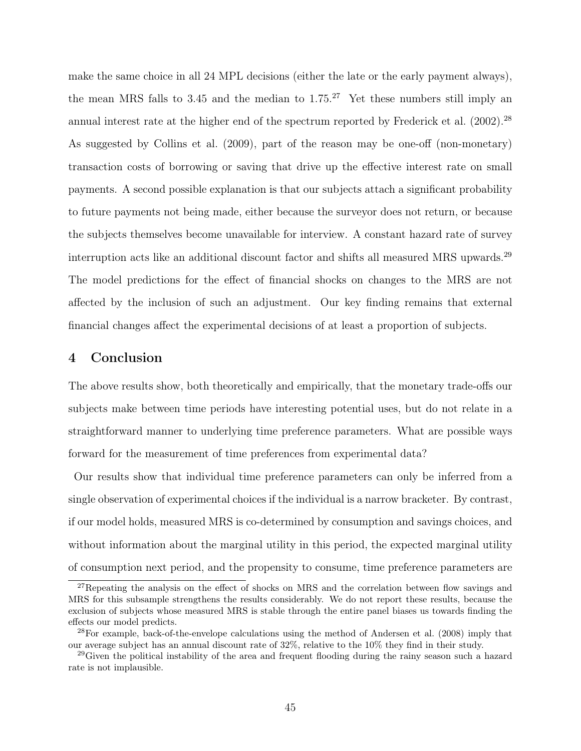make the same choice in all 24 MPL decisions (either the late or the early payment always), the mean MRS falls to 3.45 and the median to 1.75.[27] Yet these numbers still imply an annual interest rate at the higher end of the spectrum reported by Frederick et al. (2002).[28] As suggested by Collins et al. (2009), part of the reason may be one-off (non-monetary) transaction costs of borrowing or saving that drive up the effective interest rate on small payments. A second possible explanation is that our subjects attach a significant probability to future payments not being made, either because the surveyor does not return, or because the subjects themselves become unavailable for interview. A constant hazard rate of survey interruption acts like an additional discount factor and shifts all measured MRS upwards.[29] The model predictions for the effect of financial shocks on changes to the MRS are not affected by the inclusion of such an adjustment. Our key finding remains that external financial changes affect the experimental decisions of at least a proportion of subjects.

## 4 Conclusion

The above results show, both theoretically and empirically, that the monetary trade-offs our subjects make between time periods have interesting potential uses, but do not relate in a straightforward manner to underlying time preference parameters. What are possible ways forward for the measurement of time preferences from experimental data?

Our results show that individual time preference parameters can only be inferred from a single observation of experimental choices if the individual is a narrow bracketer. By contrast, if our model holds, measured MRS is co-determined by consumption and savings choices, and without information about the marginal utility in this period, the expected marginal utility of consumption next period, and the propensity to consume, time preference parameters are

[27] Repeating the analysis on the effect of shocks on MRS and the correlation between flow savings and MRS for this subsample strengthens the results considerably. We do not report these results, because the exclusion of subjects whose measured MRS is stable through the entire panel biases us towards finding the effects our model predicts.

[28] For example, back-of-the-envelope calculations using the method of Andersen et al. (2008) imply that our average subject has an annual discount rate of 32%, relative to the 10% they find in their study.

[29] Given the political instability of the area and frequent flooding during the rainy season such a hazard rate is not implausible.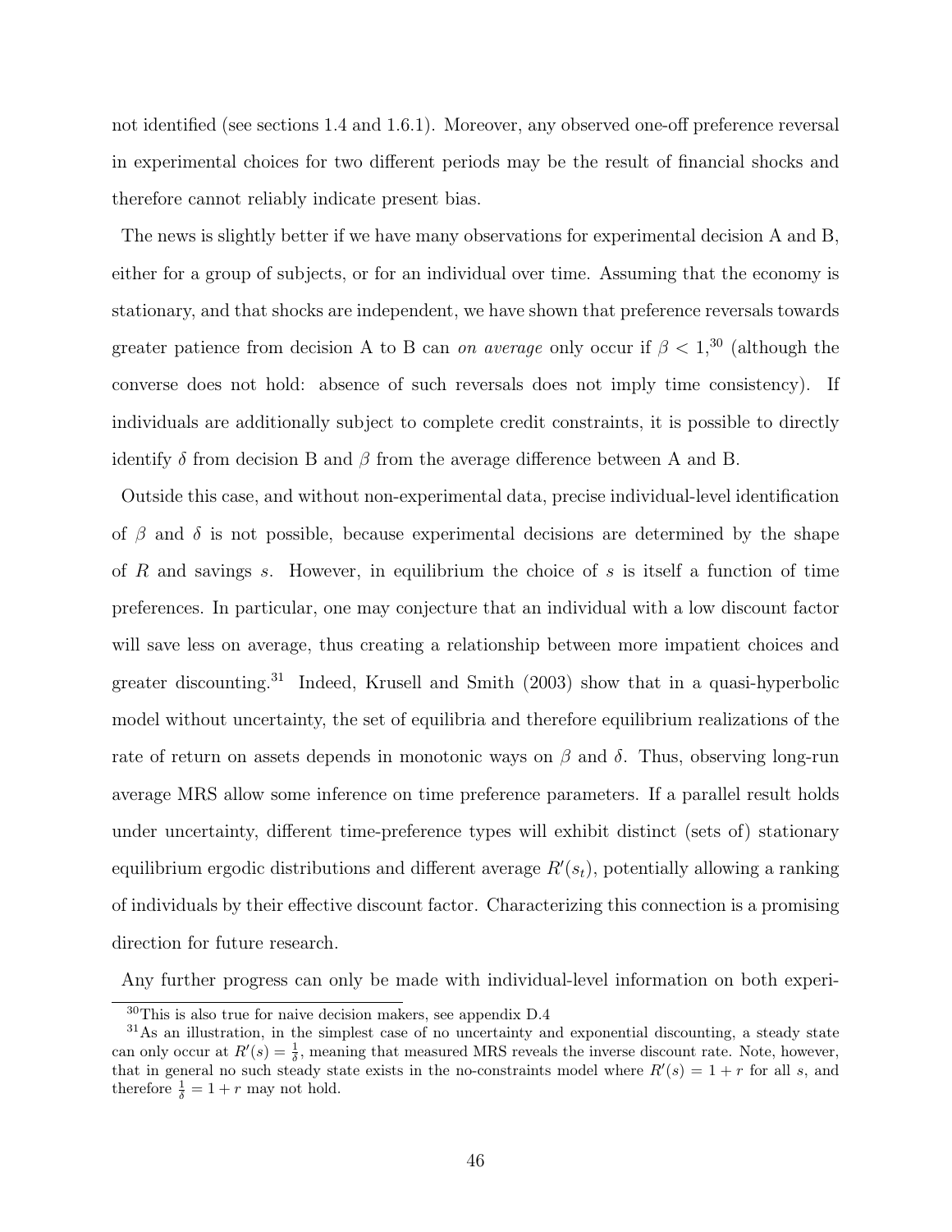not identified (see sections 1.4 and 1.6.1). Moreover, any observed one-off preference reversal in experimental choices for two different periods may be the result of financial shocks and therefore cannot reliably indicate present bias.

The news is slightly better if we have many observations for experimental decision A and B, either for a group of subjects, or for an individual over time. Assuming that the economy is stationary, and that shocks are independent, we have shown that preference reversals towards greater patience from decision A to B can *on average* only occur if $\beta < 1$,[30] (although the converse does not hold: absence of such reversals does not imply time consistency). If individuals are additionally subject to complete credit constraints, it is possible to directly identify $\delta$ from decision B and $\beta$ from the average difference between A and B.

Outside this case, and without non-experimental data, precise individual-level identification of $\beta$ and $\delta$ is not possible, because experimental decisions are determined by the shape of $R$ and savings $s$. However, in equilibrium the choice of $s$ is itself a function of time preferences. In particular, one may conjecture that an individual with a low discount factor will save less on average, thus creating a relationship between more impatient choices and greater discounting.[31] Indeed, Krusell and Smith (2003) show that in a quasi-hyperbolic model without uncertainty, the set of equilibria and therefore equilibrium realizations of the rate of return on assets depends in monotonic ways on $\beta$ and $\delta$. Thus, observing long-run average MRS allow some inference on time preference parameters. If a parallel result holds under uncertainty, different time-preference types will exhibit distinct (sets of) stationary equilibrium ergodic distributions and different average $R'(s_t)$, potentially allowing a ranking of individuals by their effective discount factor. Characterizing this connection is a promising direction for future research.

Any further progress can only be made with individual-level information on both experi-

[30] This is also true for naive decision makers, see appendix D.4

[31] As an illustration, in the simplest case of no uncertainty and exponential discounting, a steady state can only occur at $R'(s) = \frac{1}{\delta}$, meaning that measured MRS reveals the inverse discount rate. Note, however, that in general no such steady state exists in the no-constraints model where $R'(s) = 1 + r$ for all $s$, and therefore $\frac{1}{\delta} = 1 + r$ may not hold.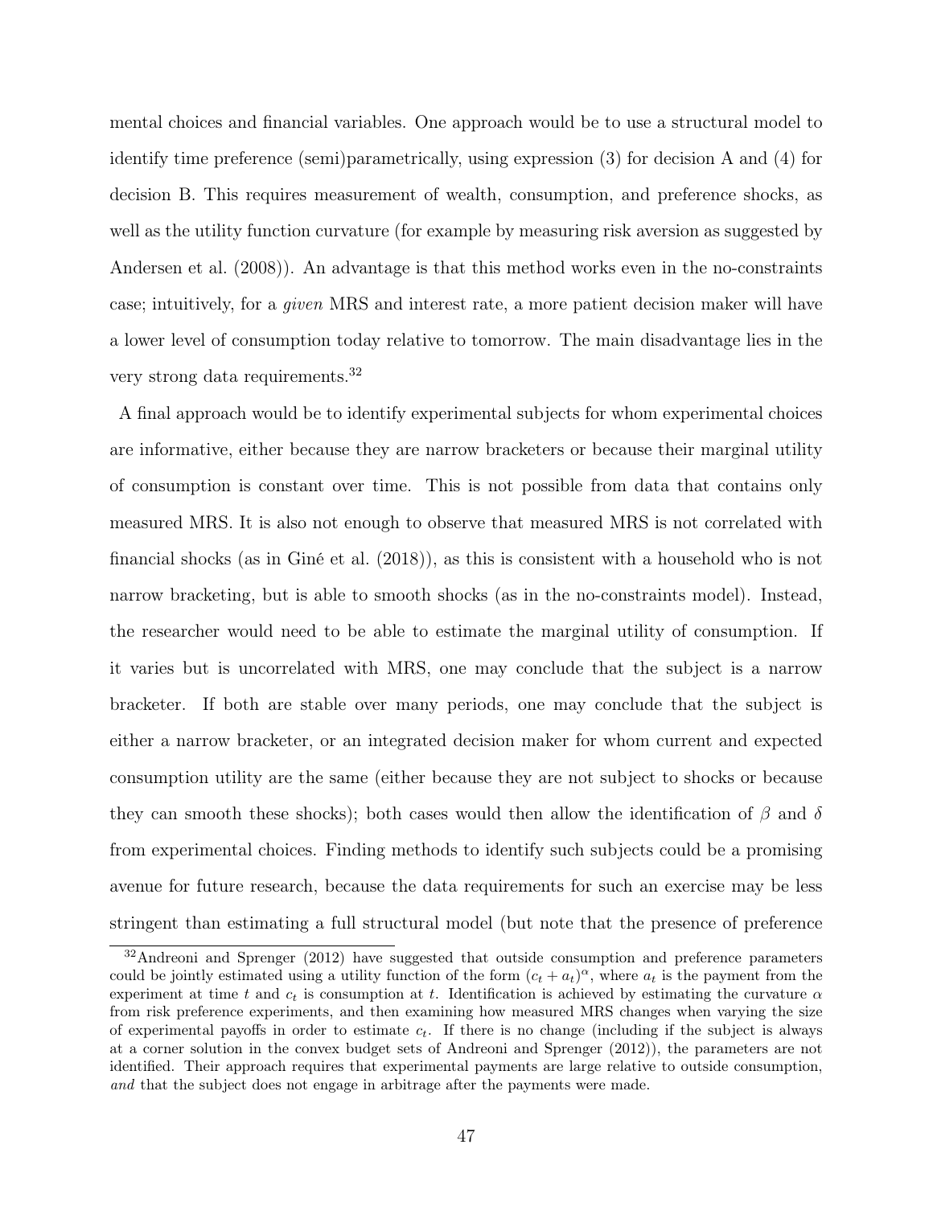mental choices and financial variables. One approach would be to use a structural model to identify time preference (semi)parametrically, using expression (3) for decision A and (4) for decision B. This requires measurement of wealth, consumption, and preference shocks, as well as the utility function curvature (for example by measuring risk aversion as suggested by Andersen et al. (2008)). An advantage is that this method works even in the no-constraints case; intuitively, for a *given* MRS and interest rate, a more patient decision maker will have a lower level of consumption today relative to tomorrow. The main disadvantage lies in the very strong data requirements.[32]

A final approach would be to identify experimental subjects for whom experimental choices are informative, either because they are narrow bracketers or because their marginal utility of consumption is constant over time. This is not possible from data that contains only measured MRS. It is also not enough to observe that measured MRS is not correlated with financial shocks (as in Giné et al. (2018)), as this is consistent with a household who is not narrow bracketing, but is able to smooth shocks (as in the no-constraints model). Instead, the researcher would need to be able to estimate the marginal utility of consumption. If it varies but is uncorrelated with MRS, one may conclude that the subject is a narrow bracketer. If both are stable over many periods, one may conclude that the subject is either a narrow bracketer, or an integrated decision maker for whom current and expected consumption utility are the same (either because they are not subject to shocks or because they can smooth these shocks); both cases would then allow the identification of $\beta$ and $\delta$ from experimental choices. Finding methods to identify such subjects could be a promising avenue for future research, because the data requirements for such an exercise may be less stringent than estimating a full structural model (but note that the presence of preference

[32] Andreoni and Sprenger (2012) have suggested that outside consumption and preference parameters could be jointly estimated using a utility function of the form $(c_t + a_t)^\alpha$, where $a_t$ is the payment from the experiment at time $t$ and $c_t$ is consumption at $t$. Identification is achieved by estimating the curvature $\alpha$ from risk preference experiments, and then examining how measured MRS changes when varying the size of experimental payoffs in order to estimate $c_t$. If there is no change (including if the subject is always at a corner solution in the convex budget sets of Andreoni and Sprenger (2012)), the parameters are not identified. Their approach requires that experimental payments are large relative to outside consumption, *and* that the subject does not engage in arbitrage after the payments were made.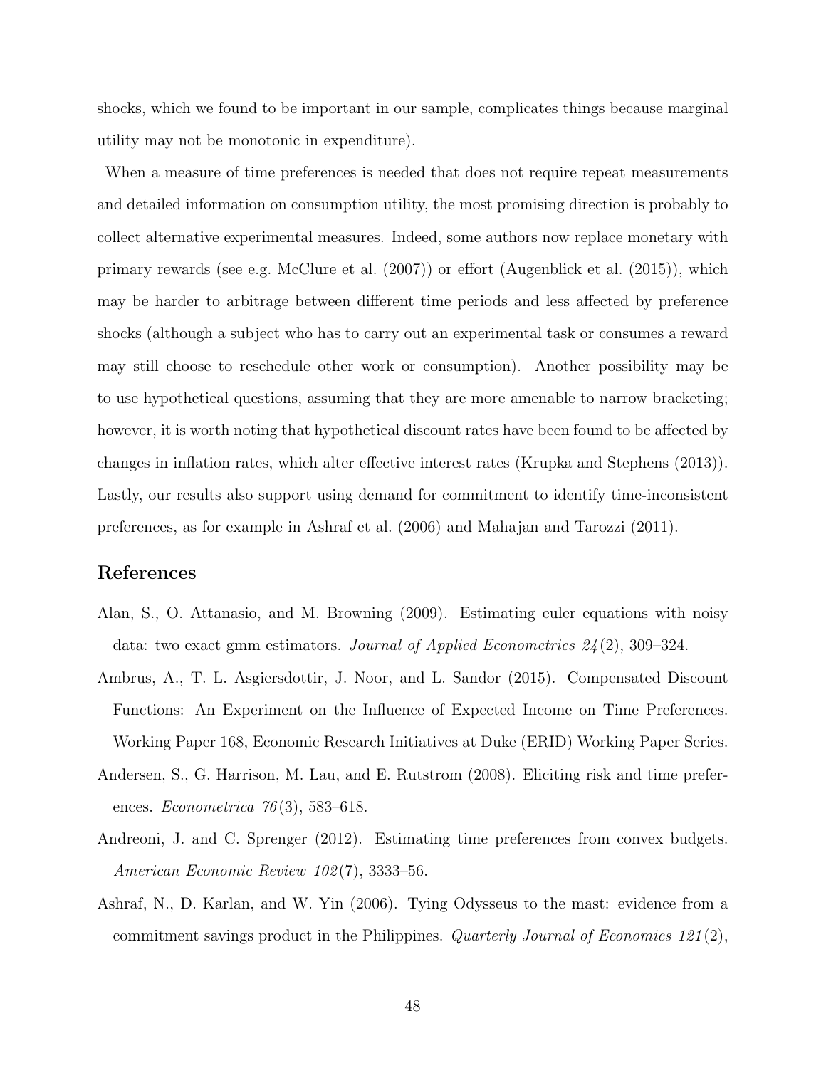shocks, which we found to be important in our sample, complicates things because marginal utility may not be monotonic in expenditure).

When a measure of time preferences is needed that does not require repeat measurements and detailed information on consumption utility, the most promising direction is probably to collect alternative experimental measures. Indeed, some authors now replace monetary with primary rewards (see e.g. McClure et al. (2007)) or effort (Augenblick et al. (2015)), which may be harder to arbitrage between different time periods and less affected by preference shocks (although a subject who has to carry out an experimental task or consumes a reward may still choose to reschedule other work or consumption). Another possibility may be to use hypothetical questions, assuming that they are more amenable to narrow bracketing; however, it is worth noting that hypothetical discount rates have been found to be affected by changes in inflation rates, which alter effective interest rates (Krupka and Stephens (2013)). Lastly, our results also support using demand for commitment to identify time-inconsistent preferences, as for example in Ashraf et al. (2006) and Mahajan and Tarozzi (2011).

## References

Alan, S., O. Attanasio, and M. Browning (2009). Estimating euler equations with noisy data: two exact gmm estimators. *Journal of Applied Econometrics 24*(2), 309–324.

Ambrus, A., T. L. Asgiersdottir, J. Noor, and L. Sandor (2015). Compensated Discount Functions: An Experiment on the Influence of Expected Income on Time Preferences. Working Paper 168, Economic Research Initiatives at Duke (ERID) Working Paper Series.

Andersen, S., G. Harrison, M. Lau, and E. Rutstrom (2008). Eliciting risk and time preferences. *Econometrica 76*(3), 583–618.

Andreoni, J. and C. Sprenger (2012). Estimating time preferences from convex budgets. *American Economic Review 102*(7), 3333–56.

Ashraf, N., D. Karlan, and W. Yin (2006). Tying Odysseus to the mast: evidence from a commitment savings product in the Philippines. *Quarterly Journal of Economics 121*(2),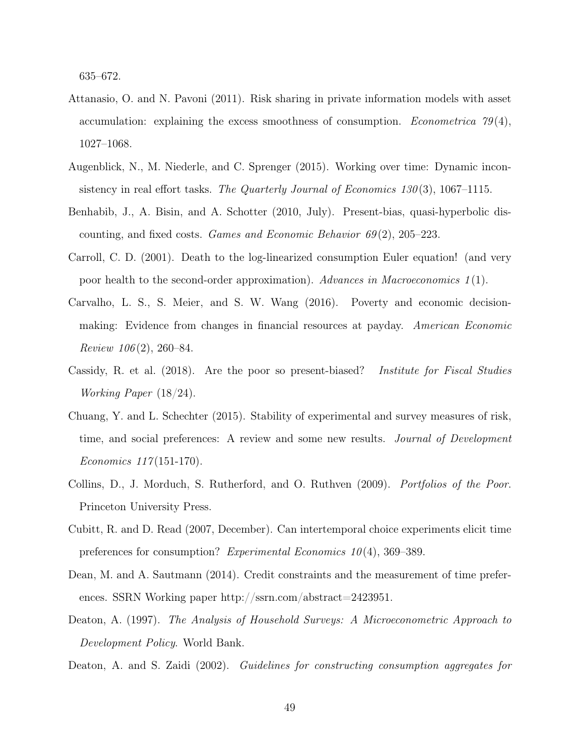635–672.

Attanasio, O. and N. Pavoni (2011). Risk sharing in private information models with asset accumulation: explaining the excess smoothness of consumption. *Econometrica 79*(4), 1027–1068.

Augenblick, N., M. Niederle, and C. Sprenger (2015). Working over time: Dynamic inconsistency in real effort tasks. *The Quarterly Journal of Economics 130*(3), 1067–1115.

Benhabib, J., A. Bisin, and A. Schotter (2010, July). Present-bias, quasi-hyperbolic discounting, and fixed costs. *Games and Economic Behavior 69*(2), 205–223.

Carroll, C. D. (2001). Death to the log-linearized consumption Euler equation! (and very poor health to the second-order approximation). *Advances in Macroeconomics 1*(1).

Carvalho, L. S., S. Meier, and S. W. Wang (2016). Poverty and economic decision-making: Evidence from changes in financial resources at payday. *American Economic Review 106*(2), 260–84.

Cassidy, R. et al. (2018). Are the poor so present-biased? *Institute for Fiscal Studies Working Paper* (18/24).

Chuang, Y. and L. Schechter (2015). Stability of experimental and survey measures of risk, time, and social preferences: A review and some new results. *Journal of Development Economics 117*(151-170).

Collins, D., J. Morduch, S. Rutherford, and O. Ruthven (2009). *Portfolios of the Poor*. Princeton University Press.

Cubitt, R. and D. Read (2007, December). Can intertemporal choice experiments elicit time preferences for consumption? *Experimental Economics 10*(4), 369–389.

Dean, M. and A. Sautmann (2014). Credit constraints and the measurement of time preferences. SSRN Working paper http://ssrn.com/abstract=2423951.

Deaton, A. (1997). *The Analysis of Household Surveys: A Microeconometric Approach to Development Policy*. World Bank.

Deaton, A. and S. Zaidi (2002). *Guidelines for constructing consumption aggregates for*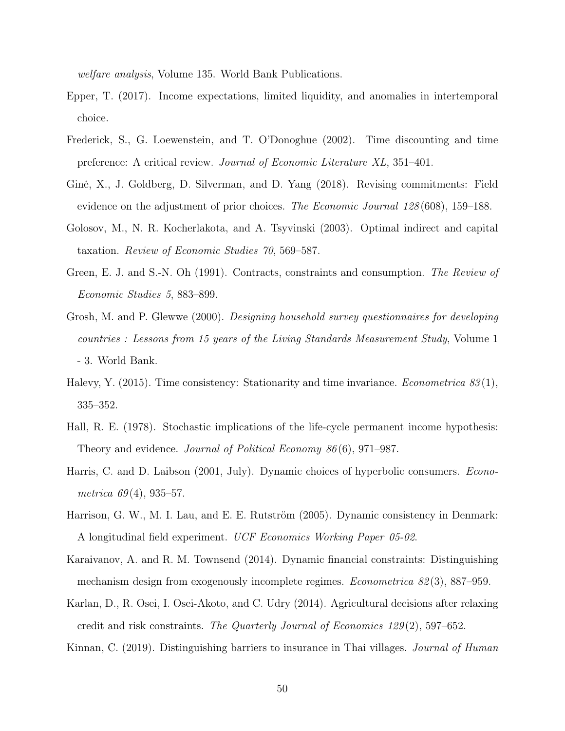*welfare analysis*, Volume 135. World Bank Publications.

Epper, T. (2017). Income expectations, limited liquidity, and anomalies in intertemporal choice.

Frederick, S., G. Loewenstein, and T. O'Donoghue (2002). Time discounting and time preference: A critical review. *Journal of Economic Literature XL*, 351–401.

Giné, X., J. Goldberg, D. Silverman, and D. Yang (2018). Revising commitments: Field evidence on the adjustment of prior choices. *The Economic Journal 128*(608), 159–188.

Golosov, M., N. R. Kocherlakota, and A. Tsyvinski (2003). Optimal indirect and capital taxation. *Review of Economic Studies 70*, 569–587.

Green, E. J. and S.-N. Oh (1991). Contracts, constraints and consumption. *The Review of Economic Studies 5*, 883–899.

Grosh, M. and P. Glewwe (2000). *Designing household survey questionnaires for developing countries : Lessons from 15 years of the Living Standards Measurement Study*, Volume 1 - 3. World Bank.

Halevy, Y. (2015). Time consistency: Stationarity and time invariance. *Econometrica 83*(1), 335–352.

Hall, R. E. (1978). Stochastic implications of the life-cycle permanent income hypothesis: Theory and evidence. *Journal of Political Economy 86*(6), 971–987.

Harris, C. and D. Laibson (2001, July). Dynamic choices of hyperbolic consumers. *Econometrica 69*(4), 935–57.

Harrison, G. W., M. I. Lau, and E. E. Rutström (2005). Dynamic consistency in Denmark: A longitudinal field experiment. *UCF Economics Working Paper 05-02*.

Karaivanov, A. and R. M. Townsend (2014). Dynamic financial constraints: Distinguishing mechanism design from exogenously incomplete regimes. *Econometrica 82*(3), 887–959.

Karlan, D., R. Osei, I. Osei-Akoto, and C. Udry (2014). Agricultural decisions after relaxing credit and risk constraints. *The Quarterly Journal of Economics 129*(2), 597–652.

Kinnan, C. (2019). Distinguishing barriers to insurance in Thai villages. *Journal of Human*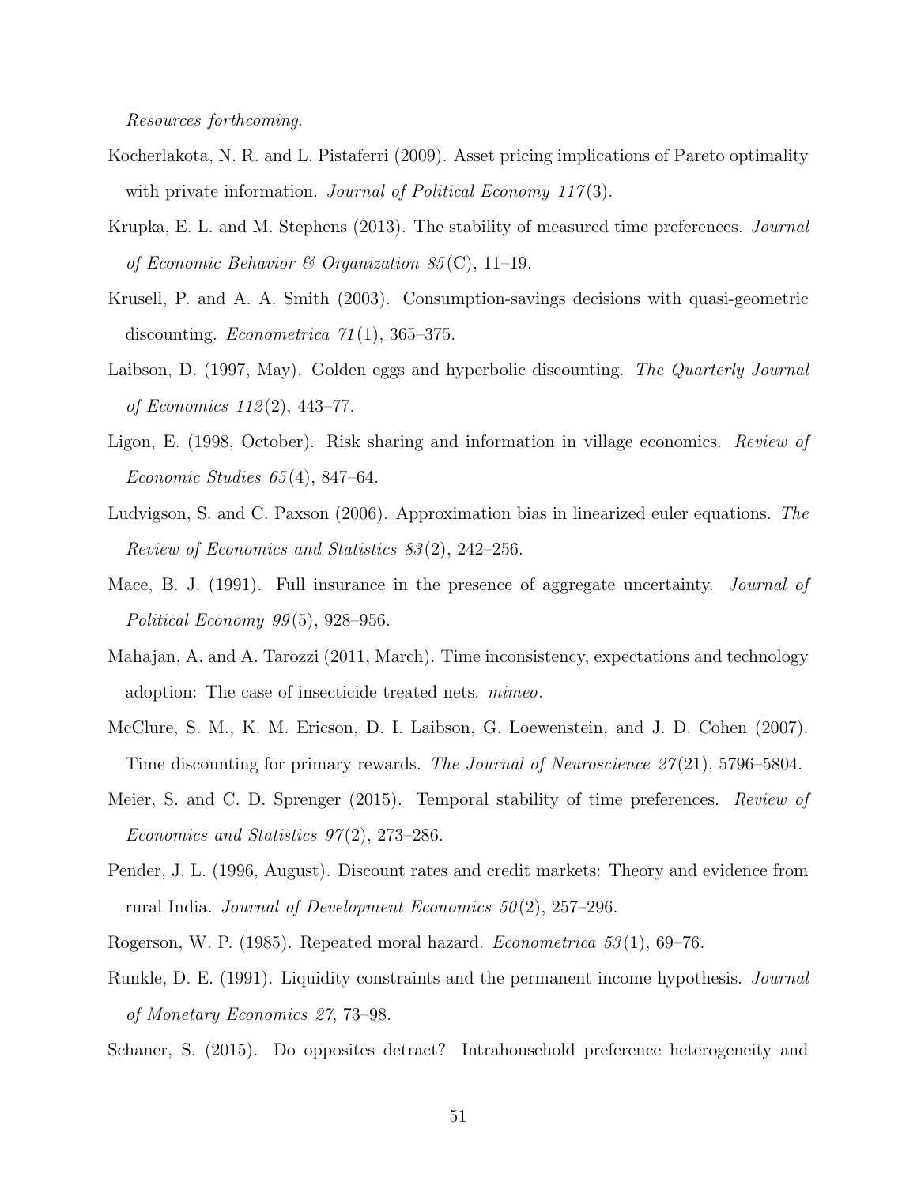*Resources forthcoming*.

Kocherlakota, N. R. and L. Pistaferri (2009). Asset pricing implications of Pareto optimality with private information. *Journal of Political Economy 117*(3).

Krupka, E. L. and M. Stephens (2013). The stability of measured time preferences. *Journal of Economic Behavior & Organization 85*(C), 11–19.

Krusell, P. and A. A. Smith (2003). Consumption-savings decisions with quasi-geometric discounting. *Econometrica 71*(1), 365–375.

Laibson, D. (1997, May). Golden eggs and hyperbolic discounting. *The Quarterly Journal of Economics 112*(2), 443–77.

Ligon, E. (1998, October). Risk sharing and information in village economics. *Review of Economic Studies 65*(4), 847–64.

Ludvigson, S. and C. Paxson (2006). Approximation bias in linearized euler equations. *The Review of Economics and Statistics 83*(2), 242–256.

Mace, B. J. (1991). Full insurance in the presence of aggregate uncertainty. *Journal of Political Economy 99*(5), 928–956.

Mahajan, A. and A. Tarozzi (2011, March). Time inconsistency, expectations and technology adoption: The case of insecticide treated nets. *mimeo*.

McClure, S. M., K. M. Ericson, D. I. Laibson, G. Loewenstein, and J. D. Cohen (2007). Time discounting for primary rewards. *The Journal of Neuroscience 27*(21), 5796–5804.

Meier, S. and C. D. Sprenger (2015). Temporal stability of time preferences. *Review of Economics and Statistics 97*(2), 273–286.

Pender, J. L. (1996, August). Discount rates and credit markets: Theory and evidence from rural India. *Journal of Development Economics 50*(2), 257–296.

Rogerson, W. P. (1985). Repeated moral hazard. *Econometrica 53*(1), 69–76.

Runkle, D. E. (1991). Liquidity constraints and the permanent income hypothesis. *Journal of Monetary Economics 27*, 73–98.

Schaner, S. (2015). Do opposites detract? Intrahousehold preference heterogeneity and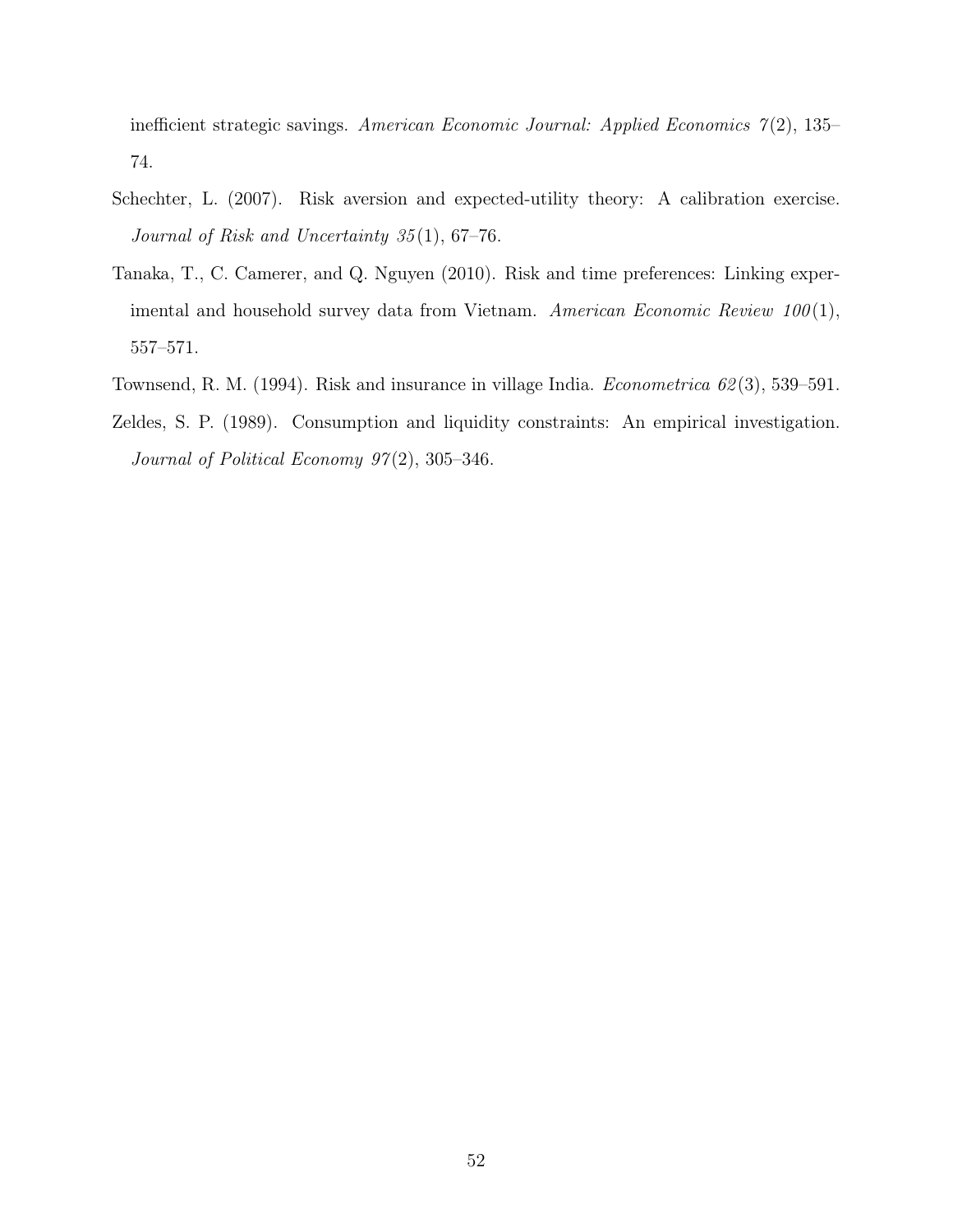inefficient strategic savings. *American Economic Journal: Applied Economics 7*(2), 135–74.

Schechter, L. (2007). Risk aversion and expected-utility theory: A calibration exercise. *Journal of Risk and Uncertainty 35*(1), 67–76.

Tanaka, T., C. Camerer, and Q. Nguyen (2010). Risk and time preferences: Linking experimental and household survey data from Vietnam. *American Economic Review 100*(1), 557–571.

Townsend, R. M. (1994). Risk and insurance in village India. *Econometrica 62*(3), 539–591.

Zeldes, S. P. (1989). Consumption and liquidity constraints: An empirical investigation. *Journal of Political Economy 97*(2), 305–346.